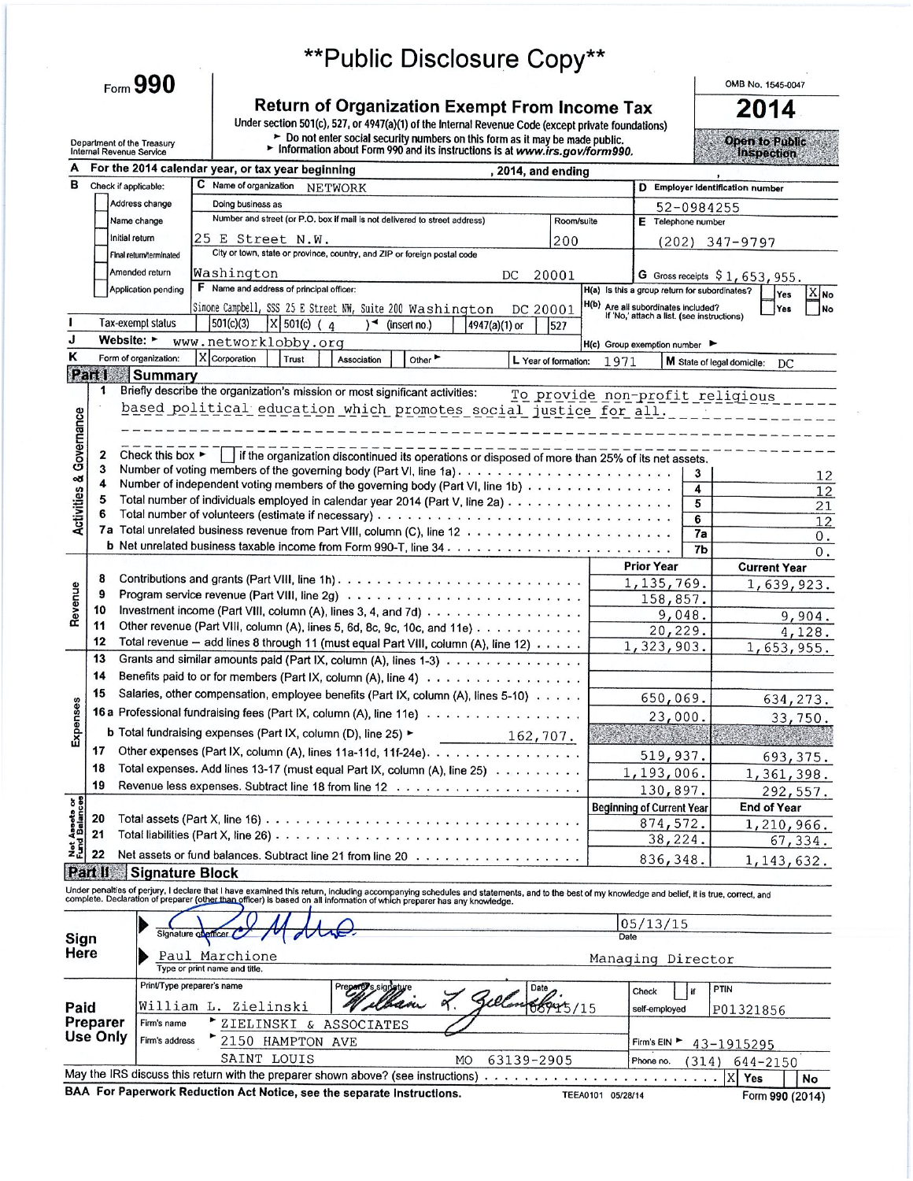**Public Disclosure Copy**

Form **990**

# Return of Organization Exempt From Income Tax

Under section 501(c), 527, or 4947(a)(1) of the Internal Revenue Code (except private foundations)

► Do not enter social security numbers on this form as it may be made public.

► Information about Form 990 and its instructions is at *www.irs.gov/form990.*

Department of the Treasury
Internal Revenue Service

OMB No. 1545-0047

**2014**

**Open to Public Inspection**

**A** For the 2014 calendar year, or tax year beginning , 2014, and ending ,

**B** Check if applicable:
- Address change
- Name change
- Initial return
- Final return/terminated
- Amended return
- Application pending

**C** Name of organization: NETWORK

Doing business as

Number and street (or P.O. box if mail is not delivered to street address): 25 E Street N.W. Room/suite: 200

City or town, state or province, country, and ZIP or foreign postal code: Washington DC 20001

**D** Employer identification number: 52-0984255

**E** Telephone number: (202) 347-9797

**G** Gross receipts $ 1,653,955.

**F** Name and address of principal officer: Simone Campbell, SSS 25 E Street NW, Suite 200 Washington DC 20001

**H(a)** Is this a group return for subordinates? Yes [ ] No [X]

**H(b)** Are all subordinates included? Yes [ ] No [ ]
If 'No,' attach a list. (see instructions)

**I** Tax-exempt status: [ ] 501(c)(3) [X] 501(c) ( 4 ) ◄ (insert no.) [ ] 4947(a)(1) or [ ] 527

**J** Website: ► www.networklobby.org

**H(c)** Group exemption number ►

**K** Form of organization: [X] Corporation [ ] Trust [ ] Association [ ] Other ►

**L** Year of formation: 1971 **M** State of legal domicile: DC

## Part I Summary

### Activities & Governance

1 Briefly describe the organization's mission or most significant activities: To provide non-profit religious based political education which promotes social justice for all.

2 Check this box ► [ ] if the organization discontinued its operations or disposed of more than 25% of its net assets.

| | | | |
|---|---|---|---|
| 3 | Number of voting members of the governing body (Part VI, line 1a) | 3 | 12 |
| 4 | Number of independent voting members of the governing body (Part VI, line 1b) | 4 | 12 |
| 5 | Total number of individuals employed in calendar year 2014 (Part V, line 2a) | 5 | 21 |
| 6 | Total number of volunteers (estimate if necessary) | 6 | 12 |
| 7a | Total unrelated business revenue from Part VIII, column (C), line 12 | 7a | 0. |
| b | Net unrelated business taxable income from Form 990-T, line 34 | 7b | 0. |

### Revenue / Expenses / Net Assets or Fund Balances

| | | Prior Year | Current Year |
|---|---|---|---|
| 8 | Contributions and grants (Part VIII, line 1h) | 1,135,769. | 1,639,923. |
| 9 | Program service revenue (Part VIII, line 2g) | 158,857. | |
| 10 | Investment income (Part VIII, column (A), lines 3, 4, and 7d) | 9,048. | 9,904. |
| 11 | Other revenue (Part VIII, column (A), lines 5, 6d, 8c, 9c, 10c, and 11e) | 20,229. | 4,128. |
| 12 | Total revenue — add lines 8 through 11 (must equal Part VIII, column (A), line 12) | 1,323,903. | 1,653,955. |
| 13 | Grants and similar amounts paid (Part IX, column (A), lines 1-3) | | |
| 14 | Benefits paid to or for members (Part IX, column (A), line 4) | | |
| 15 | Salaries, other compensation, employee benefits (Part IX, column (A), lines 5-10) | 650,069. | 634,273. |
| 16a | Professional fundraising fees (Part IX, column (A), line 11e) | 23,000. | 33,750. |
| b | Total fundraising expenses (Part IX, column (D), line 25) ► 162,707. | | |
| 17 | Other expenses (Part IX, column (A), lines 11a-11d, 11f-24e) | 519,937. | 693,375. |
| 18 | Total expenses. Add lines 13-17 (must equal Part IX, column (A), line 25) | 1,193,006. | 1,361,398. |
| 19 | Revenue less expenses. Subtract line 18 from line 12 | 130,897. | 292,557. |
| | | **Beginning of Current Year** | **End of Year** |
| 20 | Total assets (Part X, line 16) | 874,572. | 1,210,966. |
| 21 | Total liabilities (Part X, line 26) | 38,224. | 67,334. |
| 22 | Net assets or fund balances. Subtract line 21 from line 20 | 836,348. | 1,143,632. |

## Part II Signature Block

Under penalties of perjury, I declare that I have examined this return, including accompanying schedules and statements, and to the best of my knowledge and belief, it is true, correct, and complete. Declaration of preparer (other than officer) is based on all information of which preparer has any knowledge.

**Sign Here**

Signature of officer: [signature] Date: 05/13/15

Paul Marchione, Managing Director
Type or print name and title.

**Paid Preparer Use Only**

| Print/Type preparer's name | Preparer's signature | Date | Check [ ] if self-employed | PTIN |
|---|---|---|---|---|
| William L. Zielinski | [signature] | 05/15/15 | | P01321856 |

Firm's name ► ZIELINSKI & ASSOCIATES — Firm's EIN ► 43-1915295

Firm's address ► 2150 HAMPTON AVE, SAINT LOUIS MO 63139-2905 — Phone no. (314) 644-2150

May the IRS discuss this return with the preparer shown above? (see instructions) [X] Yes [ ] No

BAA For Paperwork Reduction Act Notice, see the separate Instructions. TEEA0101 05/28/14 Form **990** (2014)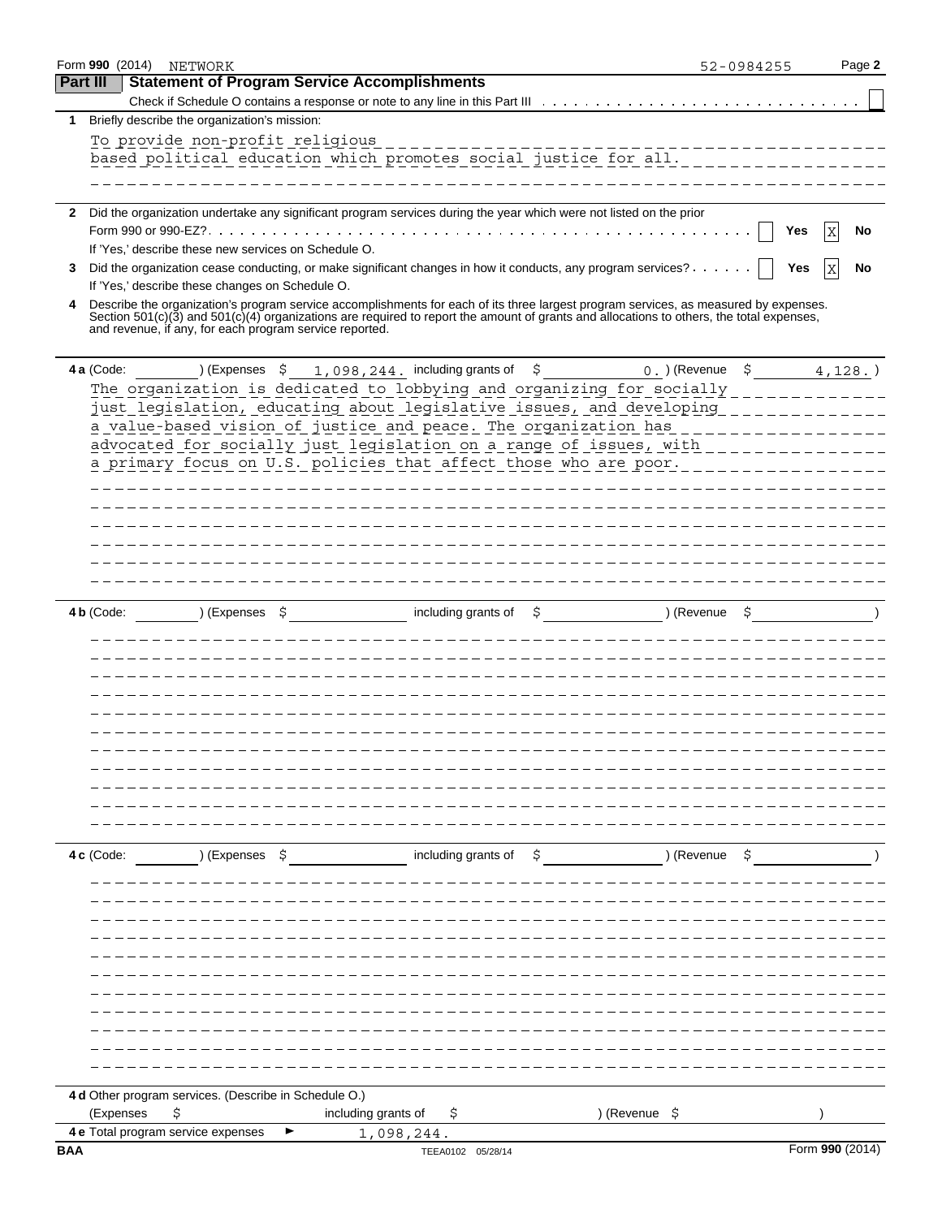Form **990** (2014) NETWORK 52-0984255

## Part III Statement of Program Service Accomplishments

Check if Schedule O contains a response or note to any line in this Part III . . . . . . . . . . . . . . . . . . . . . . . . . . . . . ☐

**1** Briefly describe the organization's mission:

To provide non-profit religious based political education which promotes social justice for all.

**2** Did the organization undertake any significant program services during the year which were not listed on the prior Form 990 or 990-EZ? . . . . . . . . . . . . . . . . . . . . . . . . . . . . . . . . . . . . . . . . . . . . . . . ☐ Yes ☒ No

If 'Yes,' describe these new services on Schedule O.

**3** Did the organization cease conducting, or make significant changes in how it conducts, any program services? . . . . . . ☐ Yes ☒ No

If 'Yes,' describe these changes on Schedule O.

**4** Describe the organization's program service accomplishments for each of its three largest program services, as measured by expenses. Section 501(c)(3) and 501(c)(4) organizations are required to report the amount of grants and allocations to others, the total expenses, and revenue, if any, for each program service reported.

**4 a** (Code: ) (Expenses $ 1,098,244. including grants of $ 0. ) (Revenue $ 4,128. )

The organization is dedicated to lobbying and organizing for socially just legislation, educating about legislative issues, and developing a value-based vision of justice and peace. The organization has advocated for socially just legislation on a range of issues, with a primary focus on U.S. policies that affect those who are poor.

**4 b** (Code: ) (Expenses $ including grants of $ ) (Revenue $ )

**4 c** (Code: ) (Expenses $ including grants of $ ) (Revenue $ )

**4 d** Other program services. (Describe in Schedule O.)

(Expenses $ including grants of $ ) (Revenue $ )

**4 e** Total program service expenses ► 1,098,244.

BAA TEEA0102 05/28/14 Form **990** (2014)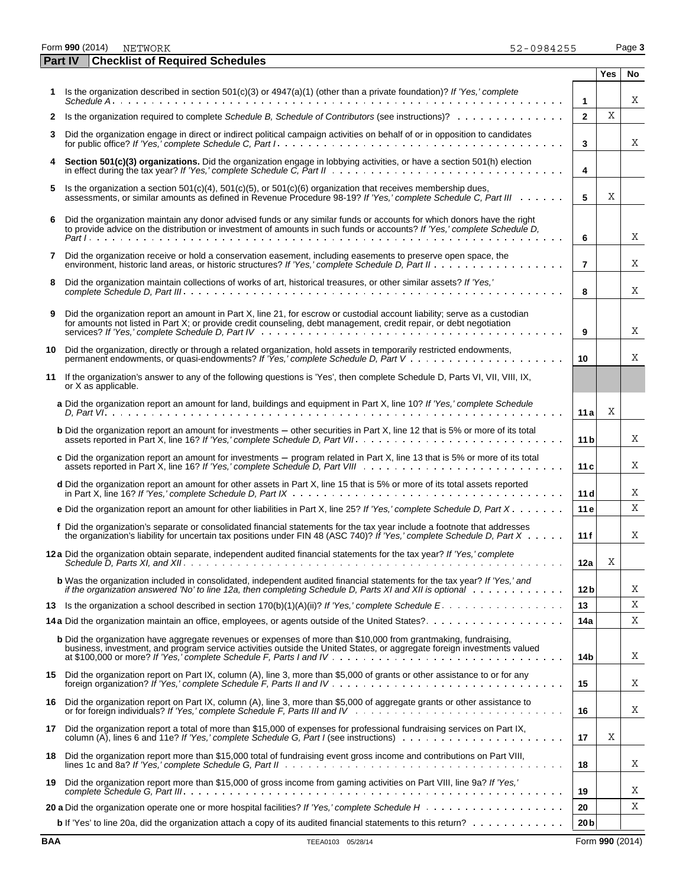Form **990** (2014) NETWORK 52-0984255 Page **3**

## Part IV Checklist of Required Schedules

| | | | Yes | No |
|---|---|---|---|---|
| **1** | Is the organization described in section 501(c)(3) or 4947(a)(1) (other than a private foundation)? *If 'Yes,' complete Schedule A* | **1** | | X |
| **2** | Is the organization required to complete *Schedule B, Schedule of Contributors* (see instructions)? | **2** | X | |
| **3** | Did the organization engage in direct or indirect political campaign activities on behalf of or in opposition to candidates for public office? *If 'Yes,' complete Schedule C, Part I* | **3** | | X |
| **4** | **Section 501(c)(3) organizations.** Did the organization engage in lobbying activities, or have a section 501(h) election in effect during the tax year? *If 'Yes,' complete Schedule C, Part II* | **4** | | |
| **5** | Is the organization a section 501(c)(4), 501(c)(5), or 501(c)(6) organization that receives membership dues, assessments, or similar amounts as defined in Revenue Procedure 98-19? *If 'Yes,' complete Schedule C, Part III* | **5** | X | |
| **6** | Did the organization maintain any donor advised funds or any similar funds or accounts for which donors have the right to provide advice on the distribution or investment of amounts in such funds or accounts? *If 'Yes,' complete Schedule D, Part I* | **6** | | X |
| **7** | Did the organization receive or hold a conservation easement, including easements to preserve open space, the environment, historic land areas, or historic structures? *If 'Yes,' complete Schedule D, Part II* | **7** | | X |
| **8** | Did the organization maintain collections of works of art, historical treasures, or other similar assets? *If 'Yes,' complete Schedule D, Part III* | **8** | | X |
| **9** | Did the organization report an amount in Part X, line 21, for escrow or custodial account liability; serve as a custodian for amounts not listed in Part X; or provide credit counseling, debt management, credit repair, or debt negotiation services? *If 'Yes,' complete Schedule D, Part IV* | **9** | | X |
| **10** | Did the organization, directly or through a related organization, hold assets in temporarily restricted endowments, permanent endowments, or quasi-endowments? *If 'Yes,' complete Schedule D, Part V* | **10** | | X |
| **11** | If the organization's answer to any of the following questions is 'Yes', then complete Schedule D, Parts VI, VII, VIII, IX, or X as applicable. | | | |
| | **a** Did the organization report an amount for land, buildings and equipment in Part X, line 10? *If 'Yes,' complete Schedule D, Part VI* | **11a** | X | |
| | **b** Did the organization report an amount for investments – other securities in Part X, line 12 that is 5% or more of its total assets reported in Part X, line 16? *If 'Yes,' complete Schedule D, Part VII* | **11b** | | X |
| | **c** Did the organization report an amount for investments – program related in Part X, line 13 that is 5% or more of its total assets reported in Part X, line 16? *If 'Yes,' complete Schedule D, Part VIII* | **11c** | | X |
| | **d** Did the organization report an amount for other assets in Part X, line 15 that is 5% or more of its total assets reported in Part X, line 16? *If 'Yes,' complete Schedule D, Part IX* | **11d** | | X |
| | **e** Did the organization report an amount for other liabilities in Part X, line 25? *If 'Yes,' complete Schedule D, Part X* | **11e** | | X |
| | **f** Did the organization's separate or consolidated financial statements for the tax year include a footnote that addresses the organization's liability for uncertain tax positions under FIN 48 (ASC 740)? *If 'Yes,' complete Schedule D, Part X* | **11f** | | X |
| **12a** | Did the organization obtain separate, independent audited financial statements for the tax year? *If 'Yes,' complete Schedule D, Parts XI, and XII* | **12a** | X | |
| | **b** Was the organization included in consolidated, independent audited financial statements for the tax year? *If 'Yes,' and if the organization answered 'No' to line 12a, then completing Schedule D, Parts XI and XII is optional* | **12b** | | X |
| **13** | Is the organization a school described in section 170(b)(1)(A)(ii)? *If 'Yes,' complete Schedule E* | **13** | | X |
| **14a** | Did the organization maintain an office, employees, or agents outside of the United States? | **14a** | | X |
| | **b** Did the organization have aggregate revenues or expenses of more than $10,000 from grantmaking, fundraising, business, investment, and program service activities outside the United States, or aggregate foreign investments valued at $100,000 or more? *If 'Yes,' complete Schedule F, Parts I and IV* | **14b** | | X |
| **15** | Did the organization report on Part IX, column (A), line 3, more than $5,000 of grants or other assistance to or for any foreign organization? *If 'Yes,' complete Schedule F, Parts II and IV* | **15** | | X |
| **16** | Did the organization report on Part IX, column (A), line 3, more than $5,000 of aggregate grants or other assistance to or for foreign individuals? *If 'Yes,' complete Schedule F, Parts III and IV* | **16** | | X |
| **17** | Did the organization report a total of more than $15,000 of expenses for professional fundraising services on Part IX, column (A), lines 6 and 11e? *If 'Yes,' complete Schedule G, Part I* (see instructions) | **17** | X | |
| **18** | Did the organization report more than $15,000 total of fundraising event gross income and contributions on Part VIII, lines 1c and 8a? *If 'Yes,' complete Schedule G, Part II* | **18** | | X |
| **19** | Did the organization report more than $15,000 of gross income from gaming activities on Part VIII, line 9a? *If 'Yes,' complete Schedule G, Part III* | **19** | | X |
| **20a** | Did the organization operate one or more hospital facilities? *If 'Yes,' complete Schedule H* | **20** | | X |
| | **b** If 'Yes' to line 20a, did the organization attach a copy of its audited financial statements to this return? | **20b** | | |

BAA TEEA0103 05/28/14 Form **990** (2014)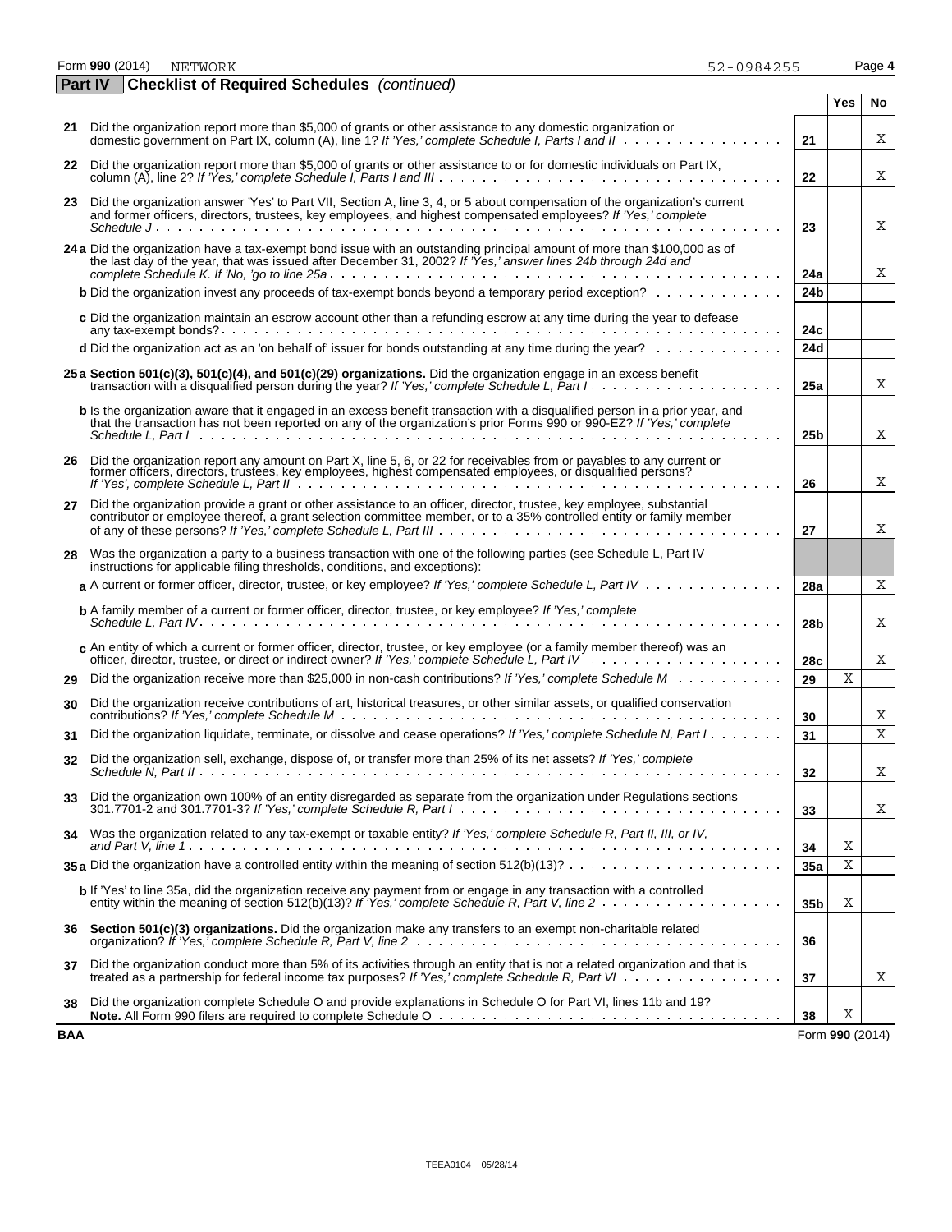Form **990** (2014) NETWORK 52-0984255 Page **4**

**Part IV** **Checklist of Required Schedules** *(continued)*

| | | | Yes | No |
|---|---|---|---|---|
| **21** | Did the organization report more than $5,000 of grants or other assistance to any domestic organization or domestic government on Part IX, column (A), line 1? *If 'Yes,' complete Schedule I, Parts I and II* | **21** | | X |
| **22** | Did the organization report more than $5,000 of grants or other assistance to or for domestic individuals on Part IX, column (A), line 2? *If 'Yes,' complete Schedule I, Parts I and III* | **22** | | X |
| **23** | Did the organization answer 'Yes' to Part VII, Section A, line 3, 4, or 5 about compensation of the organization's current and former officers, directors, trustees, key employees, and highest compensated employees? *If 'Yes,' complete Schedule J* | **23** | | X |
| **24a** | Did the organization have a tax-exempt bond issue with an outstanding principal amount of more than $100,000 as of the last day of the year, that was issued after December 31, 2002? *If 'Yes,' answer lines 24b through 24d and complete Schedule K. If 'No, 'go to line 25a* | **24a** | | X |
| **b** | Did the organization invest any proceeds of tax-exempt bonds beyond a temporary period exception? | **24b** | | |
| **c** | Did the organization maintain an escrow account other than a refunding escrow at any time during the year to defease any tax-exempt bonds? | **24c** | | |
| **d** | Did the organization act as an 'on behalf of' issuer for bonds outstanding at any time during the year? | **24d** | | |
| **25a** | **Section 501(c)(3), 501(c)(4), and 501(c)(29) organizations.** Did the organization engage in an excess benefit transaction with a disqualified person during the year? *If 'Yes,' complete Schedule L, Part I* | **25a** | | X |
| **b** | Is the organization aware that it engaged in an excess benefit transaction with a disqualified person in a prior year, and that the transaction has not been reported on any of the organization's prior Forms 990 or 990-EZ? *If 'Yes,' complete Schedule L, Part I* | **25b** | | X |
| **26** | Did the organization report any amount on Part X, line 5, 6, or 22 for receivables from or payables to any current or former officers, directors, trustees, key employees, highest compensated employees, or disqualified persons? *If 'Yes', complete Schedule L, Part II* | **26** | | X |
| **27** | Did the organization provide a grant or other assistance to an officer, director, trustee, key employee, substantial contributor or employee thereof, a grant selection committee member, or to a 35% controlled entity or family member of any of these persons? *If 'Yes,' complete Schedule L, Part III* | **27** | | X |
| **28** | Was the organization a party to a business transaction with one of the following parties (see Schedule L, Part IV instructions for applicable filing thresholds, conditions, and exceptions): | | | |
| **a** | A current or former officer, director, trustee, or key employee? *If 'Yes,' complete Schedule L, Part IV* | **28a** | | X |
| **b** | A family member of a current or former officer, director, trustee, or key employee? *If 'Yes,' complete Schedule L, Part IV* | **28b** | | X |
| **c** | An entity of which a current or former officer, director, trustee, or key employee (or a family member thereof) was an officer, director, trustee, or direct or indirect owner? *If 'Yes,' complete Schedule L, Part IV* | **28c** | | X |
| **29** | Did the organization receive more than $25,000 in non-cash contributions? *If 'Yes,' complete Schedule M* | **29** | X | |
| **30** | Did the organization receive contributions of art, historical treasures, or other similar assets, or qualified conservation contributions? *If 'Yes,' complete Schedule M* | **30** | | X |
| **31** | Did the organization liquidate, terminate, or dissolve and cease operations? *If 'Yes,' complete Schedule N, Part I* | **31** | | X |
| **32** | Did the organization sell, exchange, dispose of, or transfer more than 25% of its net assets? *If 'Yes,' complete Schedule N, Part II* | **32** | | X |
| **33** | Did the organization own 100% of an entity disregarded as separate from the organization under Regulations sections 301.7701-2 and 301.7701-3? *If 'Yes,' complete Schedule R, Part I* | **33** | | X |
| **34** | Was the organization related to any tax-exempt or taxable entity? *If 'Yes,' complete Schedule R, Part II, III, or IV, and Part V, line 1* | **34** | X | |
| **35a** | Did the organization have a controlled entity within the meaning of section 512(b)(13)? | **35a** | X | |
| **b** | If 'Yes' to line 35a, did the organization receive any payment from or engage in any transaction with a controlled entity within the meaning of section 512(b)(13)? *If 'Yes,' complete Schedule R, Part V, line 2* | **35b** | X | |
| **36** | **Section 501(c)(3) organizations.** Did the organization make any transfers to an exempt non-charitable related organization? *If 'Yes,' complete Schedule R, Part V, line 2* | **36** | | |
| **37** | Did the organization conduct more than 5% of its activities through an entity that is not a related organization and that is treated as a partnership for federal income tax purposes? *If 'Yes,' complete Schedule R, Part VI* | **37** | | X |
| **38** | Did the organization complete Schedule O and provide explanations in Schedule O for Part VI, lines 11b and 19? **Note.** All Form 990 filers are required to complete Schedule O | **38** | X | |

**BAA** Form **990** (2014)

TEEA0104 05/28/14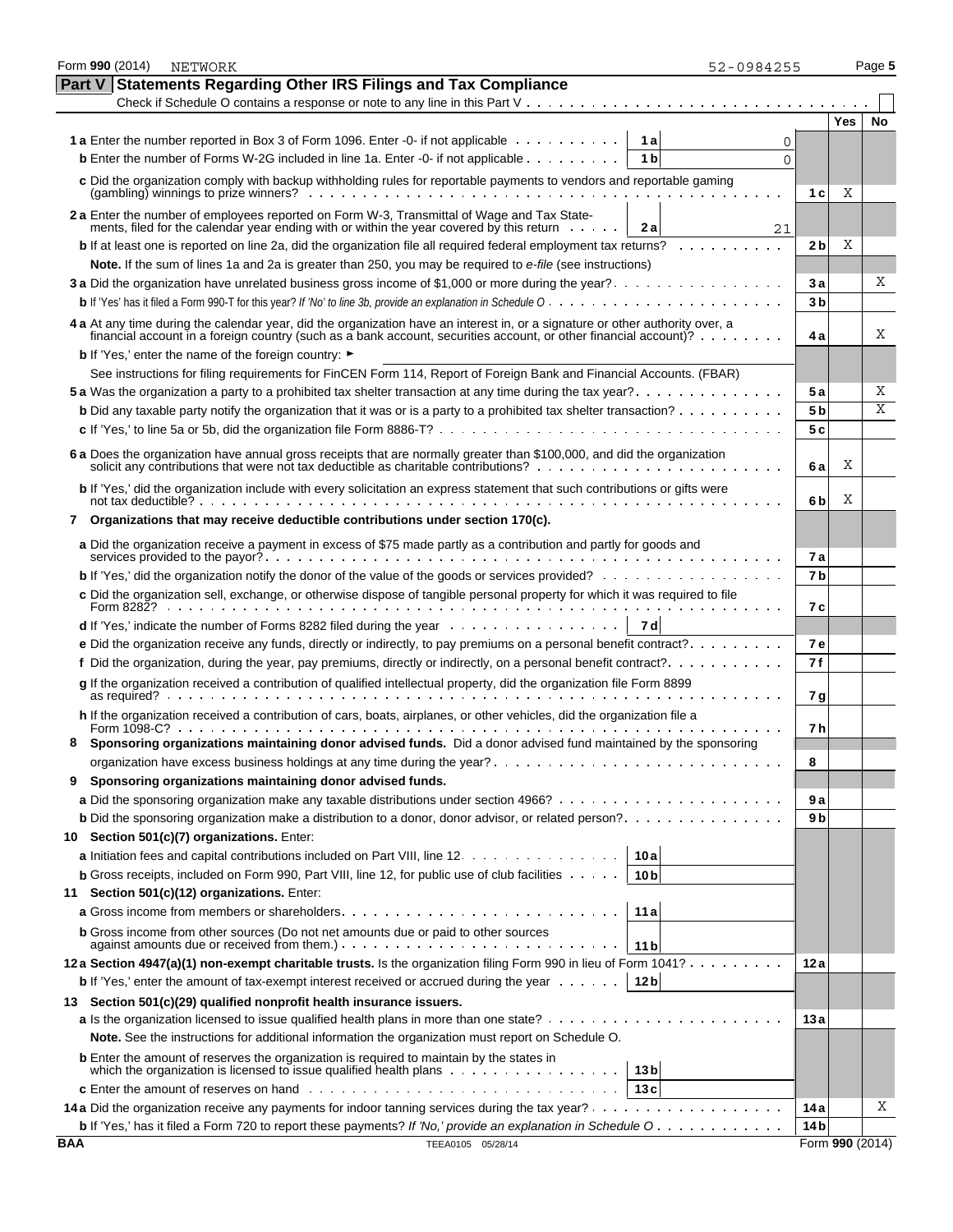Form 990 (2014) NETWORK 52-0984255 Page 5

## Part V Statements Regarding Other IRS Filings and Tax Compliance

Check if Schedule O contains a response or note to any line in this Part V . . . . . . . . . . . . . . . . . . . . . . . . . . . . . . . . . . . ☐

| | | | | Yes | No |
|---|---|---|---|---|---|
| **1 a** Enter the number reported in Box 3 of Form 1096. Enter -0- if not applicable | 1a | 0 | | | |
| **b** Enter the number of Forms W-2G included in line 1a. Enter -0- if not applicable | 1b | 0 | | | |
| **c** Did the organization comply with backup withholding rules for reportable payments to vendors and reportable gaming (gambling) winnings to prize winners? | | | 1c | X | |
| **2 a** Enter the number of employees reported on Form W-3, Transmittal of Wage and Tax Statements, filed for the calendar year ending with or within the year covered by this return | 2a | 21 | | | |
| **b** If at least one is reported on line 2a, did the organization file all required federal employment tax returns? | | | 2b | X | |
| **Note.** If the sum of lines 1a and 2a is greater than 250, you may be required to *e-file* (see instructions) | | | | | |
| **3 a** Did the organization have unrelated business gross income of $1,000 or more during the year? | | | 3a | | X |
| **b** If 'Yes' has it filed a Form 990-T for this year? *If 'No' to line 3b, provide an explanation in Schedule O* | | | 3b | | |
| **4 a** At any time during the calendar year, did the organization have an interest in, or a signature or other authority over, a financial account in a foreign country (such as a bank account, securities account, or other financial account)? | | | 4a | | X |
| **b** If 'Yes,' enter the name of the foreign country: ► | | | | | |
| See instructions for filing requirements for FinCEN Form 114, Report of Foreign Bank and Financial Accounts. (FBAR) | | | | | |
| **5 a** Was the organization a party to a prohibited tax shelter transaction at any time during the tax year? | | | 5a | | X |
| **b** Did any taxable party notify the organization that it was or is a party to a prohibited tax shelter transaction? | | | 5b | | X |
| **c** If 'Yes,' to line 5a or 5b, did the organization file Form 8886-T? | | | 5c | | |
| **6 a** Does the organization have annual gross receipts that are normally greater than $100,000, and did the organization solicit any contributions that were not tax deductible as charitable contributions? | | | 6a | X | |
| **b** If 'Yes,' did the organization include with every solicitation an express statement that such contributions or gifts were not tax deductible? | | | 6b | X | |
| **7 Organizations that may receive deductible contributions under section 170(c).** | | | | | |
| **a** Did the organization receive a payment in excess of $75 made partly as a contribution and partly for goods and services provided to the payor? | | | 7a | | |
| **b** If 'Yes,' did the organization notify the donor of the value of the goods or services provided? | | | 7b | | |
| **c** Did the organization sell, exchange, or otherwise dispose of tangible personal property for which it was required to file Form 8282? | | | 7c | | |
| **d** If 'Yes,' indicate the number of Forms 8282 filed during the year | 7d | | | | |
| **e** Did the organization receive any funds, directly or indirectly, to pay premiums on a personal benefit contract? | | | 7e | | |
| **f** Did the organization, during the year, pay premiums, directly or indirectly, on a personal benefit contract? | | | 7f | | |
| **g** If the organization received a contribution of qualified intellectual property, did the organization file Form 8899 as required? | | | 7g | | |
| **h** If the organization received a contribution of cars, boats, airplanes, or other vehicles, did the organization file a Form 1098-C? | | | 7h | | |
| **8 Sponsoring organizations maintaining donor advised funds.** Did a donor advised fund maintained by the sponsoring organization have excess business holdings at any time during the year? | | | 8 | | |
| **9 Sponsoring organizations maintaining donor advised funds.** | | | | | |
| **a** Did the sponsoring organization make any taxable distributions under section 4966? | | | 9a | | |
| **b** Did the sponsoring organization make a distribution to a donor, donor advisor, or related person? | | | 9b | | |
| **10 Section 501(c)(7) organizations.** Enter: | | | | | |
| **a** Initiation fees and capital contributions included on Part VIII, line 12 | 10a | | | | |
| **b** Gross receipts, included on Form 990, Part VIII, line 12, for public use of club facilities | 10b | | | | |
| **11 Section 501(c)(12) organizations.** Enter: | | | | | |
| **a** Gross income from members or shareholders | 11a | | | | |
| **b** Gross income from other sources (Do not net amounts due or paid to other sources against amounts due or received from them.) | 11b | | | | |
| **12 a Section 4947(a)(1) non-exempt charitable trusts.** Is the organization filing Form 990 in lieu of Form 1041? | | | 12a | | |
| **b** If 'Yes,' enter the amount of tax-exempt interest received or accrued during the year | 12b | | | | |
| **13 Section 501(c)(29) qualified nonprofit health insurance issuers.** | | | | | |
| **a** Is the organization licensed to issue qualified health plans in more than one state? | | | 13a | | |
| **Note.** See the instructions for additional information the organization must report on Schedule O. | | | | | |
| **b** Enter the amount of reserves the organization is required to maintain by the states in which the organization is licensed to issue qualified health plans | 13b | | | | |
| **c** Enter the amount of reserves on hand | 13c | | | | |
| **14 a** Did the organization receive any payments for indoor tanning services during the tax year? | | | 14a | | X |
| **b** If 'Yes,' has it filed a Form 720 to report these payments? *If 'No,' provide an explanation in Schedule O* | | | 14b | | |

BAA TEEA0105 05/28/14 Form **990** (2014)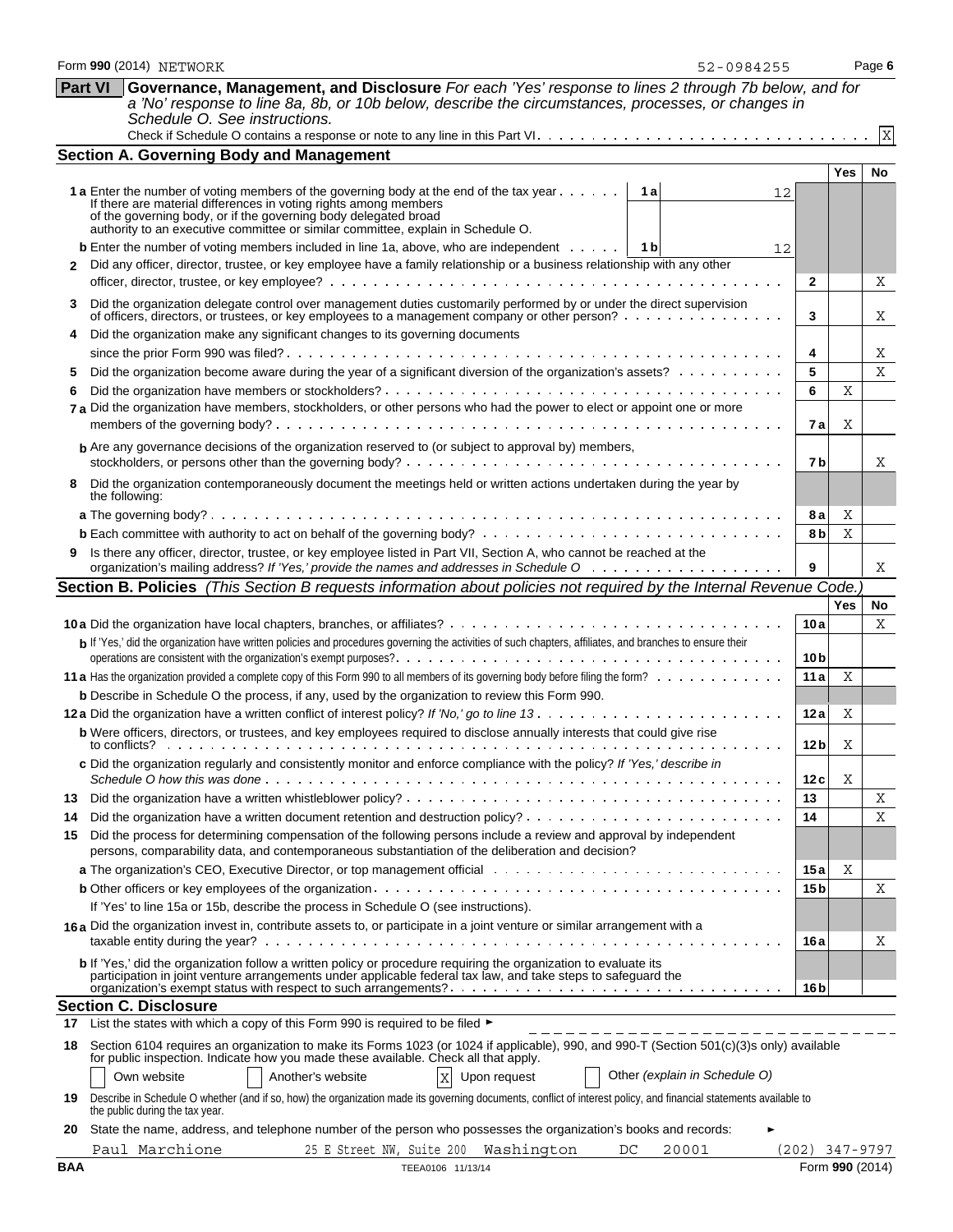Form **990** (2014) NETWORK 52-0984255 Page **6**

## Part VI Governance, Management, and Disclosure

*For each 'Yes' response to lines 2 through 7b below, and for a 'No' response to line 8a, 8b, or 10b below, describe the circumstances, processes, or changes in Schedule O. See instructions.*

Check if Schedule O contains a response or note to any line in this Part VI. . . . . X

### Section A. Governing Body and Management

| | | Yes | No |
|---|---|---|---|
| **1 a** Enter the number of voting members of the governing body at the end of the tax year . . . . . **1a** 12<br>If there are material differences in voting rights among members of the governing body, or if the governing body delegated broad authority to an executive committee or similar committee, explain in Schedule O. | | | |
| **b** Enter the number of voting members included in line 1a, above, who are independent . . . . . **1b** 12 | | | |
| **2** Did any officer, director, trustee, or key employee have a family relationship or a business relationship with any other officer, director, trustee, or key employee? | **2** | | X |
| **3** Did the organization delegate control over management duties customarily performed by or under the direct supervision of officers, directors, or trustees, or key employees to a management company or other person? | **3** | | X |
| **4** Did the organization make any significant changes to its governing documents since the prior Form 990 was filed? | **4** | | X |
| **5** Did the organization become aware during the year of a significant diversion of the organization's assets? | **5** | | X |
| **6** Did the organization have members or stockholders? | **6** | X | |
| **7 a** Did the organization have members, stockholders, or other persons who had the power to elect or appoint one or more members of the governing body? | **7a** | X | |
| **b** Are any governance decisions of the organization reserved to (or subject to approval by) members, stockholders, or persons other than the governing body? | **7b** | | X |
| **8** Did the organization contemporaneously document the meetings held or written actions undertaken during the year by the following: | | | |
| **a** The governing body? | **8a** | X | |
| **b** Each committee with authority to act on behalf of the governing body? | **8b** | X | |
| **9** Is there any officer, director, trustee, or key employee listed in Part VII, Section A, who cannot be reached at the organization's mailing address? *If 'Yes,' provide the names and addresses in Schedule O* | **9** | | X |

### Section B. Policies *(This Section B requests information about policies not required by the Internal Revenue Code.)*

| | | Yes | No |
|---|---|---|---|
| **10 a** Did the organization have local chapters, branches, or affiliates? | **10a** | | X |
| **b** If 'Yes,' did the organization have written policies and procedures governing the activities of such chapters, affiliates, and branches to ensure their operations are consistent with the organization's exempt purposes? | **10b** | | |
| **11 a** Has the organization provided a complete copy of this Form 990 to all members of its governing body before filing the form? | **11a** | X | |
| **b** Describe in Schedule O the process, if any, used by the organization to review this Form 990. | | | |
| **12 a** Did the organization have a written conflict of interest policy? *If 'No,' go to line 13* | **12a** | X | |
| **b** Were officers, directors, or trustees, and key employees required to disclose annually interests that could give rise to conflicts? | **12b** | X | |
| **c** Did the organization regularly and consistently monitor and enforce compliance with the policy? *If 'Yes,' describe in Schedule O how this was done* | **12c** | X | |
| **13** Did the organization have a written whistleblower policy? | **13** | | X |
| **14** Did the organization have a written document retention and destruction policy? | **14** | | X |
| **15** Did the process for determining compensation of the following persons include a review and approval by independent persons, comparability data, and contemporaneous substantiation of the deliberation and decision? | | | |
| **a** The organization's CEO, Executive Director, or top management official | **15a** | X | |
| **b** Other officers or key employees of the organization | **15b** | | X |
| If 'Yes' to line 15a or 15b, describe the process in Schedule O (see instructions). | | | |
| **16 a** Did the organization invest in, contribute assets to, or participate in a joint venture or similar arrangement with a taxable entity during the year? | **16a** | | X |
| **b** If 'Yes,' did the organization follow a written policy or procedure requiring the organization to evaluate its participation in joint venture arrangements under applicable federal tax law, and take steps to safeguard the organization's exempt status with respect to such arrangements? | **16b** | | |

### Section C. Disclosure

**17** List the states with which a copy of this Form 990 is required to be filed ►

**18** Section 6104 requires an organization to make its Forms 1023 (or 1024 if applicable), 990, and 990-T (Section 501(c)(3)s only) available for public inspection. Indicate how you made these available. Check all that apply.

☐ Own website ☐ Another's website ☒ Upon request ☐ Other *(explain in Schedule O)*

**19** Describe in Schedule O whether (and if so, how) the organization made its governing documents, conflict of interest policy, and financial statements available to the public during the tax year.

**20** State the name, address, and telephone number of the person who possesses the organization's books and records: ►

Paul Marchione 25 E Street NW, Suite 200 Washington DC 20001 (202) 347-9797

BAA TEEA0106 11/13/14 Form **990** (2014)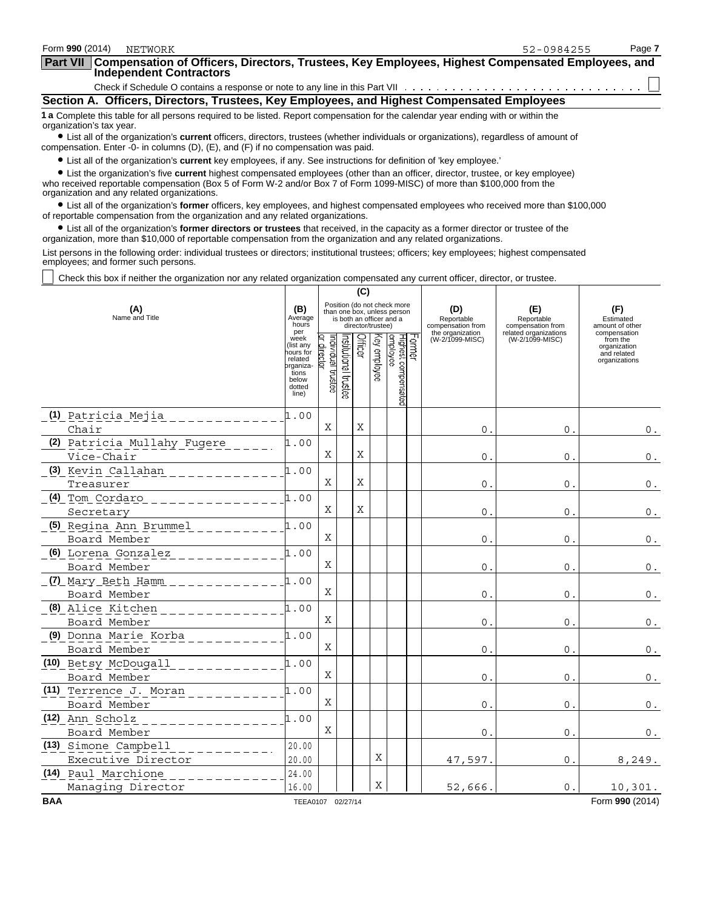Form **990** (2014) NETWORK 52-0984255

## Part VII Compensation of Officers, Directors, Trustees, Key Employees, Highest Compensated Employees, and Independent Contractors

Check if Schedule O contains a response or note to any line in this Part VII . . . . . . . . . . . . . . . . . . . . . . . . . . . . ☐

### Section A. Officers, Directors, Trustees, Key Employees, and Highest Compensated Employees

**1 a** Complete this table for all persons required to be listed. Report compensation for the calendar year ending with or within the organization's tax year.

- List all of the organization's **current** officers, directors, trustees (whether individuals or organizations), regardless of amount of compensation. Enter -0- in columns (D), (E), and (F) if no compensation was paid.
- List all of the organization's **current** key employees, if any. See instructions for definition of 'key employee.'
- List the organization's five **current** highest compensated employees (other than an officer, director, trustee, or key employee) who received reportable compensation (Box 5 of Form W-2 and/or Box 7 of Form 1099-MISC) of more than $100,000 from the organization and any related organizations.
- List all of the organization's **former** officers, key employees, and highest compensated employees who received more than $100,000 of reportable compensation from the organization and any related organizations.
- List all of the organization's **former directors or trustees** that received, in the capacity as a former director or trustee of the organization, more than $10,000 of reportable compensation from the organization and any related organizations.

List persons in the following order: individual trustees or directors; institutional trustees; officers; key employees; highest compensated employees; and former such persons.

☐ Check this box if neither the organization nor any related organization compensated any current officer, director, or trustee.

| (A) Name and Title | (B) Average hours per week (list any hours for related organizations below dotted line) | (C) Position (do not check more than one box, unless person is both an officer and a director/trustee) | | | | | | (D) Reportable compensation from the organization (W-2/1099-MISC) | (E) Reportable compensation from related organizations (W-2/1099-MISC) | (F) Estimated amount of other compensation from the organization and related organizations |
|---|---|---|---|---|---|---|---|---|---|---|
| | | Individual trustee or director | Institutional trustee | Officer | Key employee | Highest compensated employee | Former | | | |
| (1) Patricia Mejia<br>Chair | 1.00 | X | | X | | | | 0. | 0. | 0. |
| (2) Patricia Mullahy Fugere<br>Vice-Chair | 1.00 | X | | X | | | | 0. | 0. | 0. |
| (3) Kevin Callahan<br>Treasurer | 1.00 | X | | X | | | | 0. | 0. | 0. |
| (4) Tom Cordaro<br>Secretary | 1.00 | X | | X | | | | 0. | 0. | 0. |
| (5) Regina Ann Brummel<br>Board Member | 1.00 | X | | | | | | 0. | 0. | 0. |
| (6) Lorena Gonzalez<br>Board Member | 1.00 | X | | | | | | 0. | 0. | 0. |
| (7) Mary Beth Hamm<br>Board Member | 1.00 | X | | | | | | 0. | 0. | 0. |
| (8) Alice Kitchen<br>Board Member | 1.00 | X | | | | | | 0. | 0. | 0. |
| (9) Donna Marie Korba<br>Board Member | 1.00 | X | | | | | | 0. | 0. | 0. |
| (10) Betsy McDougall<br>Board Member | 1.00 | X | | | | | | 0. | 0. | 0. |
| (11) Terrence J. Moran<br>Board Member | 1.00 | X | | | | | | 0. | 0. | 0. |
| (12) Ann Scholz<br>Board Member | 1.00 | X | | | | | | 0. | 0. | 0. |
| (13) Simone Campbell<br>Executive Director | 20.00<br>20.00 | | | | X | | | 47,597. | 0. | 8,249. |
| (14) Paul Marchione<br>Managing Director | 24.00<br>16.00 | | | | X | | | 52,666. | 0. | 10,301. |

BAA TEEA0107 02/27/14 Form **990** (2014)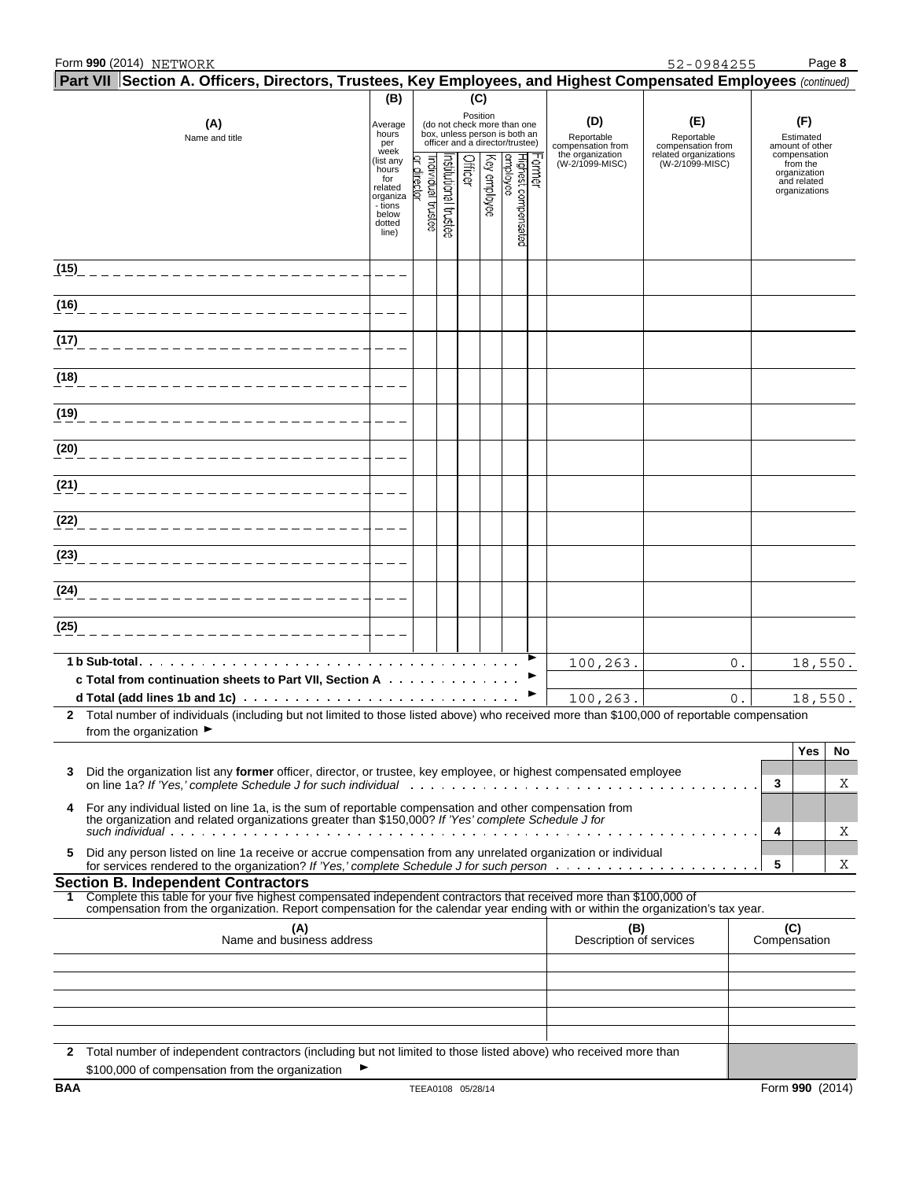Form **990** (2014) NETWORK 52-0984255 Page **8**

## Part VII Section A. Officers, Directors, Trustees, Key Employees, and Highest Compensated Employees *(continued)*

| (A) Name and title | (B) Average hours per week (list any hours for related organizations below dotted line) | (C) Position (do not check more than one box, unless person is both an officer and a director/trustee) Individual trustee or director | Institutional trustee | Officer | Key employee | Highest compensated employee | Former | (D) Reportable compensation from the organization (W-2/1099-MISC) | (E) Reportable compensation from related organizations (W-2/1099-MISC) | (F) Estimated amount of other compensation from the organization and related organizations |
|---|---|---|---|---|---|---|---|---|---|---|
| (15) | | | | | | | | | | |
| (16) | | | | | | | | | | |
| (17) | | | | | | | | | | |
| (18) | | | | | | | | | | |
| (19) | | | | | | | | | | |
| (20) | | | | | | | | | | |
| (21) | | | | | | | | | | |
| (22) | | | | | | | | | | |
| (23) | | | | | | | | | | |
| (24) | | | | | | | | | | |
| (25) | | | | | | | | | | |
| **1 b Sub-total** | | | | | | | | 100,263. | 0. | 18,550. |
| **c Total from continuation sheets to Part VII, Section A** | | | | | | | | | | |
| **d Total (add lines 1b and 1c)** | | | | | | | | 100,263. | 0. | 18,550. |

**2** Total number of individuals (including but not limited to those listed above) who received more than $100,000 of reportable compensation from the organization ►

| | | Yes | No |
|---|---|---|---|
| **3** Did the organization list any **former** officer, director, or trustee, key employee, or highest compensated employee on line 1a? *If 'Yes,' complete Schedule J for such individual* | 3 | | X |
| **4** For any individual listed on line 1a, is the sum of reportable compensation and other compensation from the organization and related organizations greater than $150,000? *If 'Yes' complete Schedule J for such individual* | 4 | | X |
| **5** Did any person listed on line 1a receive or accrue compensation from any unrelated organization or individual for services rendered to the organization? *If 'Yes,' complete Schedule J for such person* | 5 | | X |

### Section B. Independent Contractors

**1** Complete this table for your five highest compensated independent contractors that received more than $100,000 of compensation from the organization. Report compensation for the calendar year ending with or within the organization's tax year.

| (A) Name and business address | (B) Description of services | (C) Compensation |
|---|---|---|
| | | |
| | | |
| | | |
| | | |
| | | |

**2** Total number of independent contractors (including but not limited to those listed above) who received more than $100,000 of compensation from the organization ►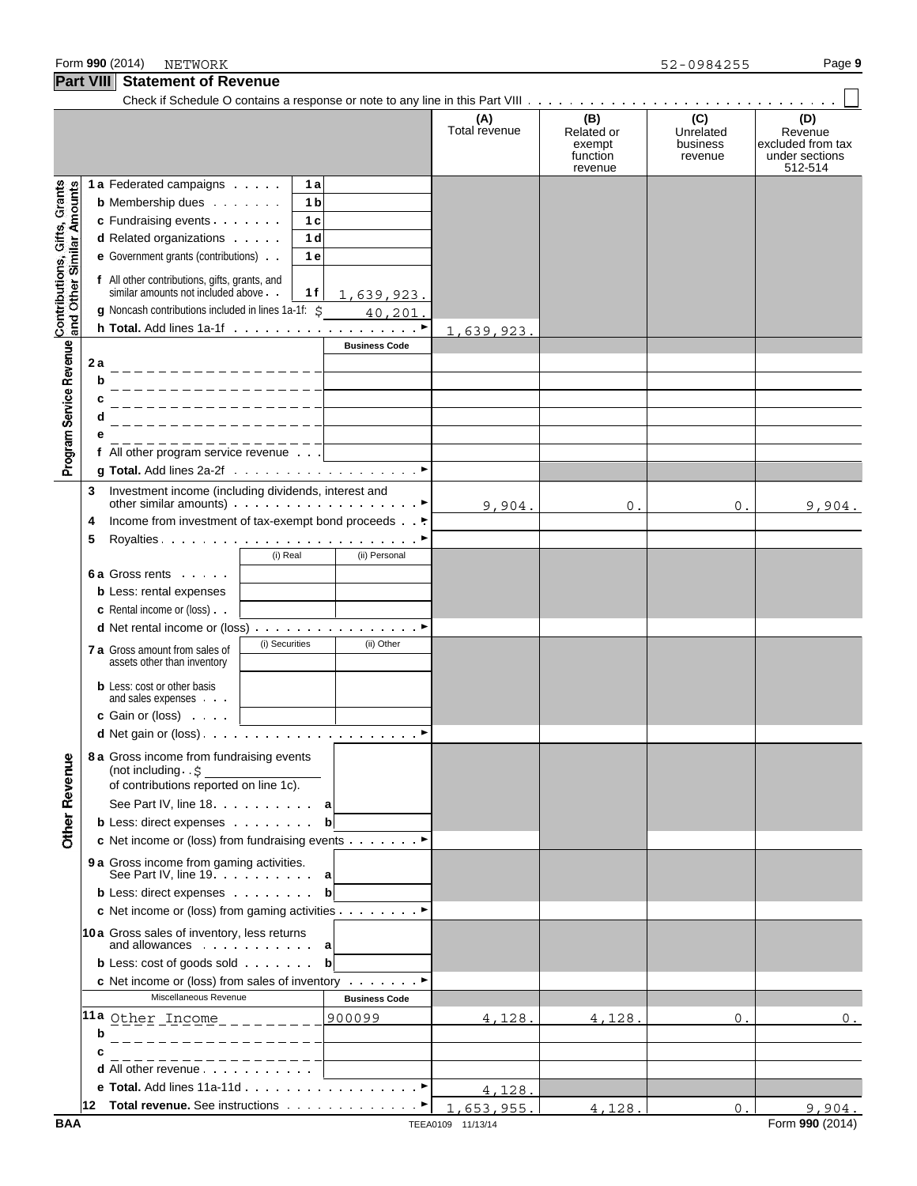Form **990** (2014) NETWORK 52-0984255

## Part VIII Statement of Revenue

Check if Schedule O contains a response or note to any line in this Part VIII ☐

| | | | | (A) Total revenue | (B) Related or exempt function revenue | (C) Unrelated business revenue | (D) Revenue excluded from tax under sections 512-514 |
|---|---|---|---|---|---|---|---|
| **Contributions, Gifts, Grants and Other Similar Amounts** | **1a** Federated campaigns | 1a | | | | | |
| | **b** Membership dues | 1b | | | | | |
| | **c** Fundraising events | 1c | | | | | |
| | **d** Related organizations | 1d | | | | | |
| | **e** Government grants (contributions) | 1e | | | | | |
| | **f** All other contributions, gifts, grants, and similar amounts not included above | 1f | 1,639,923. | | | | |
| | **g** Noncash contributions included in lines 1a-1f: $ 40,201. | | | | | | |
| | **h Total.** Add lines 1a-1f | | ► | 1,639,923. | | | |
| **Program Service Revenue** | | | **Business Code** | | | | |
| | **2a** | | | | | | |
| | **b** | | | | | | |
| | **c** | | | | | | |
| | **d** | | | | | | |
| | **e** | | | | | | |
| | **f** All other program service revenue | | | | | | |
| | **g Total.** Add lines 2a-2f | | ► | | | | |
| | **3** Investment income (including dividends, interest and other similar amounts) | | ► | 9,904. | 0. | 0. | 9,904. |
| | **4** Income from investment of tax-exempt bond proceeds | | ► | | | | |
| | **5** Royalties | | ► | | | | |
| | | (i) Real | (ii) Personal | | | | |
| | **6a** Gross rents | | | | | | |
| | **b** Less: rental expenses | | | | | | |
| | **c** Rental income or (loss) | | | | | | |
| | **d** Net rental income or (loss) | | ► | | | | |
| | | (i) Securities | (ii) Other | | | | |
| | **7a** Gross amount from sales of assets other than inventory | | | | | | |
| | **b** Less: cost or other basis and sales expenses | | | | | | |
| | **c** Gain or (loss) | | | | | | |
| | **d** Net gain or (loss) | | ► | | | | |
| **Other Revenue** | **8a** Gross income from fundraising events (not including $ of contributions reported on line 1c). See Part IV, line 18 | a | | | | | |
| | **b** Less: direct expenses | b | | | | | |
| | **c** Net income or (loss) from fundraising events | | ► | | | | |
| | **9a** Gross income from gaming activities. See Part IV, line 19 | a | | | | | |
| | **b** Less: direct expenses | b | | | | | |
| | **c** Net income or (loss) from gaming activities | | ► | | | | |
| | **10a** Gross sales of inventory, less returns and allowances | a | | | | | |
| | **b** Less: cost of goods sold | b | | | | | |
| | **c** Net income or (loss) from sales of inventory | | ► | | | | |
| | Miscellaneous Revenue | | **Business Code** | | | | |
| | **11a** Other Income | | 900099 | 4,128. | 4,128. | 0. | 0. |
| | **b** | | | | | | |
| | **c** | | | | | | |
| | **d** All other revenue | | | | | | |
| | **e Total.** Add lines 11a-11d | | ► | 4,128. | | | |
| | **12 Total revenue.** See instructions | | ► | 1,653,955. | 4,128. | 0. | 9,904. |

BAA TEEA0109 11/13/14 Form **990** (2014)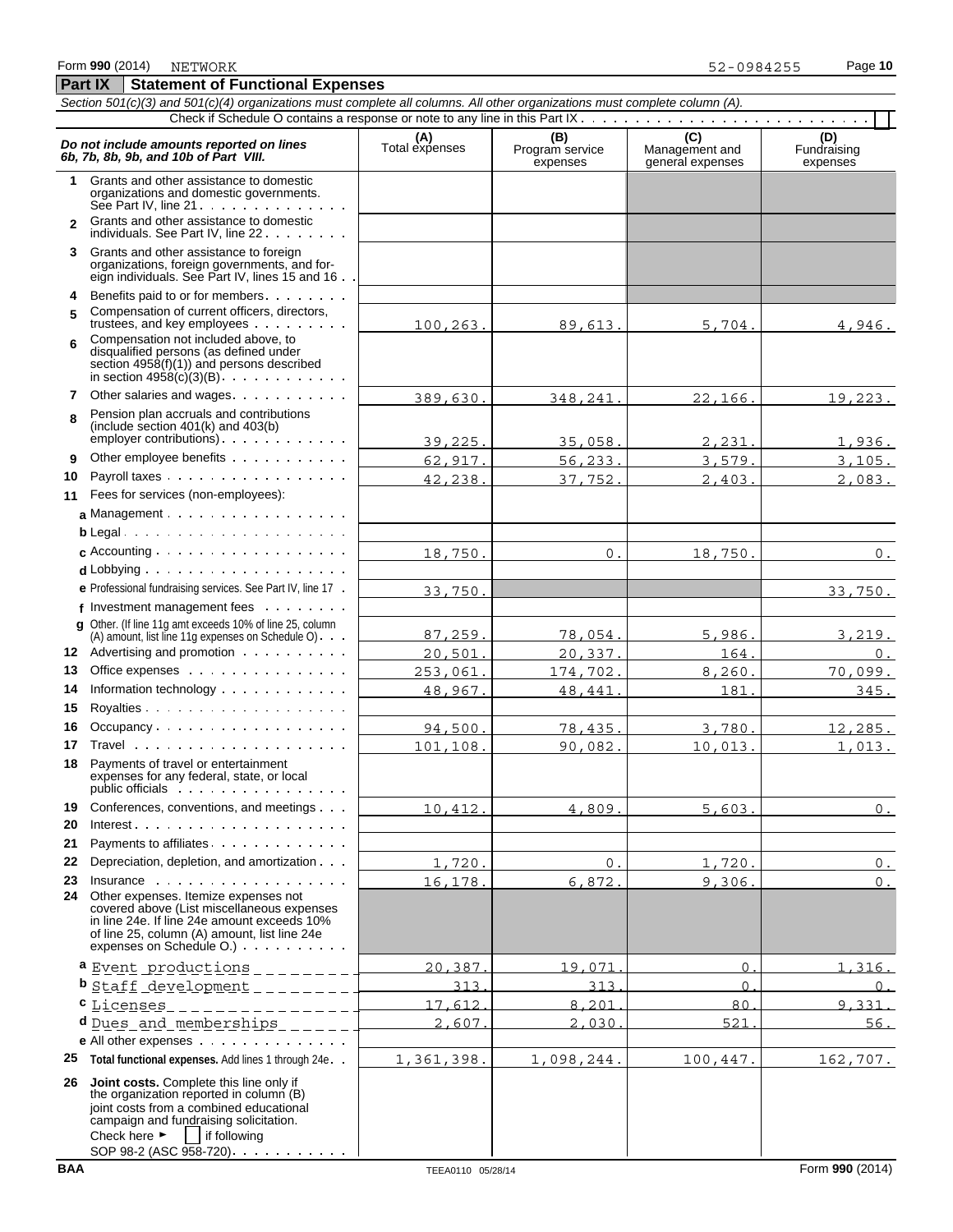Form **990** (2014) NETWORK 52-0984255

## Part IX Statement of Functional Expenses

*Section 501(c)(3) and 501(c)(4) organizations must complete all columns. All other organizations must complete column (A).*

Check if Schedule O contains a response or note to any line in this Part IX . . . . . . . . . . . . . . . . . . . . . . . . . . . ☐

| *Do not include amounts reported on lines 6b, 7b, 8b, 9b, and 10b of Part VIII.* | (A) Total expenses | (B) Program service expenses | (C) Management and general expenses | (D) Fundraising expenses |
|---|---|---|---|---|
| **1** Grants and other assistance to domestic organizations and domestic governments. See Part IV, line 21 | | | | |
| **2** Grants and other assistance to domestic individuals. See Part IV, line 22 | | | | |
| **3** Grants and other assistance to foreign organizations, foreign governments, and foreign individuals. See Part IV, lines 15 and 16 | | | | |
| **4** Benefits paid to or for members | | | | |
| **5** Compensation of current officers, directors, trustees, and key employees | 100,263. | 89,613. | 5,704. | 4,946. |
| **6** Compensation not included above, to disqualified persons (as defined under section 4958(f)(1)) and persons described in section 4958(c)(3)(B) | | | | |
| **7** Other salaries and wages | 389,630. | 348,241. | 22,166. | 19,223. |
| **8** Pension plan accruals and contributions (include section 401(k) and 403(b) employer contributions) | 39,225. | 35,058. | 2,231. | 1,936. |
| **9** Other employee benefits | 62,917. | 56,233. | 3,579. | 3,105. |
| **10** Payroll taxes | 42,238. | 37,752. | 2,403. | 2,083. |
| **11** Fees for services (non-employees): | | | | |
| **a** Management | | | | |
| **b** Legal | | | | |
| **c** Accounting | 18,750. | 0. | 18,750. | 0. |
| **d** Lobbying | | | | |
| **e** Professional fundraising services. See Part IV, line 17 | 33,750. | | | 33,750. |
| **f** Investment management fees | | | | |
| **g** Other. (If line 11g amt exceeds 10% of line 25, column (A) amount, list line 11g expenses on Schedule O) | 87,259. | 78,054. | 5,986. | 3,219. |
| **12** Advertising and promotion | 20,501. | 20,337. | 164. | 0. |
| **13** Office expenses | 253,061. | 174,702. | 8,260. | 70,099. |
| **14** Information technology | 48,967. | 48,441. | 181. | 345. |
| **15** Royalties | | | | |
| **16** Occupancy | 94,500. | 78,435. | 3,780. | 12,285. |
| **17** Travel | 101,108. | 90,082. | 10,013. | 1,013. |
| **18** Payments of travel or entertainment expenses for any federal, state, or local public officials | | | | |
| **19** Conferences, conventions, and meetings | 10,412. | 4,809. | 5,603. | 0. |
| **20** Interest | | | | |
| **21** Payments to affiliates | | | | |
| **22** Depreciation, depletion, and amortization | 1,720. | 0. | 1,720. | 0. |
| **23** Insurance | 16,178. | 6,872. | 9,306. | 0. |
| **24** Other expenses. Itemize expenses not covered above (List miscellaneous expenses in line 24e. If line 24e amount exceeds 10% of line 25, column (A) amount, list line 24e expenses on Schedule O.) | | | | |
| **a** Event productions | 20,387. | 19,071. | 0. | 1,316. |
| **b** Staff development | 313. | 313. | 0. | 0. |
| **c** Licenses | 17,612. | 8,201. | 80. | 9,331. |
| **d** Dues and memberships | 2,607. | 2,030. | 521. | 56. |
| **e** All other expenses | | | | |
| **25** **Total functional expenses.** Add lines 1 through 24e | 1,361,398. | 1,098,244. | 100,447. | 162,707. |
| **26** **Joint costs.** Complete this line only if the organization reported in column (B) joint costs from a combined educational campaign and fundraising solicitation. Check here ► ☐ if following SOP 98-2 (ASC 958-720) | | | | |

BAA TEEA0110 05/28/14 Form **990** (2014)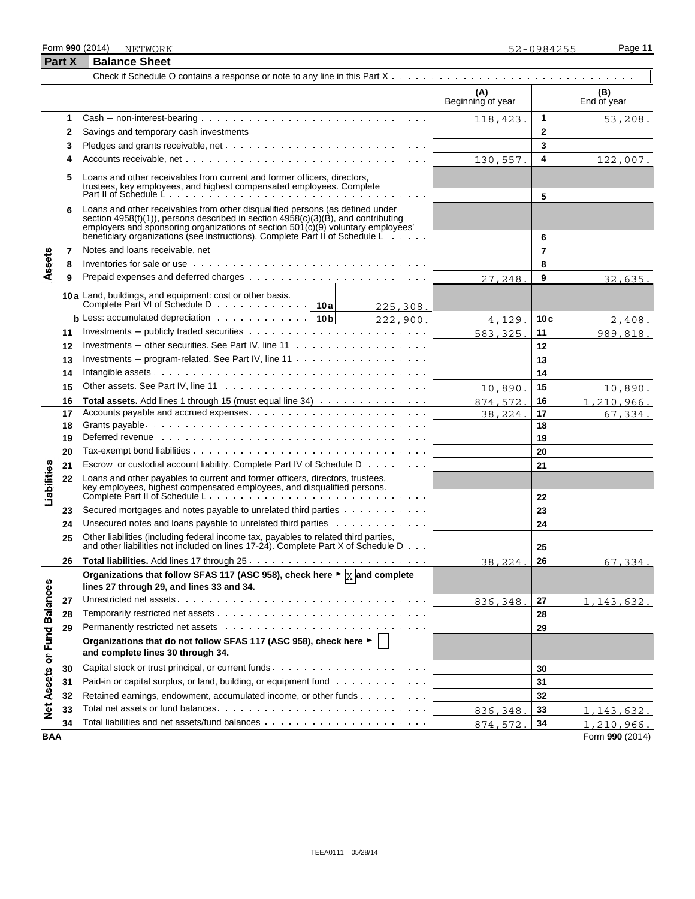Form **990** (2014) NETWORK 52-0984255

## Part X Balance Sheet

Check if Schedule O contains a response or note to any line in this Part X . . . . . . . . . . . . . . . . . . . . . . . . . . . . . . ☐

| Section | Line | Description | | (A) Beginning of year | | (B) End of year |
|---|---|---|---|---|---|---|
| Assets | 1 | Cash – non-interest-bearing | | 118,423. | 1 | 53,208. |
| | 2 | Savings and temporary cash investments | | | 2 | |
| | 3 | Pledges and grants receivable, net | | | 3 | |
| | 4 | Accounts receivable, net | | 130,557. | 4 | 122,007. |
| | 5 | Loans and other receivables from current and former officers, directors, trustees, key employees, and highest compensated employees. Complete Part II of Schedule L | | | 5 | |
| | 6 | Loans and other receivables from other disqualified persons (as defined under section 4958(f)(1)), persons described in section 4958(c)(3)(B), and contributing employers and sponsoring organizations of section 501(c)(9) voluntary employees' beneficiary organizations (see instructions). Complete Part II of Schedule L | | | 6 | |
| | 7 | Notes and loans receivable, net | | | 7 | |
| | 8 | Inventories for sale or use | | | 8 | |
| | 9 | Prepaid expenses and deferred charges | | 27,248. | 9 | 32,635. |
| | 10a | Land, buildings, and equipment: cost or other basis. Complete Part VI of Schedule D — 10a | 225,308. | | | |
| | b | Less: accumulated depreciation — 10b | 222,900. | 4,129. | 10c | 2,408. |
| | 11 | Investments – publicly traded securities | | 583,325. | 11 | 989,818. |
| | 12 | Investments – other securities. See Part IV, line 11 | | | 12 | |
| | 13 | Investments – program-related. See Part IV, line 11 | | | 13 | |
| | 14 | Intangible assets | | | 14 | |
| | 15 | Other assets. See Part IV, line 11 | | 10,890. | 15 | 10,890. |
| | 16 | **Total assets.** Add lines 1 through 15 (must equal line 34) | | 874,572. | 16 | 1,210,966. |
| Liabilities | 17 | Accounts payable and accrued expenses | | 38,224. | 17 | 67,334. |
| | 18 | Grants payable | | | 18 | |
| | 19 | Deferred revenue | | | 19 | |
| | 20 | Tax-exempt bond liabilities | | | 20 | |
| | 21 | Escrow or custodial account liability. Complete Part IV of Schedule D | | | 21 | |
| | 22 | Loans and other payables to current and former officers, directors, trustees, key employees, highest compensated employees, and disqualified persons. Complete Part II of Schedule L | | | 22 | |
| | 23 | Secured mortgages and notes payable to unrelated third parties | | | 23 | |
| | 24 | Unsecured notes and loans payable to unrelated third parties | | | 24 | |
| | 25 | Other liabilities (including federal income tax, payables to related third parties, and other liabilities not included on lines 17-24). Complete Part X of Schedule D | | | 25 | |
| | 26 | **Total liabilities.** Add lines 17 through 25 | | 38,224. | 26 | 67,334. |
| Net Assets or Fund Balances | | **Organizations that follow SFAS 117 (ASC 958), check here ► ☒ and complete lines 27 through 29, and lines 33 and 34.** | | | | |
| | 27 | Unrestricted net assets | | 836,348. | 27 | 1,143,632. |
| | 28 | Temporarily restricted net assets | | | 28 | |
| | 29 | Permanently restricted net assets | | | 29 | |
| | | **Organizations that do not follow SFAS 117 (ASC 958), check here ► ☐ and complete lines 30 through 34.** | | | | |
| | 30 | Capital stock or trust principal, or current funds | | | 30 | |
| | 31 | Paid-in or capital surplus, or land, building, or equipment fund | | | 31 | |
| | 32 | Retained earnings, endowment, accumulated income, or other funds | | | 32 | |
| | 33 | Total net assets or fund balances | | 836,348. | 33 | 1,143,632. |
| | 34 | Total liabilities and net assets/fund balances | | 874,572. | 34 | 1,210,966. |

BAA Form **990** (2014)

TEEA0111 05/28/14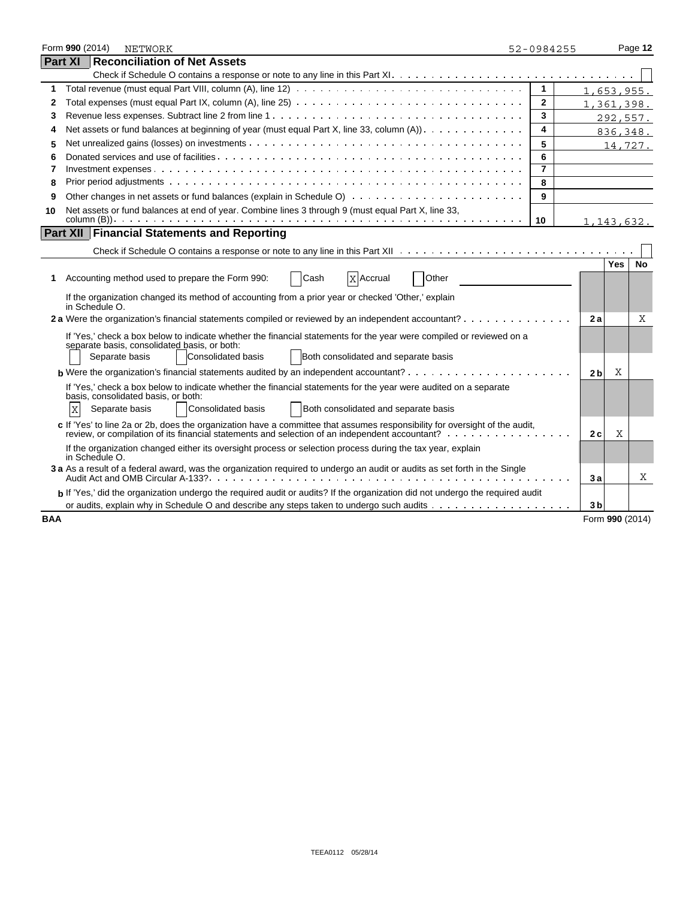Form **990** (2014) NETWORK 52-0984255

## Part XI Reconciliation of Net Assets

Check if Schedule O contains a response or note to any line in this Part XI. . . . . . . . . . . . . . . . . . . . . . . . . . . . . . . . ☐

| | | | |
|---|---|---|---|
| 1 | Total revenue (must equal Part VIII, column (A), line 12) | 1 | 1,653,955. |
| 2 | Total expenses (must equal Part IX, column (A), line 25) | 2 | 1,361,398. |
| 3 | Revenue less expenses. Subtract line 2 from line 1 | 3 | 292,557. |
| 4 | Net assets or fund balances at beginning of year (must equal Part X, line 33, column (A)) | 4 | 836,348. |
| 5 | Net unrealized gains (losses) on investments | 5 | 14,727. |
| 6 | Donated services and use of facilities | 6 | |
| 7 | Investment expenses | 7 | |
| 8 | Prior period adjustments | 8 | |
| 9 | Other changes in net assets or fund balances (explain in Schedule O) | 9 | |
| 10 | Net assets or fund balances at end of year. Combine lines 3 through 9 (must equal Part X, line 33, column (B)) | 10 | 1,143,632. |

## Part XII Financial Statements and Reporting

Check if Schedule O contains a response or note to any line in this Part XII . . . . . . . . . . . . . . . . . . . . . . . . . . . . . . ☐

| | | | Yes | No |
|---|---|---|---|---|
| 1 | Accounting method used to prepare the Form 990: ☐ Cash ☒ Accrual ☐ Other | | | |
| | If the organization changed its method of accounting from a prior year or checked 'Other,' explain in Schedule O. | | | |
| 2a | Were the organization's financial statements compiled or reviewed by an independent accountant? | 2a | | X |
| | If 'Yes,' check a box below to indicate whether the financial statements for the year were compiled or reviewed on a separate basis, consolidated basis, or both: ☐ Separate basis ☐ Consolidated basis ☐ Both consolidated and separate basis | | | |
| b | Were the organization's financial statements audited by an independent accountant? | 2b | X | |
| | If 'Yes,' check a box below to indicate whether the financial statements for the year were audited on a separate basis, consolidated basis, or both: ☒ Separate basis ☐ Consolidated basis ☐ Both consolidated and separate basis | | | |
| c | If 'Yes' to line 2a or 2b, does the organization have a committee that assumes responsibility for oversight of the audit, review, or compilation of its financial statements and selection of an independent accountant? | 2c | X | |
| | If the organization changed either its oversight process or selection process during the tax year, explain in Schedule O. | | | |
| 3a | As a result of a federal award, was the organization required to undergo an audit or audits as set forth in the Single Audit Act and OMB Circular A-133? | 3a | | X |
| b | If 'Yes,' did the organization undergo the required audit or audits? If the organization did not undergo the required audit or audits, explain why in Schedule O and describe any steps taken to undergo such audits | 3b | | |

BAA Form **990** (2014)

TEEA0112 05/28/14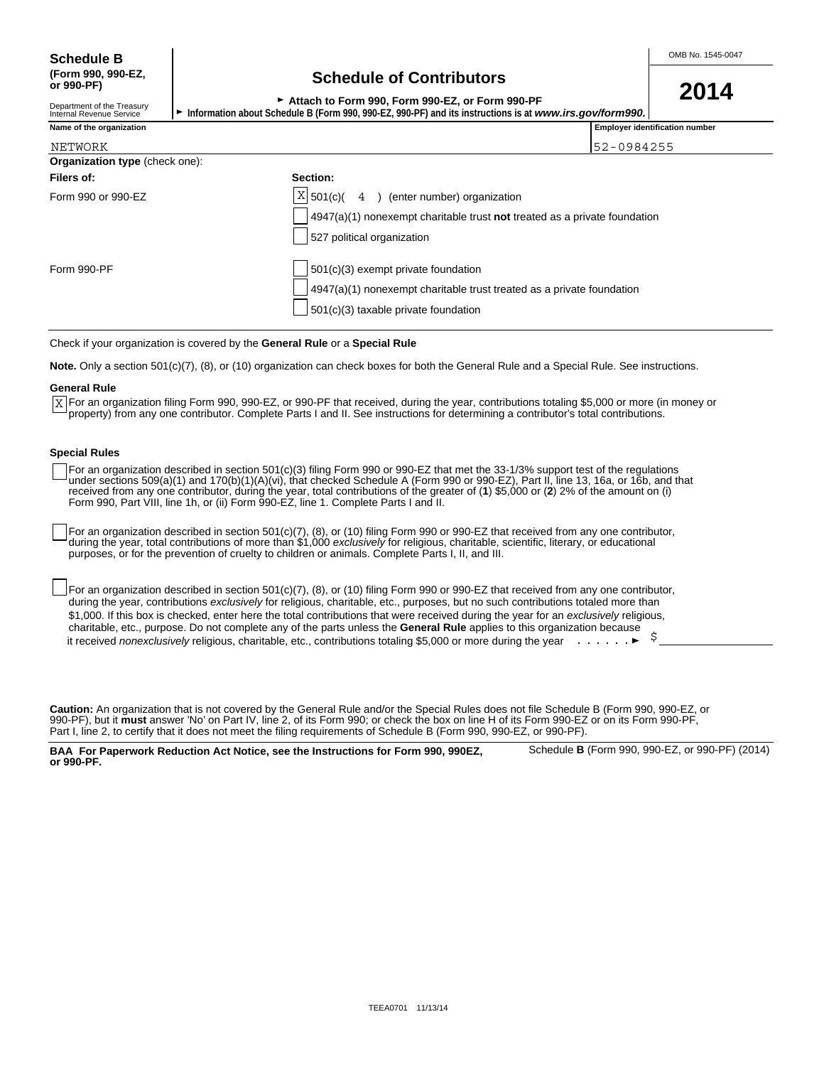**Schedule B**
**(Form 990, 990-EZ, or 990-PF)**

Department of the Treasury
Internal Revenue Service

# Schedule of Contributors

► **Attach to Form 990, Form 990-EZ, or Form 990-PF**
► **Information about Schedule B (Form 990, 990-EZ, 990-PF) and its instructions is at *www.irs.gov/form990.***

OMB No. 1545-0047

**2014**

| Name of the organization | Employer identification number |
|---|---|
| NETWORK | 52-0984255 |

**Organization type** (check one):

| **Filers of:** | **Section:** |
|---|---|
| Form 990 or 990-EZ | [X] 501(c)( 4 ) (enter number) organization |
| | [ ] 4947(a)(1) nonexempt charitable trust **not** treated as a private foundation |
| | [ ] 527 political organization |
| Form 990-PF | [ ] 501(c)(3) exempt private foundation |
| | [ ] 4947(a)(1) nonexempt charitable trust treated as a private foundation |
| | [ ] 501(c)(3) taxable private foundation |

Check if your organization is covered by the **General Rule** or a **Special Rule**

**Note.** Only a section 501(c)(7), (8), or (10) organization can check boxes for both the General Rule and a Special Rule. See instructions.

**General Rule**

[X] For an organization filing Form 990, 990-EZ, or 990-PF that received, during the year, contributions totaling $5,000 or more (in money or property) from any one contributor. Complete Parts I and II. See instructions for determining a contributor's total contributions.

**Special Rules**

[ ] For an organization described in section 501(c)(3) filing Form 990 or 990-EZ that met the 33-1/3% support test of the regulations under sections 509(a)(1) and 170(b)(1)(A)(vi), that checked Schedule A (Form 990 or 990-EZ), Part II, line 13, 16a, or 16b, and that received from any one contributor, during the year, total contributions of the greater of (**1**) $5,000 or (**2**) 2% of the amount on (i) Form 990, Part VIII, line 1h, or (ii) Form 990-EZ, line 1. Complete Parts I and II.

[ ] For an organization described in section 501(c)(7), (8), or (10) filing Form 990 or 990-EZ that received from any one contributor, during the year, total contributions of more than $1,000 *exclusively* for religious, charitable, scientific, literary, or educational purposes, or for the prevention of cruelty to children or animals. Complete Parts I, II, and III.

[ ] For an organization described in section 501(c)(7), (8), or (10) filing Form 990 or 990-EZ that received from any one contributor, during the year, contributions *exclusively* for religious, charitable, etc., purposes, but no such contributions totaled more than $1,000. If this box is checked, enter here the total contributions that were received during the year for an *exclusively* religious, charitable, etc., purpose. Do not complete any of the parts unless the **General Rule** applies to this organization because it received *nonexclusively* religious, charitable, etc., contributions totaling $5,000 or more during the year . . . . . . ► $ ________

**Caution:** An organization that is not covered by the General Rule and/or the Special Rules does not file Schedule B (Form 990, 990-EZ, or 990-PF), but it **must** answer 'No' on Part IV, line 2, of its Form 990; or check the box on line H of its Form 990-EZ or on its Form 990-PF, Part I, line 2, to certify that it does not meet the filing requirements of Schedule B (Form 990, 990-EZ, or 990-PF).

**BAA For Paperwork Reduction Act Notice, see the Instructions for Form 990, 990EZ, or 990-PF.** Schedule **B** (Form 990, 990-EZ, or 990-PF) (2014)

TEEA0701 11/13/14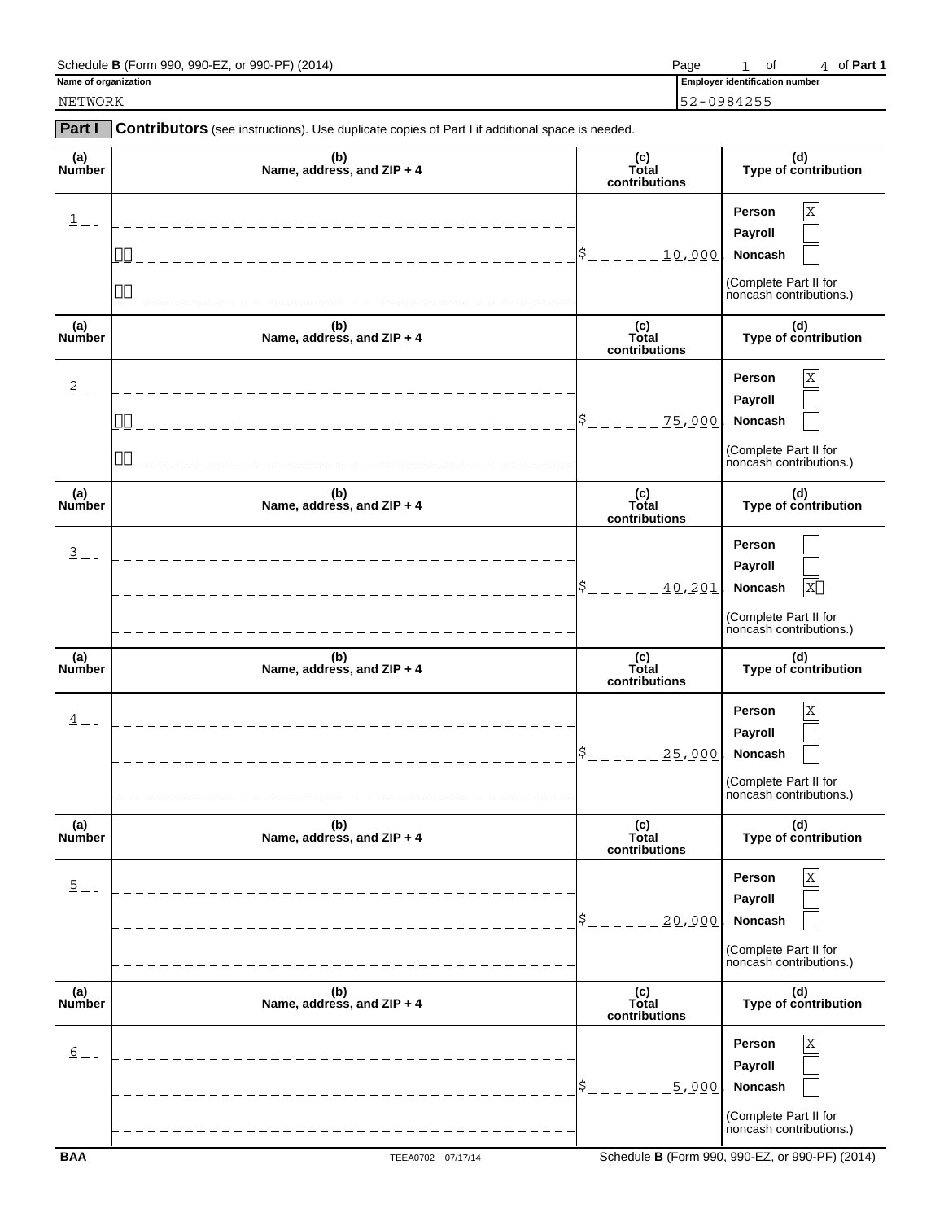Schedule **B** (Form 990, 990-EZ, or 990-PF) (2014) Page 1 of 4 of **Part 1**

**Name of organization**

NETWORK

**Employer identification number**

52-0984255

## Part I Contributors (see instructions). Use duplicate copies of Part I if additional space is needed.

| (a) Number | (b) Name, address, and ZIP + 4 | (c) Total contributions | (d) Type of contribution |
|---|---|---|---|
| 1 | | $ 10,000. | Person [X] Payroll [ ] Noncash [ ] (Complete Part II for noncash contributions.) |
| 2 | | $ 75,000. | Person [X] Payroll [ ] Noncash [ ] (Complete Part II for noncash contributions.) |
| 3 | | $ 40,201. | Person [ ] Payroll [ ] Noncash [X] (Complete Part II for noncash contributions.) |
| 4 | | $ 25,000. | Person [X] Payroll [ ] Noncash [ ] (Complete Part II for noncash contributions.) |
| 5 | | $ 20,000. | Person [X] Payroll [ ] Noncash [ ] (Complete Part II for noncash contributions.) |
| 6 | | $ 5,000. | Person [X] Payroll [ ] Noncash [ ] (Complete Part II for noncash contributions.) |

BAA TEEA0702 07/17/14 Schedule **B** (Form 990, 990-EZ, or 990-PF) (2014)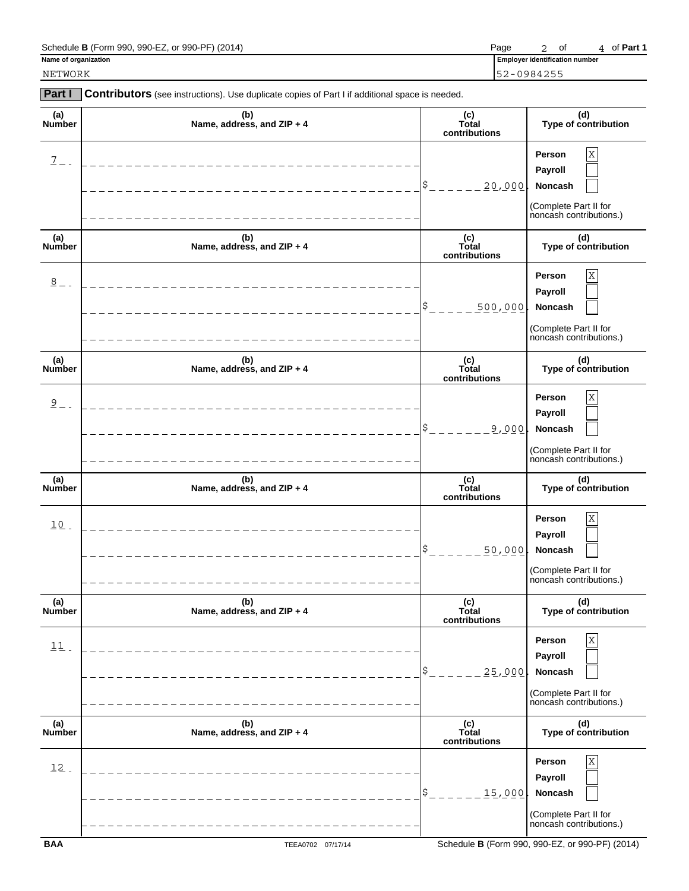Name of organization: NETWORK

Employer identification number: 52-0984255

**Part I** **Contributors** (see instructions). Use duplicate copies of Part I if additional space is needed.

| (a) Number | (b) Name, address, and ZIP + 4 | (c) Total contributions | (d) Type of contribution |
|---|---|---|---|
| 7 | | $ 20,000 | Person [X] Payroll [ ] Noncash [ ] (Complete Part II for noncash contributions.) |
| 8 | | $ 500,000 | Person [X] Payroll [ ] Noncash [ ] (Complete Part II for noncash contributions.) |
| 9 | | $ 9,000 | Person [X] Payroll [ ] Noncash [ ] (Complete Part II for noncash contributions.) |
| 10 | | $ 50,000 | Person [X] Payroll [ ] Noncash [ ] (Complete Part II for noncash contributions.) |
| 11 | | $ 25,000 | Person [X] Payroll [ ] Noncash [ ] (Complete Part II for noncash contributions.) |
| 12 | | $ 15,000 | Person [X] Payroll [ ] Noncash [ ] (Complete Part II for noncash contributions.) |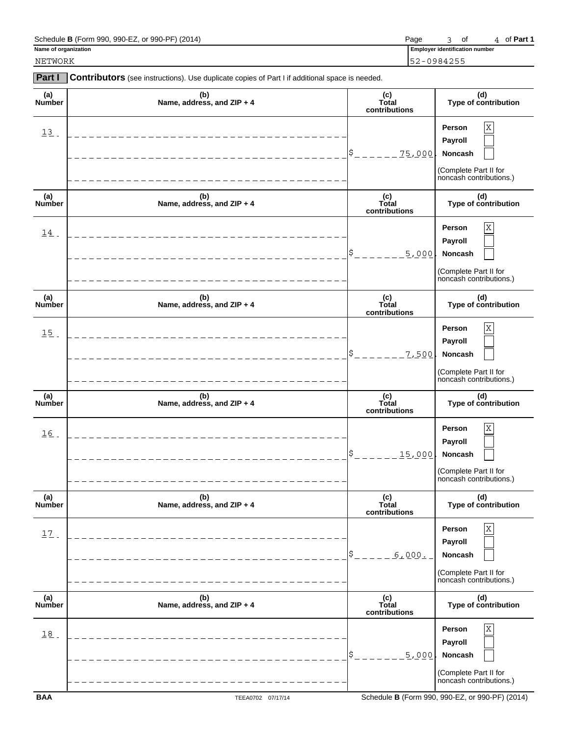Schedule **B** (Form 990, 990-EZ, or 990-PF) (2014) Page 3 of 4 of **Part 1**

**Name of organization**
NETWORK

**Employer identification number**
52-0984255

**Part I** **Contributors** (see instructions). Use duplicate copies of Part I if additional space is needed.

| (a) Number | (b) Name, address, and ZIP + 4 | (c) Total contributions | (d) Type of contribution |
|---|---|---|---|
| 13 | | $ 75,000. | Person [X] Payroll [ ] Noncash [ ] (Complete Part II for noncash contributions.) |
| 14 | | $ 5,000. | Person [X] Payroll [ ] Noncash [ ] (Complete Part II for noncash contributions.) |
| 15 | | $ 7,500. | Person [X] Payroll [ ] Noncash [ ] (Complete Part II for noncash contributions.) |
| 16 | | $ 15,000. | Person [X] Payroll [ ] Noncash [ ] (Complete Part II for noncash contributions.) |
| 17 | | $ 6,000. | Person [X] Payroll [ ] Noncash [ ] (Complete Part II for noncash contributions.) |
| 18 | | $ 5,000. | Person [X] Payroll [ ] Noncash [ ] (Complete Part II for noncash contributions.) |

BAA TEEA0702 07/17/14 Schedule **B** (Form 990, 990-EZ, or 990-PF) (2014)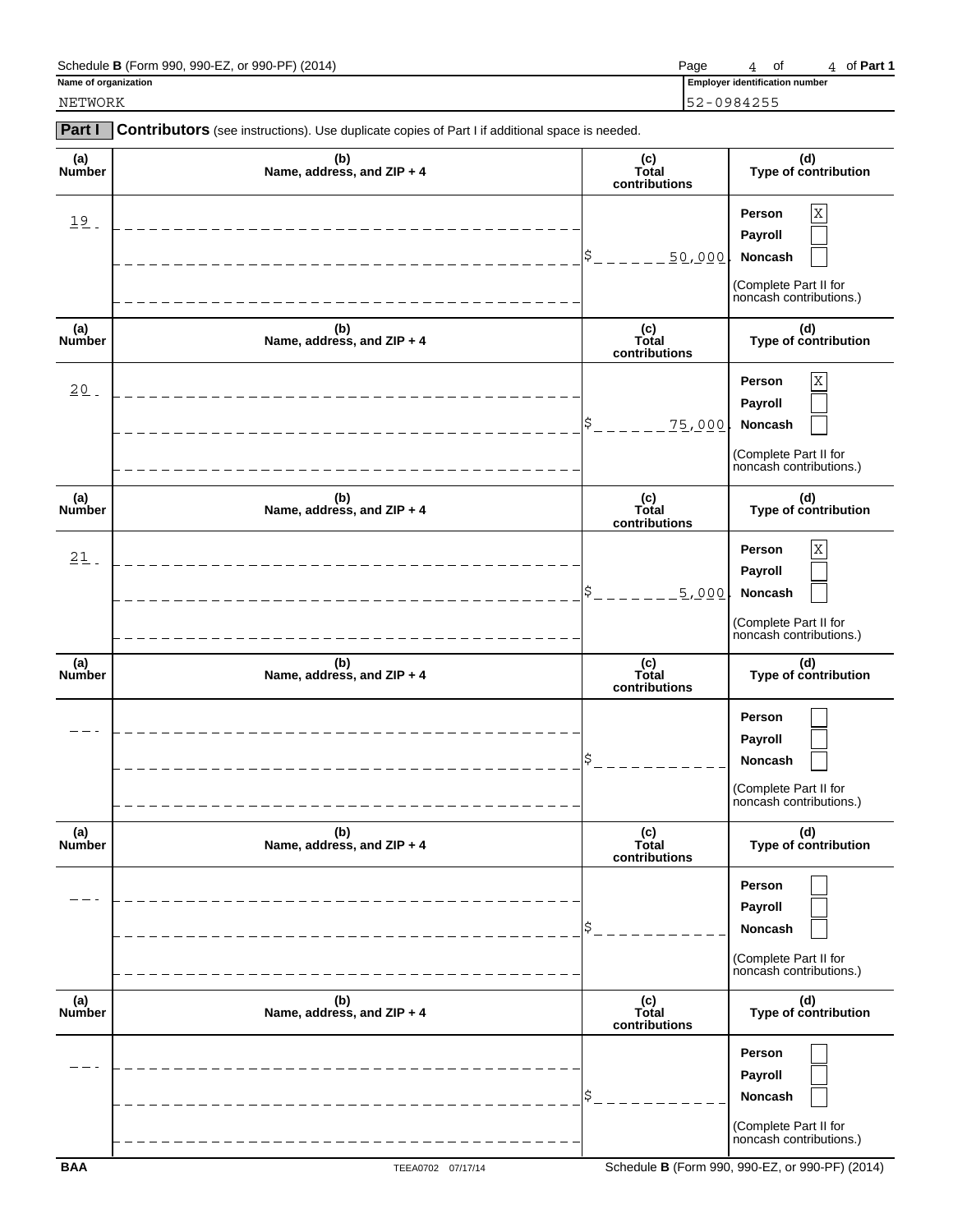Schedule **B** (Form 990, 990-EZ, or 990-PF) (2014) Page 4 of 4 of **Part 1**

**Name of organization**

NETWORK

**Employer identification number**

52-0984255

**Part I** **Contributors** (see instructions). Use duplicate copies of Part I if additional space is needed.

| (a) Number | (b) Name, address, and ZIP + 4 | (c) Total contributions | (d) Type of contribution |
|---|---|---|---|
| 19 | | $ 50,000. | Person [X] Payroll [ ] Noncash [ ] (Complete Part II for noncash contributions.) |
| 20 | | $ 75,000. | Person [X] Payroll [ ] Noncash [ ] (Complete Part II for noncash contributions.) |
| 21 | | $ 5,000. | Person [X] Payroll [ ] Noncash [ ] (Complete Part II for noncash contributions.) |
| | | $ | Person [ ] Payroll [ ] Noncash [ ] (Complete Part II for noncash contributions.) |
| | | $ | Person [ ] Payroll [ ] Noncash [ ] (Complete Part II for noncash contributions.) |
| | | $ | Person [ ] Payroll [ ] Noncash [ ] (Complete Part II for noncash contributions.) |

BAA TEEA0702 07/17/14 Schedule **B** (Form 990, 990-EZ, or 990-PF) (2014)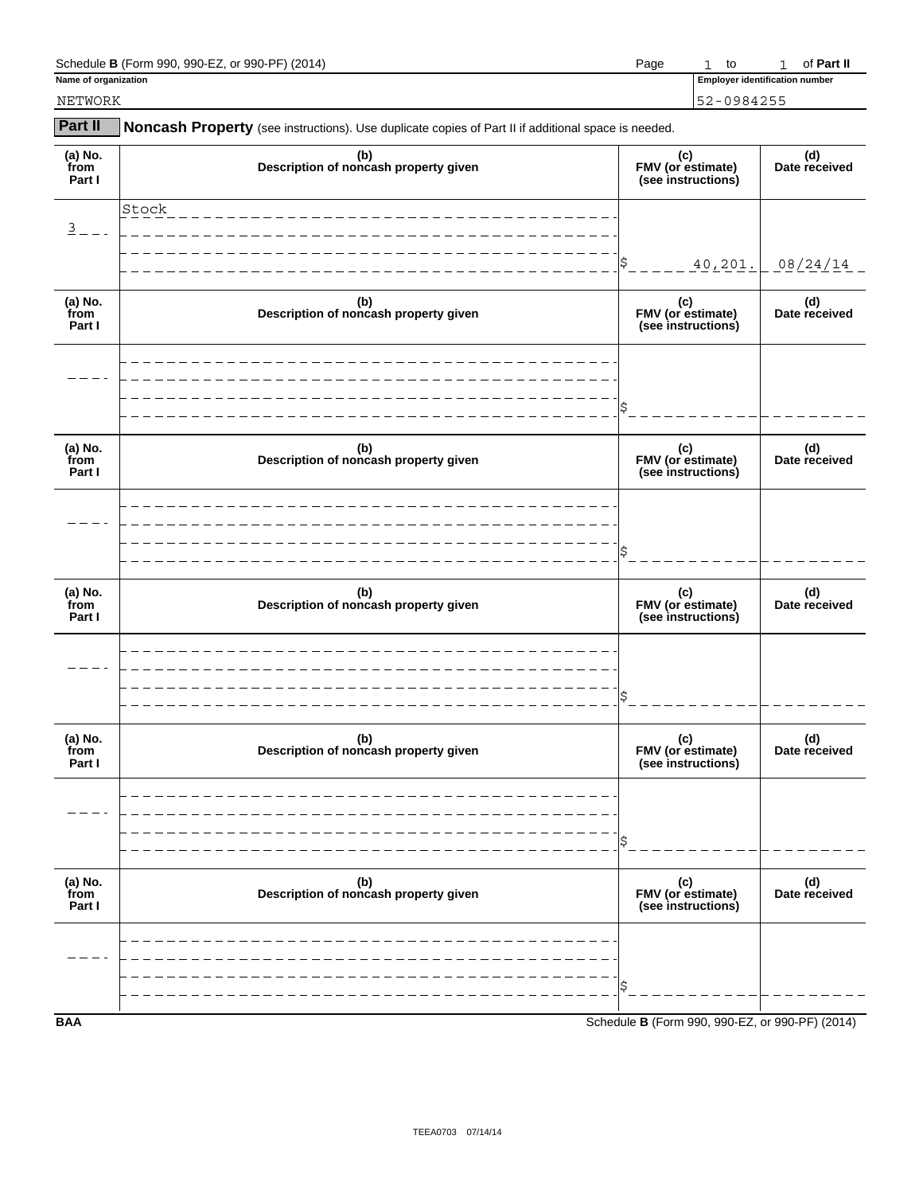Schedule **B** (Form 990, 990-EZ, or 990-PF) (2014) Page 1 to 1 of **Part II**

| **Name of organization** | **Employer identification number** |
|---|---|
| NETWORK | 52-0984255 |

## Part II Noncash Property (see instructions). Use duplicate copies of Part II if additional space is needed.

| **(a) No. from Part I** | **(b) Description of noncash property given** | **(c) FMV (or estimate) (see instructions)** | **(d) Date received** |
|---|---|---|---|
| 3 | Stock | $ 40,201. | 08/24/14 |

| **(a) No. from Part I** | **(b) Description of noncash property given** | **(c) FMV (or estimate) (see instructions)** | **(d) Date received** |
|---|---|---|---|
| | | $ | |

| **(a) No. from Part I** | **(b) Description of noncash property given** | **(c) FMV (or estimate) (see instructions)** | **(d) Date received** |
|---|---|---|---|
| | | $ | |

| **(a) No. from Part I** | **(b) Description of noncash property given** | **(c) FMV (or estimate) (see instructions)** | **(d) Date received** |
|---|---|---|---|
| | | $ | |

| **(a) No. from Part I** | **(b) Description of noncash property given** | **(c) FMV (or estimate) (see instructions)** | **(d) Date received** |
|---|---|---|---|
| | | $ | |

| **(a) No. from Part I** | **(b) Description of noncash property given** | **(c) FMV (or estimate) (see instructions)** | **(d) Date received** |
|---|---|---|---|
| | | $ | |

**BAA** Schedule **B** (Form 990, 990-EZ, or 990-PF) (2014)

TEEA0703 07/14/14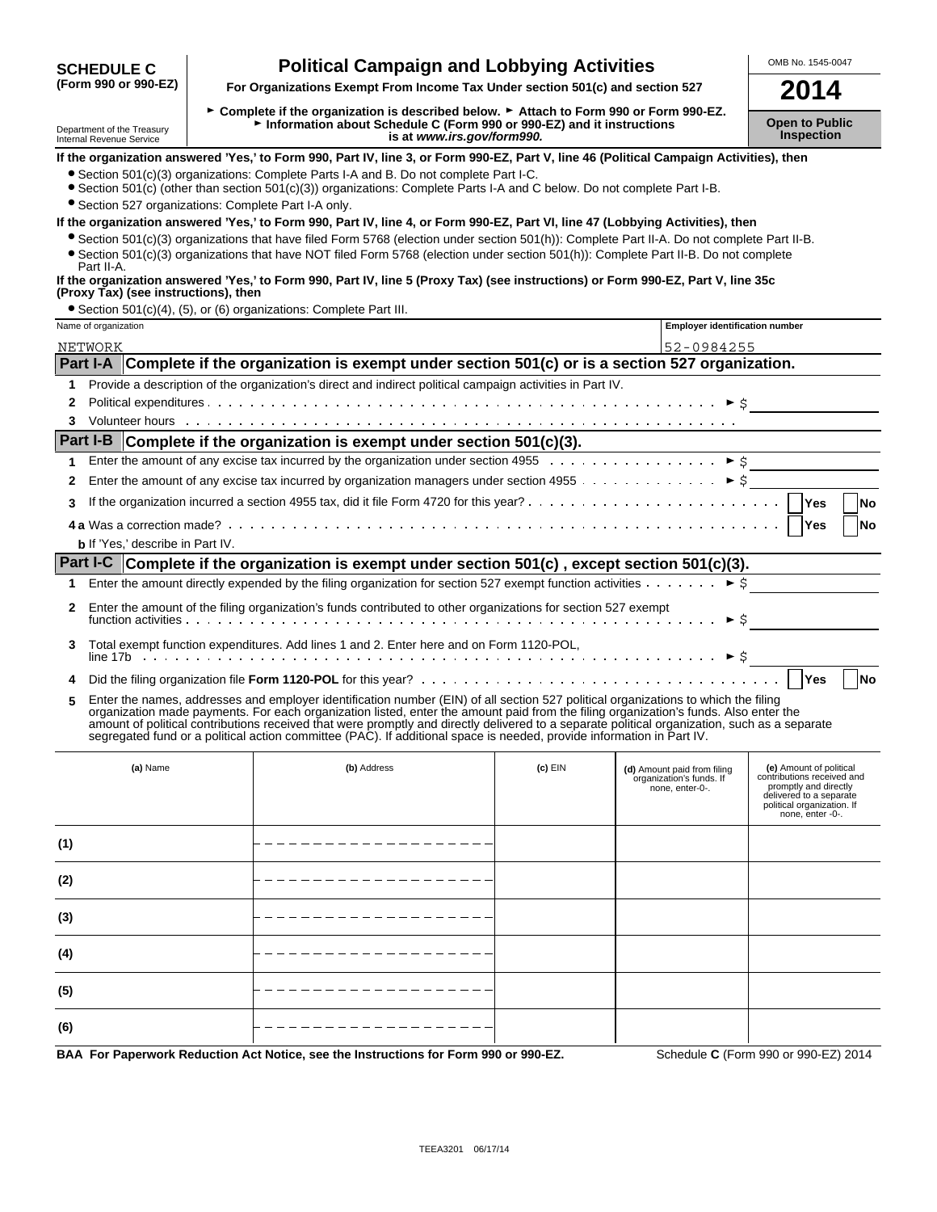**SCHEDULE C (Form 990 or 990-EZ)**

Department of the Treasury
Internal Revenue Service

# Political Campaign and Lobbying Activities

**For Organizations Exempt From Income Tax Under section 501(c) and section 527**

► **Complete if the organization is described below.** ► **Attach to Form 990 or Form 990-EZ.**
► **Information about Schedule C (Form 990 or 990-EZ) and it instructions is at *www.irs.gov/form990.***

OMB No. 1545-0047

**2014**

**Open to Public Inspection**

**If the organization answered 'Yes,' to Form 990, Part IV, line 3, or Form 990-EZ, Part V, line 46 (Political Campaign Activities), then**

- Section 501(c)(3) organizations: Complete Parts I-A and B. Do not complete Part I-C.
- Section 501(c) (other than section 501(c)(3)) organizations: Complete Parts I-A and C below. Do not complete Part I-B.
- Section 527 organizations: Complete Part I-A only.

**If the organization answered 'Yes,' to Form 990, Part IV, line 4, or Form 990-EZ, Part VI, line 47 (Lobbying Activities), then**

- Section 501(c)(3) organizations that have filed Form 5768 (election under section 501(h)): Complete Part II-A. Do not complete Part II-B.
- Section 501(c)(3) organizations that have NOT filed Form 5768 (election under section 501(h)): Complete Part II-B. Do not complete Part II-A.

**If the organization answered 'Yes,' to Form 990, Part IV, line 5 (Proxy Tax) (see instructions) or Form 990-EZ, Part V, line 35c (Proxy Tax) (see instructions), then**

- Section 501(c)(4), (5), or (6) organizations: Complete Part III.

| Name of organization | Employer identification number |
|---|---|
| NETWORK | 52-0984255 |

## Part I-A Complete if the organization is exempt under section 501(c) or is a section 527 organization.

1 Provide a description of the organization's direct and indirect political campaign activities in Part IV.

2 Political expenditures ► $

3 Volunteer hours

## Part I-B Complete if the organization is exempt under section 501(c)(3).

1 Enter the amount of any excise tax incurred by the organization under section 4955 ► $

2 Enter the amount of any excise tax incurred by organization managers under section 4955 ► $

3 If the organization incurred a section 4955 tax, did it file Form 4720 for this year? ☐ Yes ☐ No

4a Was a correction made? ☐ Yes ☐ No

b If 'Yes,' describe in Part IV.

## Part I-C Complete if the organization is exempt under section 501(c) , except section 501(c)(3).

1 Enter the amount directly expended by the filing organization for section 527 exempt function activities ► $

2 Enter the amount of the filing organization's funds contributed to other organizations for section 527 exempt function activities ► $

3 Total exempt function expenditures. Add lines 1 and 2. Enter here and on Form 1120-POL, line 17b ► $

4 Did the filing organization file **Form 1120-POL** for this year? ☐ Yes ☐ No

5 Enter the names, addresses and employer identification number (EIN) of all section 527 political organizations to which the filing organization made payments. For each organization listed, enter the amount paid from the filing organization's funds. Also enter the amount of political contributions received that were promptly and directly delivered to a separate political organization, such as a separate segregated fund or a political action committee (PAC). If additional space is needed, provide information in Part IV.

| | (a) Name | (b) Address | (c) EIN | (d) Amount paid from filing organization's funds. If none, enter-0-. | (e) Amount of political contributions received and promptly and directly delivered to a separate political organization. If none, enter -0-. |
|---|---|---|---|---|---|
| (1) | | | | | |
| (2) | | | | | |
| (3) | | | | | |
| (4) | | | | | |
| (5) | | | | | |
| (6) | | | | | |

**BAA For Paperwork Reduction Act Notice, see the Instructions for Form 990 or 990-EZ.** Schedule **C** (Form 990 or 990-EZ) 2014

TEEA3201 06/17/14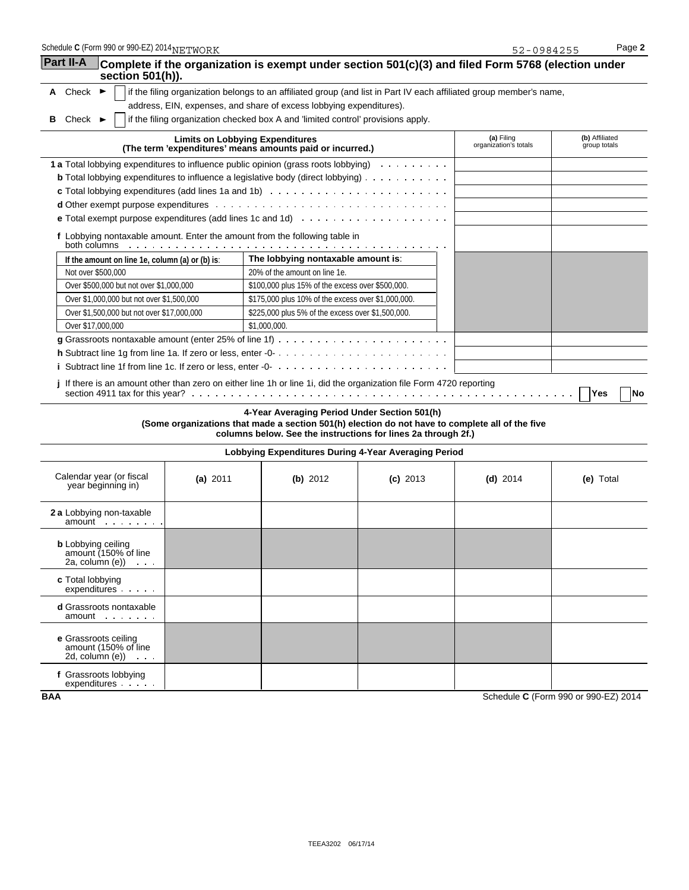Schedule C (Form 990 or 990-EZ) 2014 NETWORK 52-0984255

## Part II-A Complete if the organization is exempt under section 501(c)(3) and filed Form 5768 (election under section 501(h)).

**A** Check ► ☐ if the filing organization belongs to an affiliated group (and list in Part IV each affiliated group member's name, address, EIN, expenses, and share of excess lobbying expenditures).

**B** Check ► ☐ if the filing organization checked box A and 'limited control' provisions apply.

| Limits on Lobbying Expenditures (The term 'expenditures' means amounts paid or incurred.) | (a) Filing organization's totals | (b) Affiliated group totals |
|---|---|---|
| **1 a** Total lobbying expenditures to influence public opinion (grass roots lobbying) | | |
| **b** Total lobbying expenditures to influence a legislative body (direct lobbying) | | |
| **c** Total lobbying expenditures (add lines 1a and 1b) | | |
| **d** Other exempt purpose expenditures | | |
| **e** Total exempt purpose expenditures (add lines 1c and 1d) | | |
| **f** Lobbying nontaxable amount. Enter the amount from the following table in both columns | | |

| If the amount on line 1e, column (a) or (b) is: | The lobbying nontaxable amount is: |
|---|---|
| Not over $500,000 | 20% of the amount on line 1e. |
| Over $500,000 but not over $1,000,000 | $100,000 plus 15% of the excess over $500,000. |
| Over $1,000,000 but not over $1,500,000 | $175,000 plus 10% of the excess over $1,000,000. |
| Over $1,500,000 but not over $17,000,000 | $225,000 plus 5% of the excess over $1,500,000. |
| Over $17,000,000 | $1,000,000. |

| | (a) | (b) |
|---|---|---|
| **g** Grassroots nontaxable amount (enter 25% of line 1f) | | |
| **h** Subtract line 1g from line 1a. If zero or less, enter -0- | | |
| **i** Subtract line 1f from line 1c. If zero or less, enter -0- | | |

**j** If there is an amount other than zero on either line 1h or line 1i, did the organization file Form 4720 reporting section 4911 tax for this year? ☐ Yes ☐ No

### 4-Year Averaging Period Under Section 501(h)

**(Some organizations that made a section 501(h) election do not have to complete all of the five columns below. See the instructions for lines 2a through 2f.)**

| Lobbying Expenditures During 4-Year Averaging Period | | | | | |
|---|---|---|---|---|---|
| Calendar year (or fiscal year beginning in) | **(a)** 2011 | **(b)** 2012 | **(c)** 2013 | **(d)** 2014 | **(e)** Total |
| **2 a** Lobbying non-taxable amount | | | | | |
| **b** Lobbying ceiling amount (150% of line 2a, column (e)) | | | | | |
| **c** Total lobbying expenditures | | | | | |
| **d** Grassroots nontaxable amount | | | | | |
| **e** Grassroots ceiling amount (150% of line 2d, column (e)) | | | | | |
| **f** Grassroots lobbying expenditures | | | | | |

BAA Schedule C (Form 990 or 990-EZ) 2014

TEEA3202 06/17/14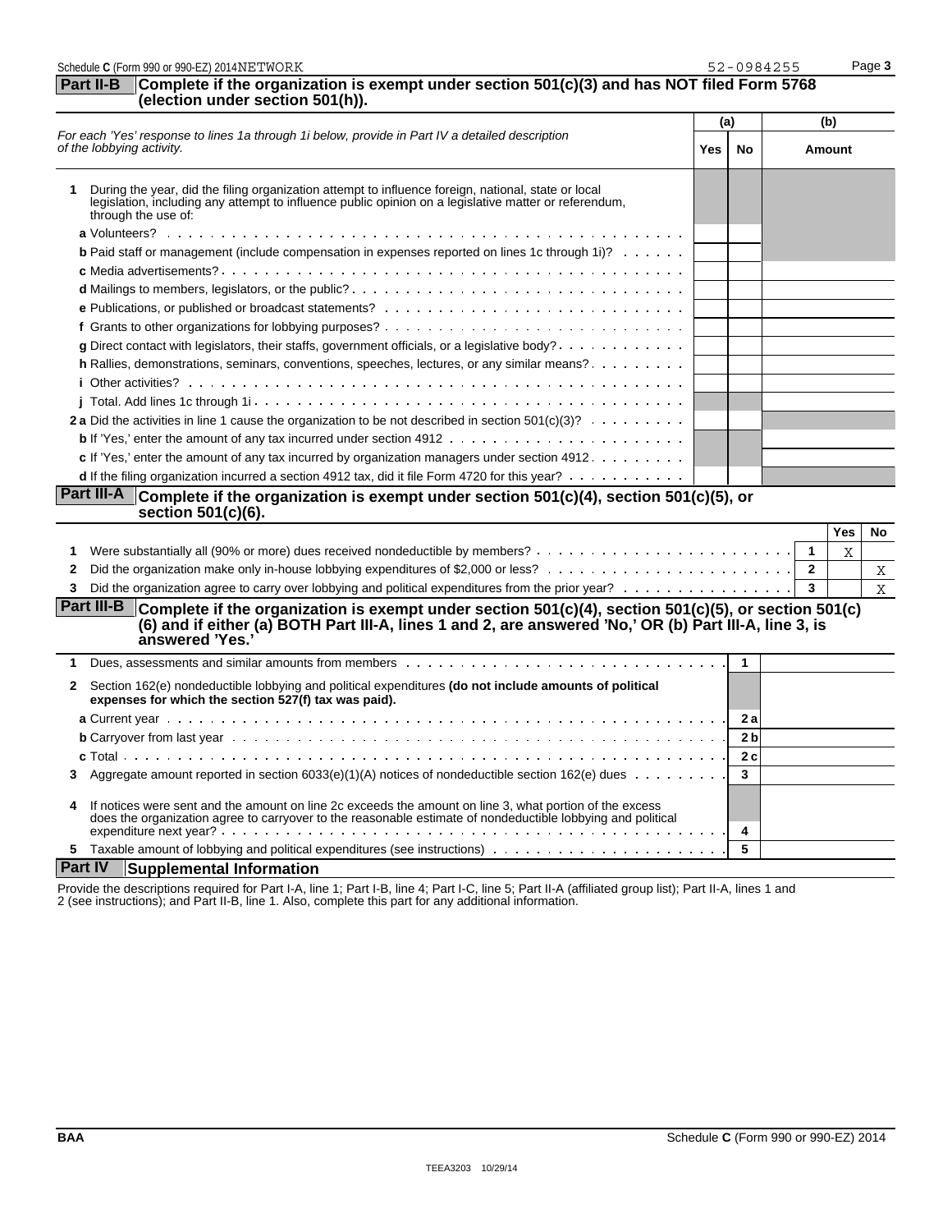## Part II-B Complete if the organization is exempt under section 501(c)(3) and has NOT filed Form 5768 (election under section 501(h)).

| *For each 'Yes' response to lines 1a through 1i below, provide in Part IV a detailed description of the lobbying activity.* | (a) Yes | (a) No | (b) Amount |
|---|---|---|---|
| **1** During the year, did the filing organization attempt to influence foreign, national, state or local legislation, including any attempt to influence public opinion on a legislative matter or referendum, through the use of: | | | |
| **a** Volunteers? | | | |
| **b** Paid staff or management (include compensation in expenses reported on lines 1c through 1i)? | | | |
| **c** Media advertisements? | | | |
| **d** Mailings to members, legislators, or the public? | | | |
| **e** Publications, or published or broadcast statements? | | | |
| **f** Grants to other organizations for lobbying purposes? | | | |
| **g** Direct contact with legislators, their staffs, government officials, or a legislative body? | | | |
| **h** Rallies, demonstrations, seminars, conventions, speeches, lectures, or any similar means? | | | |
| **i** Other activities? | | | |
| **j** Total. Add lines 1c through 1i | | | |
| **2 a** Did the activities in line 1 cause the organization to be not described in section 501(c)(3)? | | | |
| **b** If 'Yes,' enter the amount of any tax incurred under section 4912 | | | |
| **c** If 'Yes,' enter the amount of any tax incurred by organization managers under section 4912 | | | |
| **d** If the filing organization incurred a section 4912 tax, did it file Form 4720 for this year? | | | |

## Part III-A Complete if the organization is exempt under section 501(c)(4), section 501(c)(5), or section 501(c)(6).

| | | | Yes | No |
|---|---|---|---|---|
| **1** | Were substantially all (90% or more) dues received nondeductible by members? | **1** | X | |
| **2** | Did the organization make only in-house lobbying expenditures of $2,000 or less? | **2** | | X |
| **3** | Did the organization agree to carry over lobbying and political expenditures from the prior year? | **3** | | X |

## Part III-B Complete if the organization is exempt under section 501(c)(4), section 501(c)(5), or section 501(c)(6) and if either (a) BOTH Part III-A, lines 1 and 2, are answered 'No,' OR (b) Part III-A, line 3, is answered 'Yes.'

| | | | |
|---|---|---|---|
| **1** | Dues, assessments and similar amounts from members | **1** | |
| **2** | Section 162(e) nondeductible lobbying and political expenditures **(do not include amounts of political expenses for which the section 527(f) tax was paid).** | | |
| | **a** Current year | **2 a** | |
| | **b** Carryover from last year | **2 b** | |
| | **c** Total | **2 c** | |
| **3** | Aggregate amount reported in section 6033(e)(1)(A) notices of nondeductible section 162(e) dues | **3** | |
| **4** | If notices were sent and the amount on line 2c exceeds the amount on line 3, what portion of the excess does the organization agree to carryover to the reasonable estimate of nondeductible lobbying and political expenditure next year? | **4** | |
| **5** | Taxable amount of lobbying and political expenditures (see instructions) | **5** | |

## Part IV Supplemental Information

Provide the descriptions required for Part I-A, line 1; Part I-B, line 4; Part I-C, line 5; Part II-A (affiliated group list); Part II-A, lines 1 and 2 (see instructions); and Part II-B, line 1. Also, complete this part for any additional information.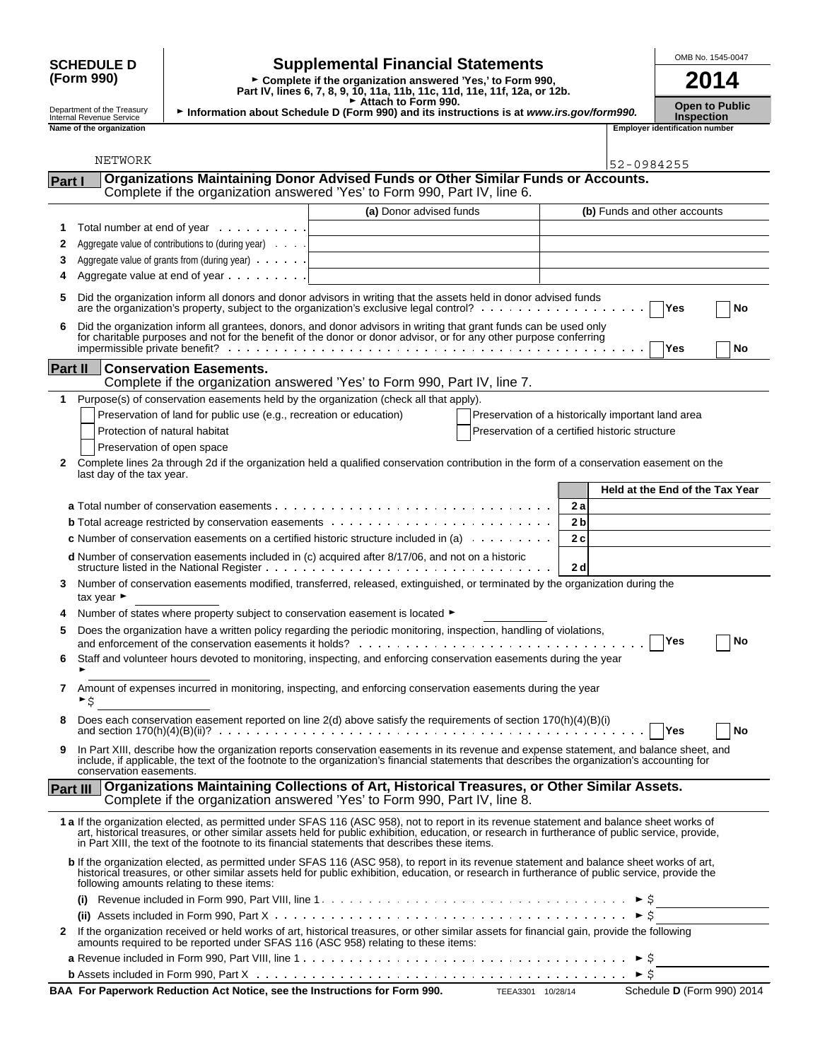**SCHEDULE D (Form 990)**

Department of the Treasury
Internal Revenue Service

# Supplemental Financial Statements

► Complete if the organization answered 'Yes,' to Form 990, Part IV, lines 6, 7, 8, 9, 10, 11a, 11b, 11c, 11d, 11e, 11f, 12a, or 12b.
► Attach to Form 990.
► Information about Schedule D (Form 990) and its instructions is at *www.irs.gov/form990.*

OMB No. 1545-0047

**2014**

**Open to Public Inspection**

Name of the organization: NETWORK

Employer identification number: 52-0984255

## Part I Organizations Maintaining Donor Advised Funds or Other Similar Funds or Accounts.

Complete if the organization answered 'Yes' to Form 990, Part IV, line 6.

| | | (a) Donor advised funds | (b) Funds and other accounts |
|---|---|---|---|
| 1 | Total number at end of year | | |
| 2 | Aggregate value of contributions to (during year) | | |
| 3 | Aggregate value of grants from (during year) | | |
| 4 | Aggregate value at end of year | | |

5 Did the organization inform all donors and donor advisors in writing that the assets held in donor advised funds are the organization's property, subject to the organization's exclusive legal control? ☐ Yes ☐ No

6 Did the organization inform all grantees, donors, and donor advisors in writing that grant funds can be used only for charitable purposes and not for the benefit of the donor or donor advisor, or for any other purpose conferring impermissible private benefit? ☐ Yes ☐ No

## Part II Conservation Easements.

Complete if the organization answered 'Yes' to Form 990, Part IV, line 7.

1 Purpose(s) of conservation easements held by the organization (check all that apply).

☐ Preservation of land for public use (e.g., recreation or education)
☐ Protection of natural habitat
☐ Preservation of open space
☐ Preservation of a historically important land area
☐ Preservation of a certified historic structure

2 Complete lines 2a through 2d if the organization held a qualified conservation contribution in the form of a conservation easement on the last day of the tax year.

| | | Held at the End of the Tax Year |
|---|---|---|
| **a** Total number of conservation easements | 2a | |
| **b** Total acreage restricted by conservation easements | 2b | |
| **c** Number of conservation easements on a certified historic structure included in (a) | 2c | |
| **d** Number of conservation easements included in (c) acquired after 8/17/06, and not on a historic structure listed in the National Register | 2d | |

3 Number of conservation easements modified, transferred, released, extinguished, or terminated by the organization during the tax year ►

4 Number of states where property subject to conservation easement is located ►

5 Does the organization have a written policy regarding the periodic monitoring, inspection, handling of violations, and enforcement of the conservation easements it holds? ☐ Yes ☐ No

6 Staff and volunteer hours devoted to monitoring, inspecting, and enforcing conservation easements during the year ►

7 Amount of expenses incurred in monitoring, inspecting, and enforcing conservation easements during the year ►$

8 Does each conservation easement reported on line 2(d) above satisfy the requirements of section 170(h)(4)(B)(i) and section 170(h)(4)(B)(ii)? ☐ Yes ☐ No

9 In Part XIII, describe how the organization reports conservation easements in its revenue and expense statement, and balance sheet, and include, if applicable, the text of the footnote to the organization's financial statements that describes the organization's accounting for conservation easements.

## Part III Organizations Maintaining Collections of Art, Historical Treasures, or Other Similar Assets.

Complete if the organization answered 'Yes' to Form 990, Part IV, line 8.

**1 a** If the organization elected, as permitted under SFAS 116 (ASC 958), not to report in its revenue statement and balance sheet works of art, historical treasures, or other similar assets held for public exhibition, education, or research in furtherance of public service, provide, in Part XIII, the text of the footnote to its financial statements that describes these items.

**b** If the organization elected, as permitted under SFAS 116 (ASC 958), to report in its revenue statement and balance sheet works of art, historical treasures, or other similar assets held for public exhibition, education, or research in furtherance of public service, provide the following amounts relating to these items:

(i) Revenue included in Form 990, Part VIII, line 1 ► $

(ii) Assets included in Form 990, Part X ► $

2 If the organization received or held works of art, historical treasures, or other similar assets for financial gain, provide the following amounts required to be reported under SFAS 116 (ASC 958) relating to these items:

**a** Revenue included in Form 990, Part VIII, line 1 ► $

**b** Assets included in Form 990, Part X ► $

**BAA For Paperwork Reduction Act Notice, see the Instructions for Form 990.** TEEA3301 10/28/14 Schedule **D** (Form 990) 2014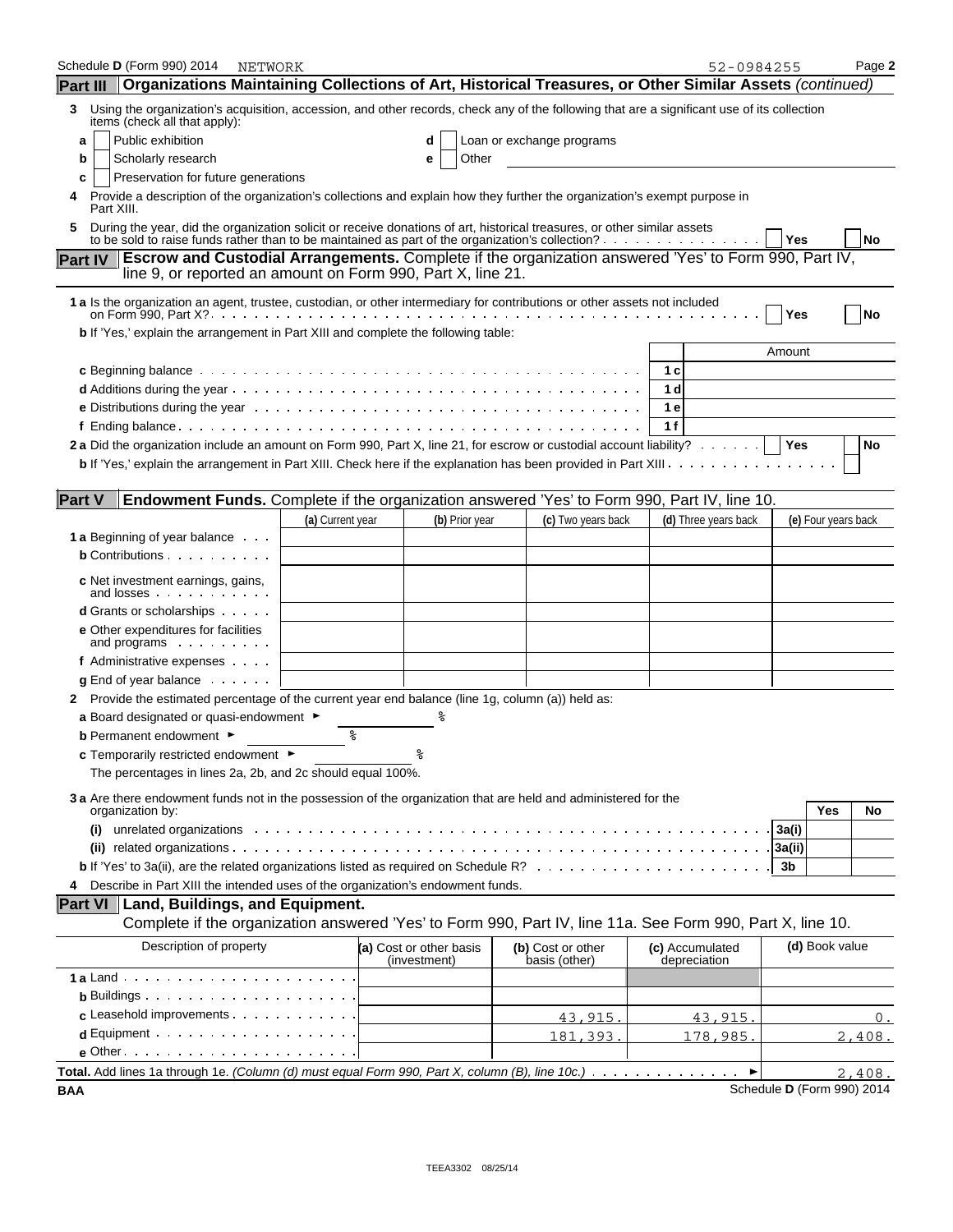Schedule D (Form 990) 2014 NETWORK 52-0984255

## Part III Organizations Maintaining Collections of Art, Historical Treasures, or Other Similar Assets *(continued)*

**3** Using the organization's acquisition, accession, and other records, check any of the following that are a significant use of its collection items (check all that apply):

- **a** ☐ Public exhibition
- **b** ☐ Scholarly research
- **c** ☐ Preservation for future generations
- **d** ☐ Loan or exchange programs
- **e** ☐ Other

**4** Provide a description of the organization's collections and explain how they further the organization's exempt purpose in Part XIII.

**5** During the year, did the organization solicit or receive donations of art, historical treasures, or other similar assets to be sold to raise funds rather than to be maintained as part of the organization's collection? ☐ Yes ☐ No

## Part IV Escrow and Custodial Arrangements. Complete if the organization answered 'Yes' to Form 990, Part IV, line 9, or reported an amount on Form 990, Part X, line 21.

**1 a** Is the organization an agent, trustee, custodian, or other intermediary for contributions or other assets not included on Form 990, Part X? ☐ Yes ☐ No

**b** If 'Yes,' explain the arrangement in Part XIII and complete the following table:

| | | Amount |
|---|---|---|
| **c** Beginning balance | 1 c | |
| **d** Additions during the year | 1 d | |
| **e** Distributions during the year | 1 e | |
| **f** Ending balance | 1 f | |

**2 a** Did the organization include an amount on Form 990, Part X, line 21, for escrow or custodial account liability? ☐ Yes ☐ No

**b** If 'Yes,' explain the arrangement in Part XIII. Check here if the explanation has been provided in Part XIII ☐

## Part V Endowment Funds. Complete if the organization answered 'Yes' to Form 990, Part IV, line 10.

| | (a) Current year | (b) Prior year | (c) Two years back | (d) Three years back | (e) Four years back |
|---|---|---|---|---|---|
| **1 a** Beginning of year balance | | | | | |
| **b** Contributions | | | | | |
| **c** Net investment earnings, gains, and losses | | | | | |
| **d** Grants or scholarships | | | | | |
| **e** Other expenditures for facilities and programs | | | | | |
| **f** Administrative expenses | | | | | |
| **g** End of year balance | | | | | |

**2** Provide the estimated percentage of the current year end balance (line 1g, column (a)) held as:

**a** Board designated or quasi-endowment ► %

**b** Permanent endowment ► %

**c** Temporarily restricted endowment ► %

The percentages in lines 2a, 2b, and 2c should equal 100%.

**3 a** Are there endowment funds not in the possession of the organization that are held and administered for the organization by:

| | | Yes | No |
|---|---|---|---|
| **(i)** unrelated organizations | 3a(i) | | |
| **(ii)** related organizations | 3a(ii) | | |
| **b** If 'Yes' to 3a(ii), are the related organizations listed as required on Schedule R? | 3b | | |

**4** Describe in Part XIII the intended uses of the organization's endowment funds.

## Part VI Land, Buildings, and Equipment.

Complete if the organization answered 'Yes' to Form 990, Part IV, line 11a. See Form 990, Part X, line 10.

| Description of property | (a) Cost or other basis (investment) | (b) Cost or other basis (other) | (c) Accumulated depreciation | (d) Book value |
|---|---|---|---|---|
| **1 a** Land | | | | |
| **b** Buildings | | | | |
| **c** Leasehold improvements | | 43,915. | 43,915. | 0. |
| **d** Equipment | | 181,393. | 178,985. | 2,408. |
| **e** Other | | | | |

**Total.** Add lines 1a through 1e. *(Column (d) must equal Form 990, Part X, column (B), line 10c.)* ► 2,408.

BAA Schedule D (Form 990) 2014

TEEA3302 08/25/14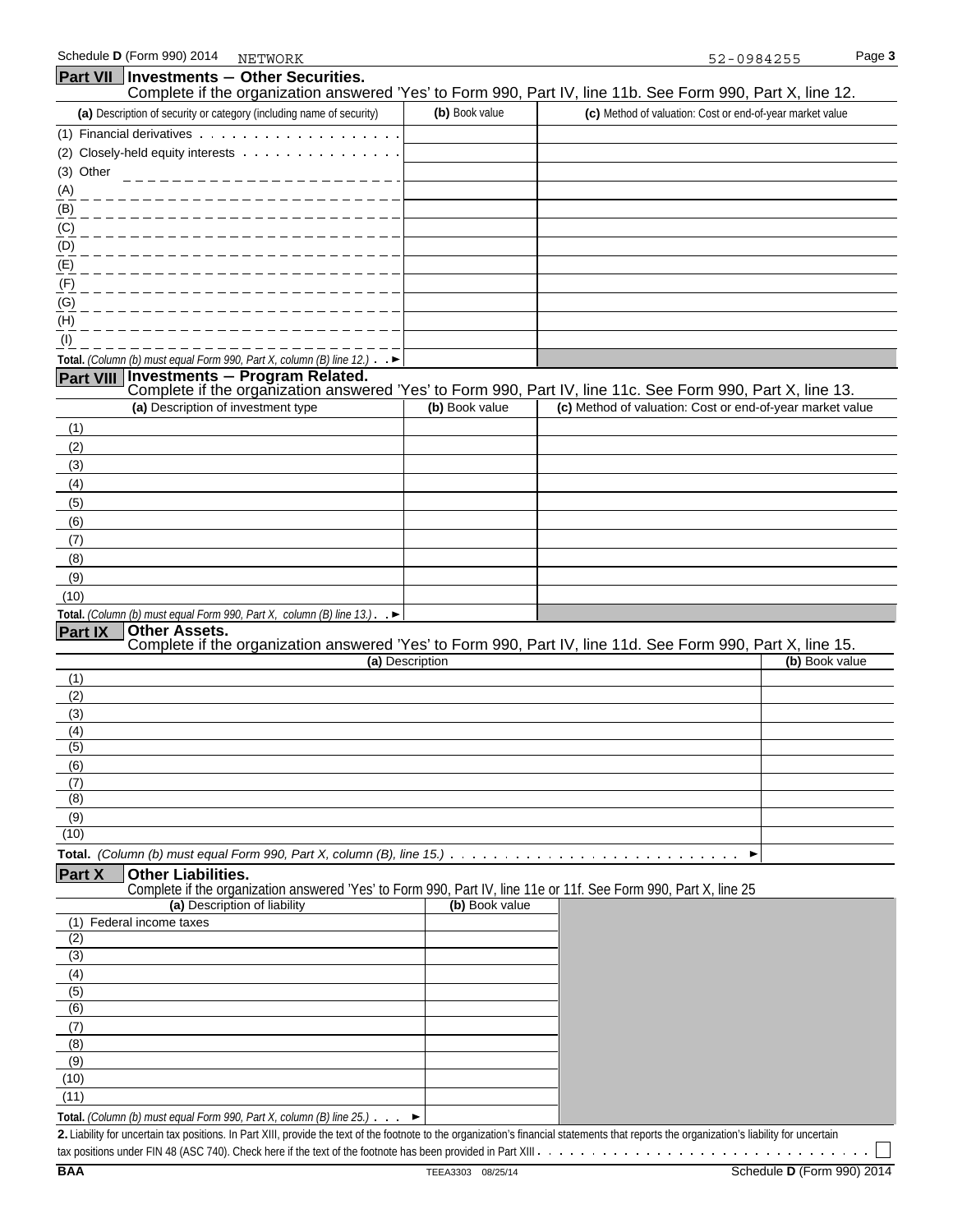## Part VII Investments – Other Securities.

Complete if the organization answered 'Yes' to Form 990, Part IV, line 11b. See Form 990, Part X, line 12.

| (a) Description of security or category (including name of security) | (b) Book value | (c) Method of valuation: Cost or end-of-year market value |
|---|---|---|
| (1) Financial derivatives | | |
| (2) Closely-held equity interests | | |
| (3) Other | | |
| (A) | | |
| (B) | | |
| (C) | | |
| (D) | | |
| (E) | | |
| (F) | | |
| (G) | | |
| (H) | | |
| (I) | | |
| **Total.** *(Column (b) must equal Form 990, Part X, column (B) line 12.)* ► | | |

## Part VIII Investments – Program Related.

Complete if the organization answered 'Yes' to Form 990, Part IV, line 11c. See Form 990, Part X, line 13.

| (a) Description of investment type | (b) Book value | (c) Method of valuation: Cost or end-of-year market value |
|---|---|---|
| (1) | | |
| (2) | | |
| (3) | | |
| (4) | | |
| (5) | | |
| (6) | | |
| (7) | | |
| (8) | | |
| (9) | | |
| (10) | | |
| **Total.** *(Column (b) must equal Form 990, Part X, column (B) line 13.)* ► | | |

## Part IX Other Assets.

Complete if the organization answered 'Yes' to Form 990, Part IV, line 11d. See Form 990, Part X, line 15.

| (a) Description | (b) Book value |
|---|---|
| (1) | |
| (2) | |
| (3) | |
| (4) | |
| (5) | |
| (6) | |
| (7) | |
| (8) | |
| (9) | |
| (10) | |
| **Total.** *(Column (b) must equal Form 990, Part X, column (B), line 15.)* ► | |

## Part X Other Liabilities.

Complete if the organization answered 'Yes' to Form 990, Part IV, line 11e or 11f. See Form 990, Part X, line 25

| (a) Description of liability | (b) Book value |
|---|---|
| (1) Federal income taxes | |
| (2) | |
| (3) | |
| (4) | |
| (5) | |
| (6) | |
| (7) | |
| (8) | |
| (9) | |
| (10) | |
| (11) | |
| **Total.** *(Column (b) must equal Form 990, Part X, column (B) line 25.)* ► | |

**2.** Liability for uncertain tax positions. In Part XIII, provide the text of the footnote to the organization's financial statements that reports the organization's liability for uncertain tax positions under FIN 48 (ASC 740). Check here if the text of the footnote has been provided in Part XIII ☐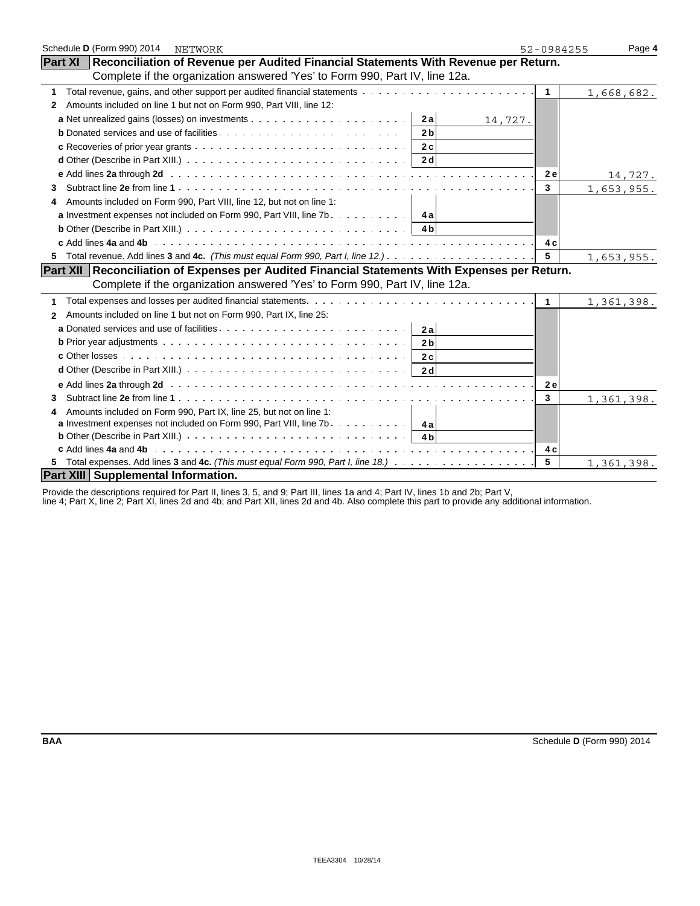Schedule **D** (Form 990) 2014 NETWORK 52-0984255 Page **4**

## Part XI Reconciliation of Revenue per Audited Financial Statements With Revenue per Return.

Complete if the organization answered 'Yes' to Form 990, Part IV, line 12a.

| | | | | |
|---|---|---|---|---|
| **1** Total revenue, gains, and other support per audited financial statements | | | 1 | 1,668,682. |
| **2** Amounts included on line 1 but not on Form 990, Part VIII, line 12: | | | | |
| **a** Net unrealized gains (losses) on investments | 2a | 14,727. | | |
| **b** Donated services and use of facilities | 2b | | | |
| **c** Recoveries of prior year grants | 2c | | | |
| **d** Other (Describe in Part XIII.) | 2d | | | |
| **e** Add lines **2a** through **2d** | | | 2e | 14,727. |
| **3** Subtract line **2e** from line **1** | | | 3 | 1,653,955. |
| **4** Amounts included on Form 990, Part VIII, line 12, but not on line 1: | | | | |
| **a** Investment expenses not included on Form 990, Part VIII, line 7b | 4a | | | |
| **b** Other (Describe in Part XIII.) | 4b | | | |
| **c** Add lines **4a** and **4b** | | | 4c | |
| **5** Total revenue. Add lines **3** and **4c.** *(This must equal Form 990, Part I, line 12.)* | | | 5 | 1,653,955. |

## Part XII Reconciliation of Expenses per Audited Financial Statements With Expenses per Return.

Complete if the organization answered 'Yes' to Form 990, Part IV, line 12a.

| | | | | |
|---|---|---|---|---|
| **1** Total expenses and losses per audited financial statements | | | 1 | 1,361,398. |
| **2** Amounts included on line 1 but not on Form 990, Part IX, line 25: | | | | |
| **a** Donated services and use of facilities | 2a | | | |
| **b** Prior year adjustments | 2b | | | |
| **c** Other losses | 2c | | | |
| **d** Other (Describe in Part XIII.) | 2d | | | |
| **e** Add lines **2a** through **2d** | | | 2e | |
| **3** Subtract line **2e** from line **1** | | | 3 | 1,361,398. |
| **4** Amounts included on Form 990, Part IX, line 25, but not on line 1: | | | | |
| **a** Investment expenses not included on Form 990, Part VIII, line 7b | 4a | | | |
| **b** Other (Describe in Part XIII.) | 4b | | | |
| **c** Add lines **4a** and **4b** | | | 4c | |
| **5** Total expenses. Add lines **3** and **4c.** *(This must equal Form 990, Part I, line 18.)* | | | 5 | 1,361,398. |

## Part XIII Supplemental Information.

Provide the descriptions required for Part II, lines 3, 5, and 9; Part III, lines 1a and 4; Part IV, lines 1b and 2b; Part V, line 4; Part X, line 2; Part XI, lines 2d and 4b; and Part XII, lines 2d and 4b. Also complete this part to provide any additional information.

BAA Schedule **D** (Form 990) 2014

TEEA3304 10/28/14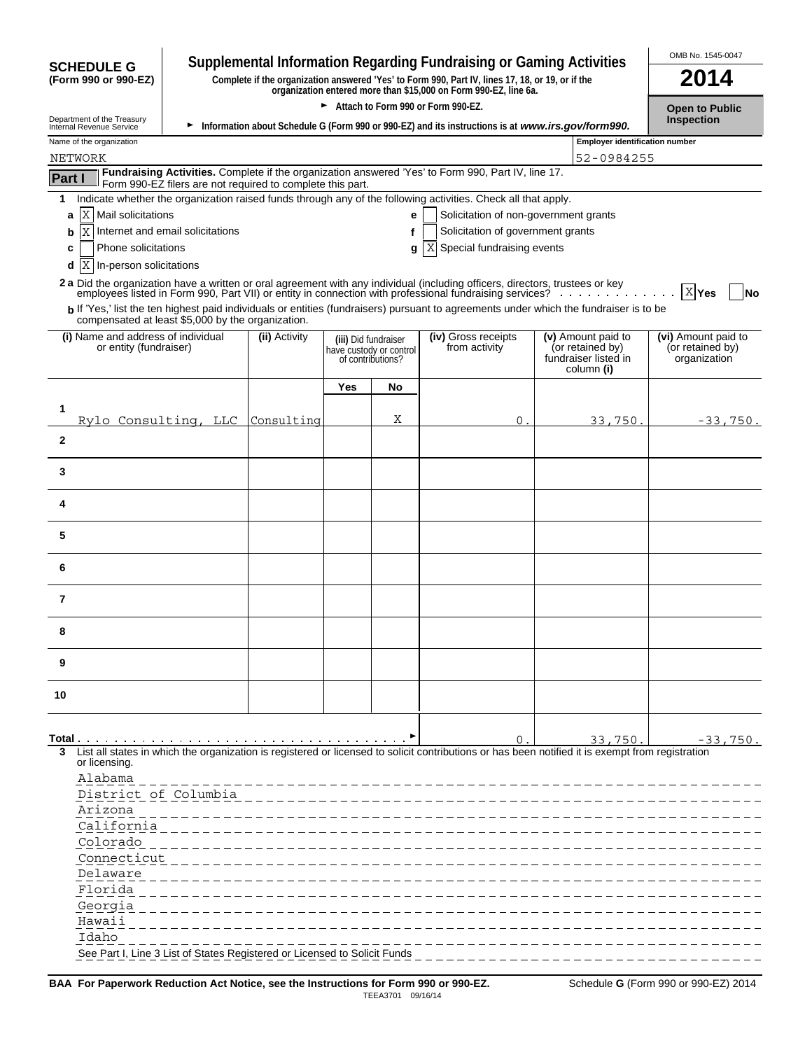**SCHEDULE G (Form 990 or 990-EZ)**

Department of the Treasury
Internal Revenue Service

# Supplemental Information Regarding Fundraising or Gaming Activities

**Complete if the organization answered 'Yes' to Form 990, Part IV, lines 17, 18, or 19, or if the organization entered more than $15,000 on Form 990-EZ, line 6a.**

► **Attach to Form 990 or Form 990-EZ.**

► **Information about Schedule G (Form 990 or 990-EZ) and its instructions is at *www.irs.gov/form990.***

OMB No. 1545-0047

**2014**

**Open to Public Inspection**

Name of the organization: NETWORK

Employer identification number: 52-0984255

**Part I** **Fundraising Activities.** Complete if the organization answered 'Yes' to Form 990, Part IV, line 17. Form 990-EZ filers are not required to complete this part.

**1** Indicate whether the organization raised funds through any of the following activities. Check all that apply.

- **a** [X] Mail solicitations
- **b** [X] Internet and email solicitations
- **c** [ ] Phone solicitations
- **d** [X] In-person solicitations
- **e** [ ] Solicitation of non-government grants
- **f** [ ] Solicitation of government grants
- **g** [X] Special fundraising events

**2 a** Did the organization have a written or oral agreement with any individual (including officers, directors, trustees or key employees listed in Form 990, Part VII) or entity in connection with professional fundraising services? . . . . . . . . . . . . . [X] **Yes** [ ] **No**

**b** If 'Yes,' list the ten highest paid individuals or entities (fundraisers) pursuant to agreements under which the fundraiser is to be compensated at least $5,000 by the organization.

| | (i) Name and address of individual or entity (fundraiser) | (ii) Activity | (iii) Did fundraiser have custody or control of contributions? Yes | No | (iv) Gross receipts from activity | (v) Amount paid to (or retained by) fundraiser listed in column (i) | (vi) Amount paid to (or retained by) organization |
|---|---|---|---|---|---|---|---|
| 1 | Rylo Consulting, LLC | Consulting | | X | 0. | 33,750. | -33,750. |
| 2 | | | | | | | |
| 3 | | | | | | | |
| 4 | | | | | | | |
| 5 | | | | | | | |
| 6 | | | | | | | |
| 7 | | | | | | | |
| 8 | | | | | | | |
| 9 | | | | | | | |
| 10 | | | | | | | |
| **Total** . . . . . . . . . . . . . . . . . . . . . . . . . . . . . . . . . . . . ► | | | | | 0. | 33,750. | -33,750. |

**3** List all states in which the organization is registered or licensed to solicit contributions or has been notified it is exempt from registration or licensing.

Alabama
District of Columbia
Arizona
California
Colorado
Connecticut
Delaware
Florida
Georgia
Hawaii
Idaho
See Part I, Line 3 List of States Registered or Licensed to Solicit Funds

**BAA For Paperwork Reduction Act Notice, see the Instructions for Form 990 or 990-EZ.** Schedule **G** (Form 990 or 990-EZ) 2014

TEEA3701 09/16/14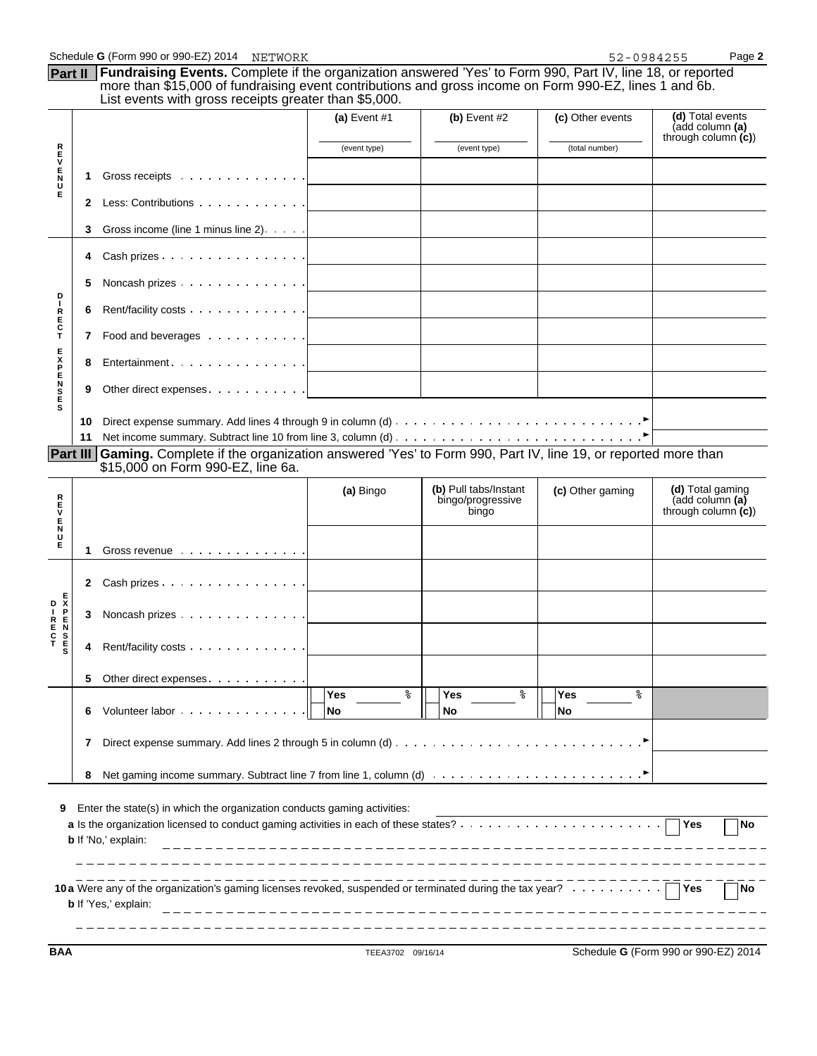Schedule G (Form 990 or 990-EZ) 2014 NETWORK 52-0984255 Page 2

**Part II** **Fundraising Events.** Complete if the organization answered 'Yes' to Form 990, Part IV, line 18, or reported more than $15,000 of fundraising event contributions and gross income on Form 990-EZ, lines 1 and 6b. List events with gross receipts greater than $5,000.

| | | (a) Event #1 (event type) | (b) Event #2 (event type) | (c) Other events (total number) | (d) Total events (add column (a) through column (c)) |
|---|---|---|---|---|---|
| REVENUE | 1 Gross receipts | | | | |
| | 2 Less: Contributions | | | | |
| | 3 Gross income (line 1 minus line 2) | | | | |
| DIRECT EXPENSES | 4 Cash prizes | | | | |
| | 5 Noncash prizes | | | | |
| | 6 Rent/facility costs | | | | |
| | 7 Food and beverages | | | | |
| | 8 Entertainment | | | | |
| | 9 Other direct expenses | | | | |
| | 10 Direct expense summary. Add lines 4 through 9 in column (d) | | | | |
| | 11 Net income summary. Subtract line 10 from line 3, column (d) | | | | |

**Part III** **Gaming.** Complete if the organization answered 'Yes' to Form 990, Part IV, line 19, or reported more than $15,000 on Form 990-EZ, line 6a.

| | | (a) Bingo | (b) Pull tabs/Instant bingo/progressive bingo | (c) Other gaming | (d) Total gaming (add column (a) through column (c)) |
|---|---|---|---|---|---|
| REVENUE | 1 Gross revenue | | | | |
| DIRECT EXPENSES | 2 Cash prizes | | | | |
| | 3 Noncash prizes | | | | |
| | 4 Rent/facility costs | | | | |
| | 5 Other direct expenses | | | | |
| | 6 Volunteer labor | Yes % / No | Yes % / No | Yes % / No | |
| | 7 Direct expense summary. Add lines 2 through 5 in column (d) | | | | |
| | 8 Net gaming income summary. Subtract line 7 from line 1, column (d) | | | | |

9 Enter the state(s) in which the organization conducts gaming activities:

a Is the organization licensed to conduct gaming activities in each of these states? ☐ Yes ☐ No

b If 'No,' explain:

10a Were any of the organization's gaming licenses revoked, suspended or terminated during the tax year? ☐ Yes ☐ No

b If 'Yes,' explain:

BAA TEEA3702 09/16/14 Schedule G (Form 990 or 990-EZ) 2014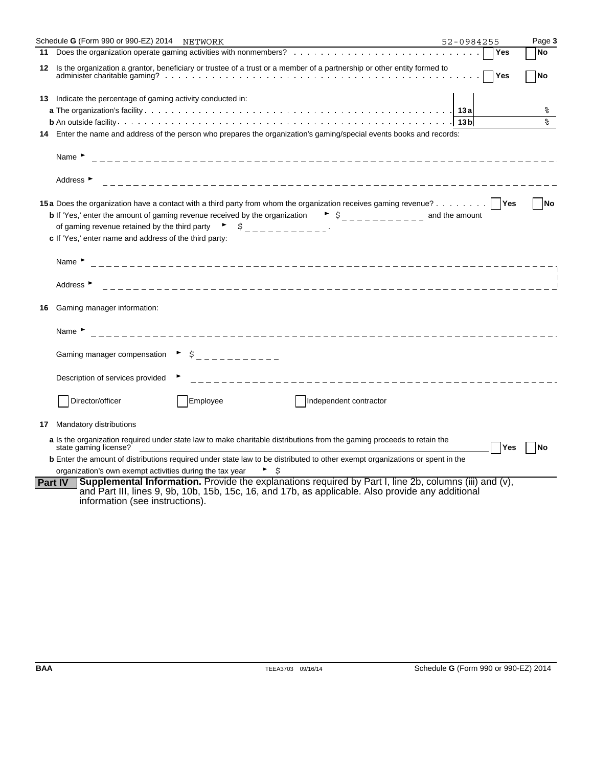Schedule G (Form 990 or 990-EZ) 2014 NETWORK 52-0984255 Page 3

**11** Does the organization operate gaming activities with nonmembers? Yes No

**12** Is the organization a grantor, beneficiary or trustee of a trust or a member of a partnership or other entity formed to administer charitable gaming? Yes No

**13** Indicate the percentage of gaming activity conducted in:

**a** The organization's facility . . . **13a** %

**b** An outside facility . . . **13b** %

**14** Enter the name and address of the person who prepares the organization's gaming/special events books and records:

Name ►

Address ►

**15a** Does the organization have a contact with a third party from whom the organization receives gaming revenue? Yes No

**b** If 'Yes,' enter the amount of gaming revenue received by the organization ► $ ____________ and the amount of gaming revenue retained by the third party ► $ ____________.

**c** If 'Yes,' enter name and address of the third party:

Name ►

Address ►

**16** Gaming manager information:

Name ►

Gaming manager compensation ► $ ____________

Description of services provided ►

☐ Director/officer ☐ Employee ☐ Independent contractor

**17** Mandatory distributions

**a** Is the organization required under state law to make charitable distributions from the gaming proceeds to retain the state gaming license? Yes No

**b** Enter the amount of distributions required under state law to be distributed to other exempt organizations or spent in the organization's own exempt activities during the tax year ► $

**Part IV** **Supplemental Information.** Provide the explanations required by Part I, line 2b, columns (iii) and (v), and Part III, lines 9, 9b, 10b, 15b, 15c, 16, and 17b, as applicable. Also provide any additional information (see instructions).

BAA TEEA3703 09/16/14 Schedule G (Form 990 or 990-EZ) 2014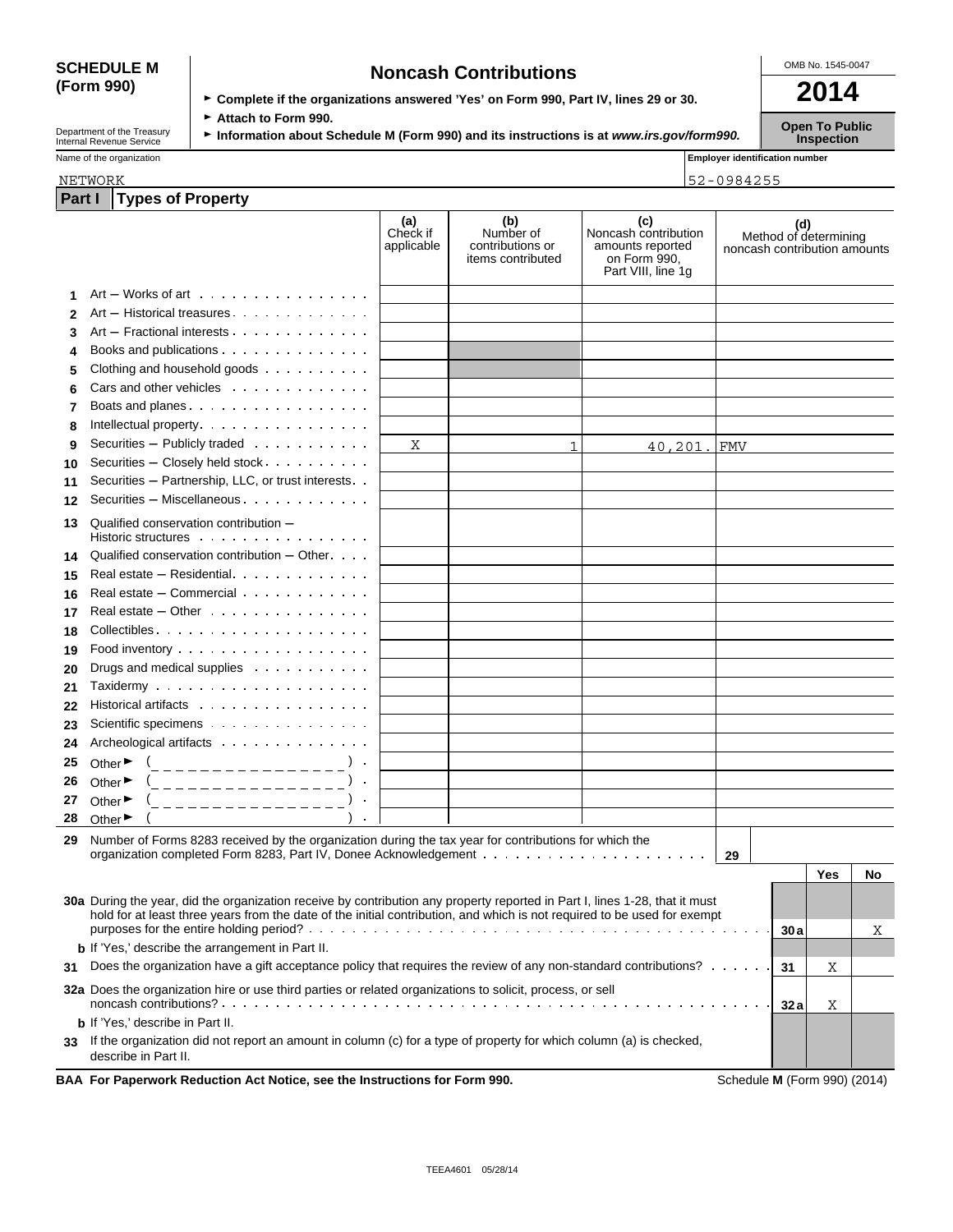**SCHEDULE M (Form 990)**

Department of the Treasury
Internal Revenue Service

# Noncash Contributions

► Complete if the organizations answered 'Yes' on Form 990, Part IV, lines 29 or 30.
► Attach to Form 990.
► Information about Schedule M (Form 990) and its instructions is at *www.irs.gov/form990*.

OMB No. 1545-0047

**2014**

**Open To Public Inspection**

Name of the organization: NETWORK

Employer identification number: 52-0984255

## Part I Types of Property

| | | (a) Check if applicable | (b) Number of contributions or items contributed | (c) Noncash contribution amounts reported on Form 990, Part VIII, line 1g | (d) Method of determining noncash contribution amounts |
|---|---|---|---|---|---|
| 1 | Art – Works of art | | | | |
| 2 | Art – Historical treasures | | | | |
| 3 | Art – Fractional interests | | | | |
| 4 | Books and publications | | | | |
| 5 | Clothing and household goods | | | | |
| 6 | Cars and other vehicles | | | | |
| 7 | Boats and planes | | | | |
| 8 | Intellectual property | | | | |
| 9 | Securities – Publicly traded | X | 1 | 40,201. | FMV |
| 10 | Securities – Closely held stock | | | | |
| 11 | Securities – Partnership, LLC, or trust interests | | | | |
| 12 | Securities – Miscellaneous | | | | |
| 13 | Qualified conservation contribution – Historic structures | | | | |
| 14 | Qualified conservation contribution – Other | | | | |
| 15 | Real estate – Residential | | | | |
| 16 | Real estate – Commercial | | | | |
| 17 | Real estate – Other | | | | |
| 18 | Collectibles | | | | |
| 19 | Food inventory | | | | |
| 20 | Drugs and medical supplies | | | | |
| 21 | Taxidermy | | | | |
| 22 | Historical artifacts | | | | |
| 23 | Scientific specimens | | | | |
| 24 | Archeological artifacts | | | | |
| 25 | Other ► ( ) | | | | |
| 26 | Other ► ( ) | | | | |
| 27 | Other ► ( ) | | | | |
| 28 | Other ► ( ) | | | | |

29 Number of Forms 8283 received by the organization during the tax year for contributions for which the organization completed Form 8283, Part IV, Donee Acknowledgement . . . 29

| | | | Yes | No |
|---|---|---|---|---|
| 30a | During the year, did the organization receive by contribution any property reported in Part I, lines 1-28, that it must hold for at least three years from the date of the initial contribution, and which is not required to be used for exempt purposes for the entire holding period? | 30a | | X |
| b | If 'Yes,' describe the arrangement in Part II. | | | |
| 31 | Does the organization have a gift acceptance policy that requires the review of any non-standard contributions? | 31 | X | |
| 32a | Does the organization hire or use third parties or related organizations to solicit, process, or sell noncash contributions? | 32a | X | |
| b | If 'Yes,' describe in Part II. | | | |
| 33 | If the organization did not report an amount in column (c) for a type of property for which column (a) is checked, describe in Part II. | | | |

**BAA For Paperwork Reduction Act Notice, see the Instructions for Form 990.** Schedule **M** (Form 990) (2014)

TEEA4601 05/28/14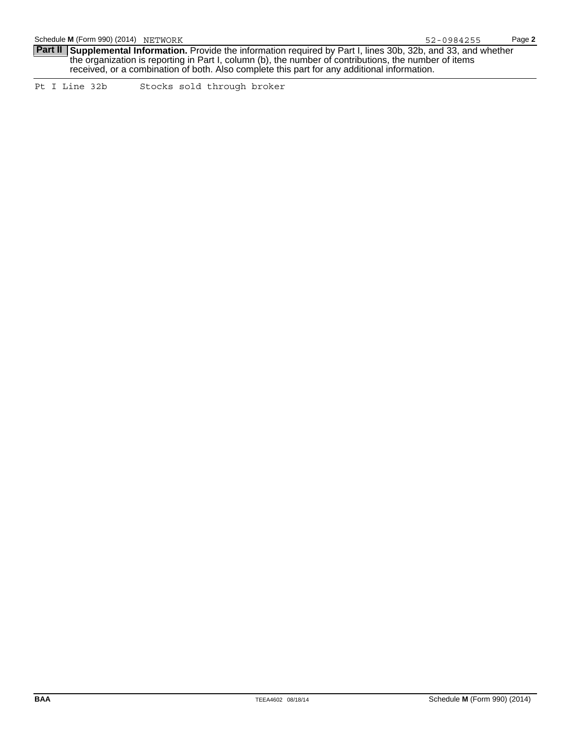Schedule **M** (Form 990) (2014) NETWORK 52-0984255 Page **2**

**Part II** **Supplemental Information.** Provide the information required by Part I, lines 30b, 32b, and 33, and whether the organization is reporting in Part I, column (b), the number of contributions, the number of items received, or a combination of both. Also complete this part for any additional information.

Pt I Line 32b Stocks sold through broker

**BAA** TEEA4602 08/18/14 Schedule **M** (Form 990) (2014)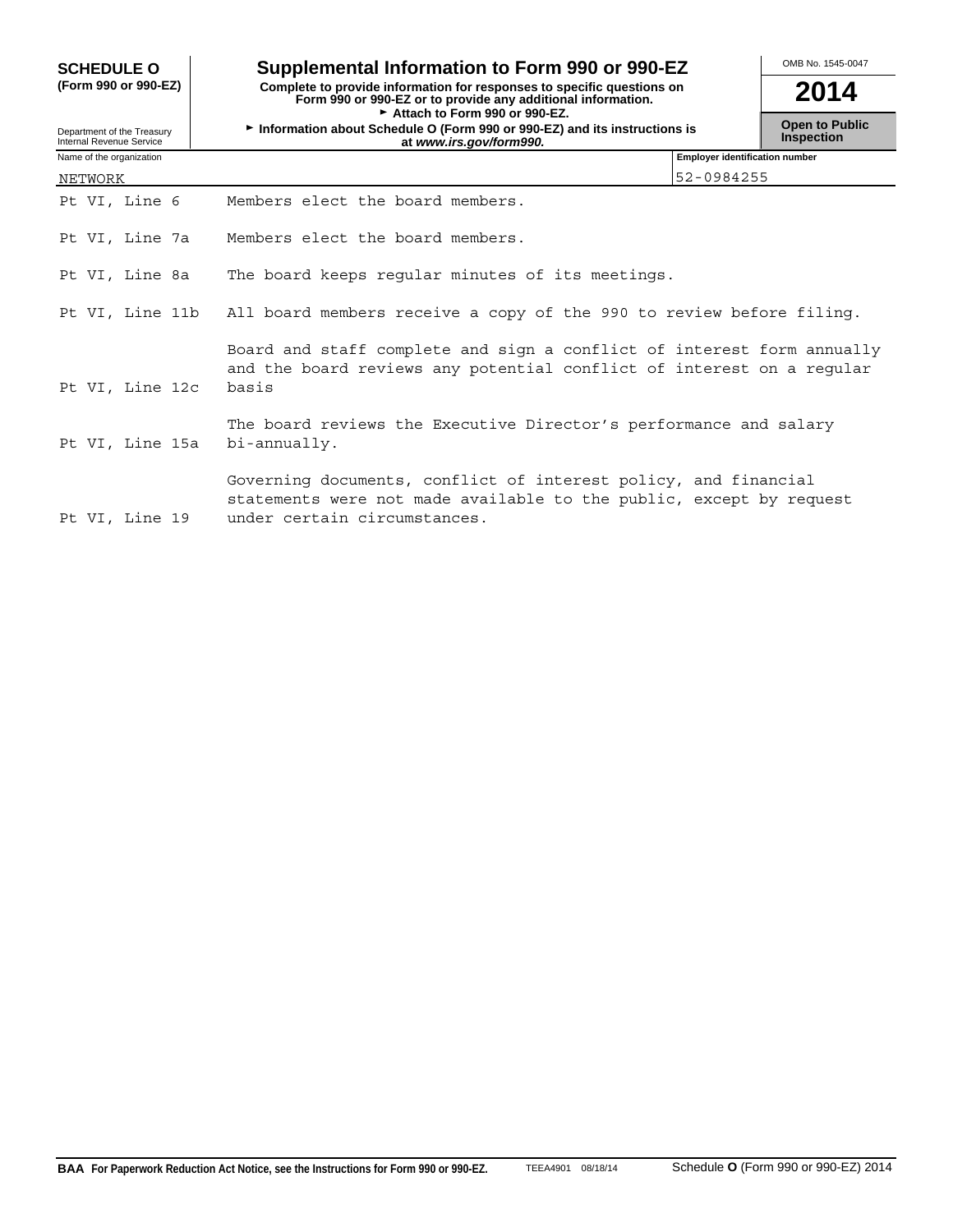**SCHEDULE O**
**(Form 990 or 990-EZ)**

Department of the Treasury
Internal Revenue Service

# Supplemental Information to Form 990 or 990-EZ

**Complete to provide information for responses to specific questions on Form 990 or 990-EZ or to provide any additional information.**
**► Attach to Form 990 or 990-EZ.**
**► Information about Schedule O (Form 990 or 990-EZ) and its instructions is at *www.irs.gov/form990.***

OMB No. 1545-0047

**2014**

**Open to Public Inspection**

| Name of the organization | Employer identification number |
|---|---|
| NETWORK | 52-0984255 |

| | |
|---|---|
| Pt VI, Line 6 | Members elect the board members. |
| Pt VI, Line 7a | Members elect the board members. |
| Pt VI, Line 8a | The board keeps regular minutes of its meetings. |
| Pt VI, Line 11b | All board members receive a copy of the 990 to review before filing. |
| Pt VI, Line 12c | Board and staff complete and sign a conflict of interest form annually and the board reviews any potential conflict of interest on a regular basis |
| Pt VI, Line 15a | The board reviews the Executive Director's performance and salary bi-annually. |
| Pt VI, Line 19 | Governing documents, conflict of interest policy, and financial statements were not made available to the public, except by request under certain circumstances. |

**BAA For Paperwork Reduction Act Notice, see the Instructions for Form 990 or 990-EZ.** TEEA4901 08/18/14 Schedule **O** (Form 990 or 990-EZ) 2014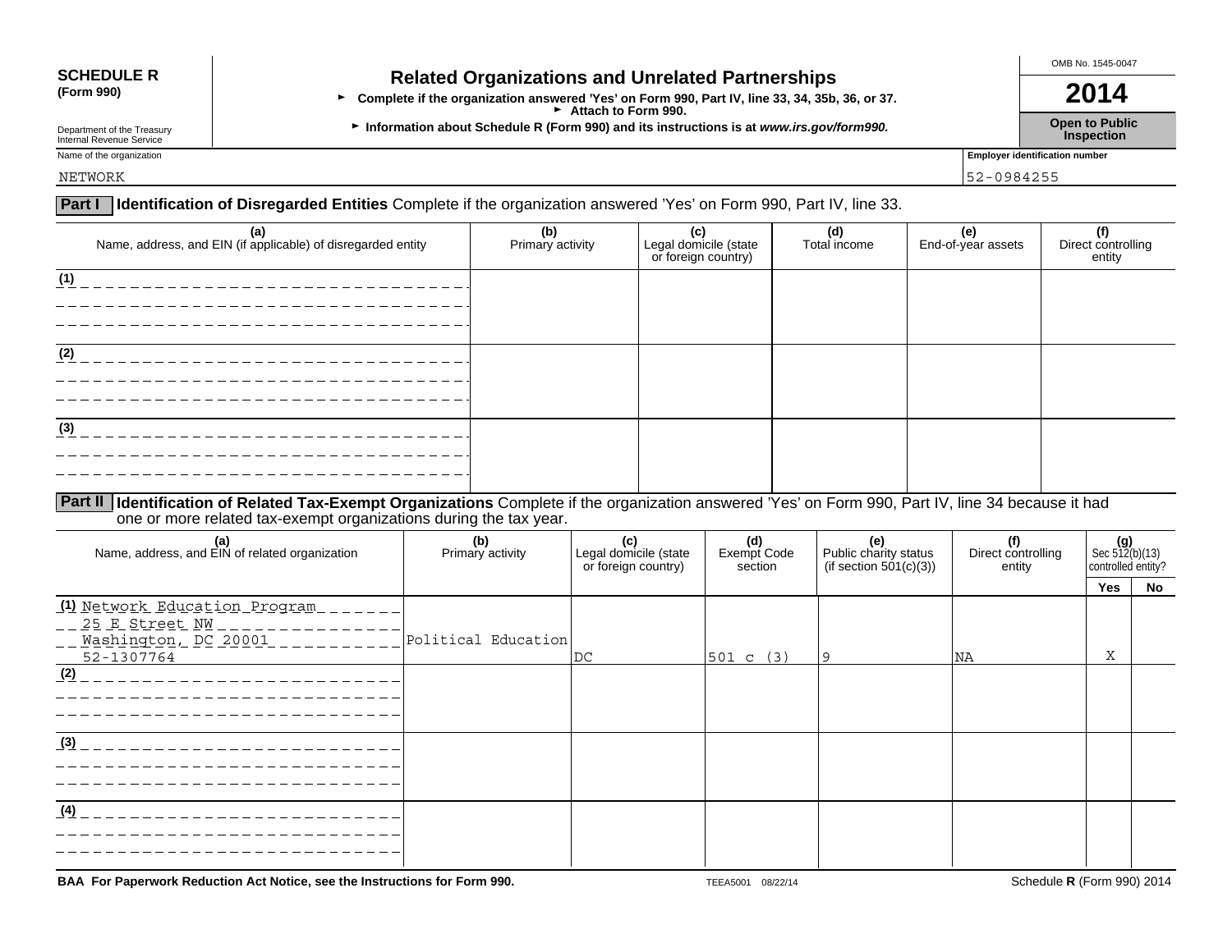**SCHEDULE R**
**(Form 990)**

Department of the Treasury
Internal Revenue Service

# Related Organizations and Unrelated Partnerships

► **Complete if the organization answered 'Yes' on Form 990, Part IV, line 33, 34, 35b, 36, or 37.**
► **Attach to Form 990.**
► **Information about Schedule R (Form 990) and its instructions is at *www.irs.gov/form990.***

OMB No. 1545-0047

**2014**

**Open to Public Inspection**

Name of the organization: NETWORK

Employer identification number: 52-0984255

**Part I** **Identification of Disregarded Entities** Complete if the organization answered 'Yes' on Form 990, Part IV, line 33.

| (a) Name, address, and EIN (if applicable) of disregarded entity | (b) Primary activity | (c) Legal domicile (state or foreign country) | (d) Total income | (e) End-of-year assets | (f) Direct controlling entity |
|---|---|---|---|---|---|
| (1) | | | | | |
| (2) | | | | | |
| (3) | | | | | |

**Part II** **Identification of Related Tax-Exempt Organizations** Complete if the organization answered 'Yes' on Form 990, Part IV, line 34 because it had one or more related tax-exempt organizations during the tax year.

| (a) Name, address, and EIN of related organization | (b) Primary activity | (c) Legal domicile (state or foreign country) | (d) Exempt Code section | (e) Public charity status (if section 501(c)(3)) | (f) Direct controlling entity | (g) Sec 512(b)(13) controlled entity? Yes | No |
|---|---|---|---|---|---|---|---|
| (1) Network Education Program 25 E Street NW Washington, DC 20001 52-1307764 | Political Education | DC | 501 c (3) | 9 | NA | X | |
| (2) | | | | | | | |
| (3) | | | | | | | |
| (4) | | | | | | | |

**BAA For Paperwork Reduction Act Notice, see the Instructions for Form 990.** TEEA5001 08/22/14 Schedule **R** (Form 990) 2014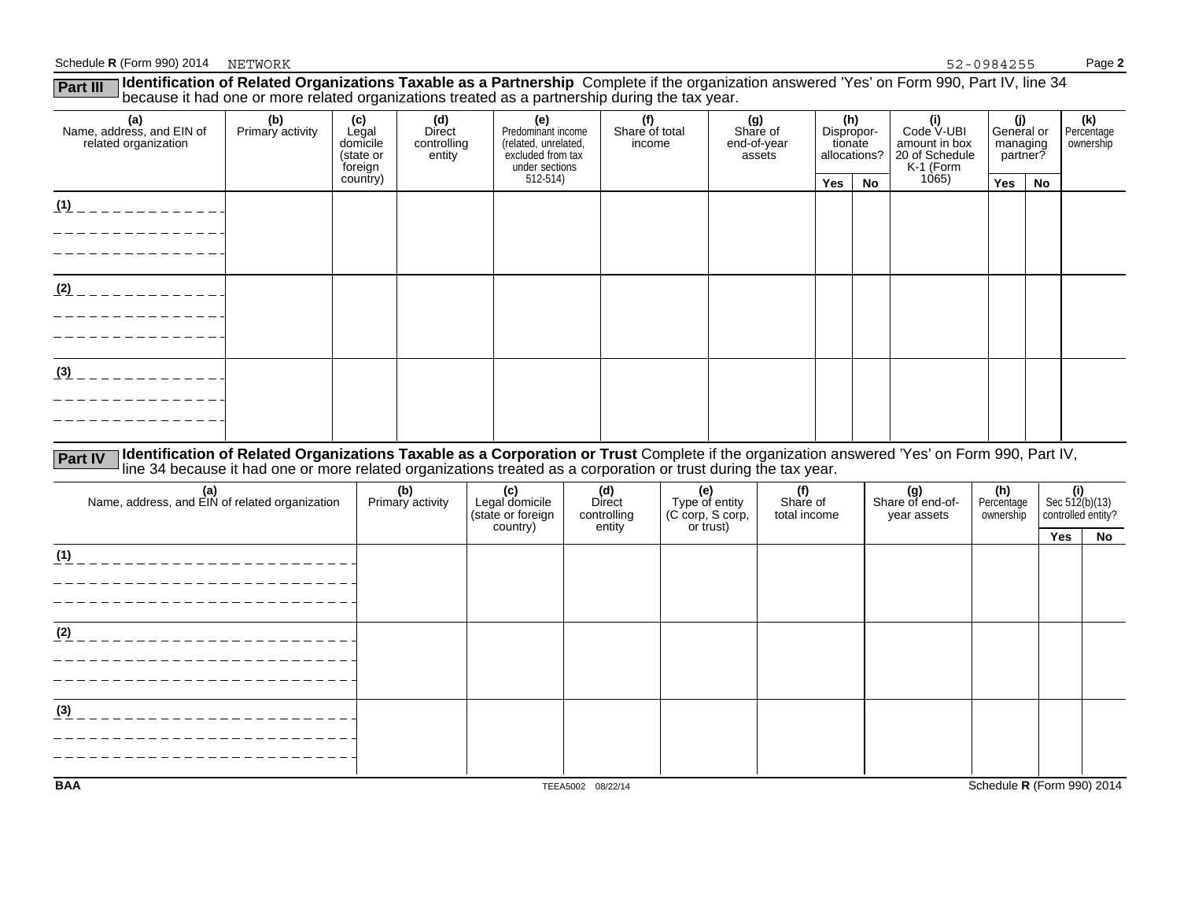Schedule **R** (Form 990) 2014 NETWORK 52-0984255 Page **2**

## Part III Identification of Related Organizations Taxable as a Partnership

Complete if the organization answered 'Yes' on Form 990, Part IV, line 34 because it had one or more related organizations treated as a partnership during the tax year.

| (a) Name, address, and EIN of related organization | (b) Primary activity | (c) Legal domicile (state or foreign country) | (d) Direct controlling entity | (e) Predominant income (related, unrelated, excluded from tax under sections 512-514) | (f) Share of total income | (g) Share of end-of-year assets | (h) Dispropor-tionate allocations? | | (i) Code V-UBI amount in box 20 of Schedule K-1 (Form 1065) | (j) General or managing partner? | | (k) Percentage ownership |
|---|---|---|---|---|---|---|---|---|---|---|---|---|
| | | | | | | | Yes | No | | Yes | No | |
| (1) | | | | | | | | | | | | |
| (2) | | | | | | | | | | | | |
| (3) | | | | | | | | | | | | |

## Part IV Identification of Related Organizations Taxable as a Corporation or Trust

Complete if the organization answered 'Yes' on Form 990, Part IV, line 34 because it had one or more related organizations treated as a corporation or trust during the tax year.

| (a) Name, address, and EIN of related organization | (b) Primary activity | (c) Legal domicile (state or foreign country) | (d) Direct controlling entity | (e) Type of entity (C corp, S corp, or trust) | (f) Share of total income | (g) Share of end-of-year assets | (h) Percentage ownership | (i) Sec 512(b)(13) controlled entity? | |
|---|---|---|---|---|---|---|---|---|---|
| | | | | | | | | Yes | No |
| (1) | | | | | | | | | |
| (2) | | | | | | | | | |
| (3) | | | | | | | | | |

BAA TEEA5002 08/22/14 Schedule **R** (Form 990) 2014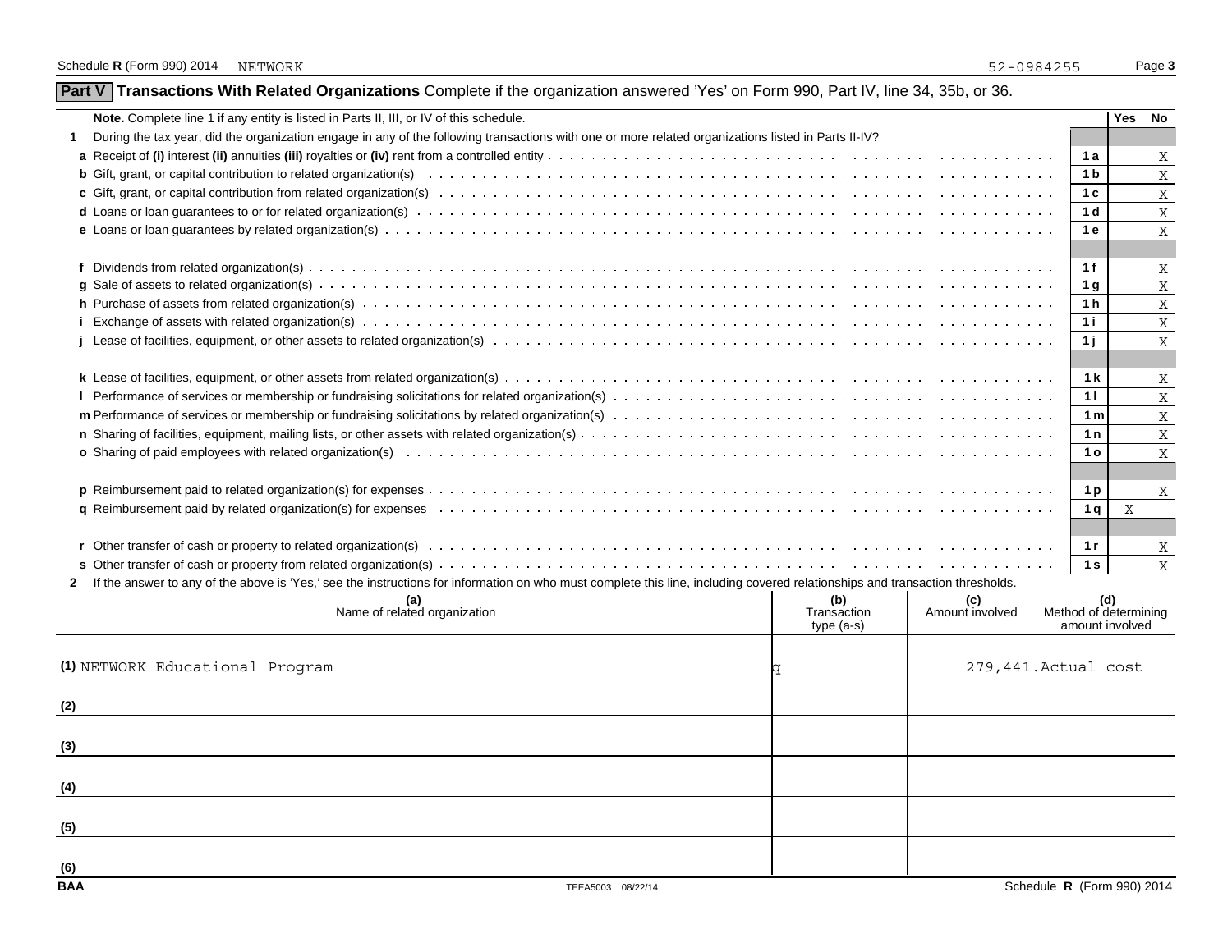Schedule R (Form 990) 2014 NETWORK 52-0984255 Page 3

## Part V Transactions With Related Organizations

Complete if the organization answered 'Yes' on Form 990, Part IV, line 34, 35b, or 36.

| **Note.** Complete line 1 if any entity is listed in Parts II, III, or IV of this schedule. | | Yes | No |
|---|---|---|---|
| **1** During the tax year, did the organization engage in any of the following transactions with one or more related organizations listed in Parts II-IV? | | | |
| **a** Receipt of **(i)** interest **(ii)** annuities **(iii)** royalties or **(iv)** rent from a controlled entity | 1a | | X |
| **b** Gift, grant, or capital contribution to related organization(s) | 1b | | X |
| **c** Gift, grant, or capital contribution from related organization(s) | 1c | | X |
| **d** Loans or loan guarantees to or for related organization(s) | 1d | | X |
| **e** Loans or loan guarantees by related organization(s) | 1e | | X |
| **f** Dividends from related organization(s) | 1f | | X |
| **g** Sale of assets to related organization(s) | 1g | | X |
| **h** Purchase of assets from related organization(s) | 1h | | X |
| **i** Exchange of assets with related organization(s) | 1i | | X |
| **j** Lease of facilities, equipment, or other assets to related organization(s) | 1j | | X |
| **k** Lease of facilities, equipment, or other assets from related organization(s) | 1k | | X |
| **l** Performance of services or membership or fundraising solicitations for related organization(s) | 1l | | X |
| **m** Performance of services or membership or fundraising solicitations by related organization(s) | 1m | | X |
| **n** Sharing of facilities, equipment, mailing lists, or other assets with related organization(s) | 1n | | X |
| **o** Sharing of paid employees with related organization(s) | 1o | | X |
| **p** Reimbursement paid to related organization(s) for expenses | 1p | | X |
| **q** Reimbursement paid by related organization(s) for expenses | 1q | X | |
| **r** Other transfer of cash or property to related organization(s) | 1r | | X |
| **s** Other transfer of cash or property from related organization(s) | 1s | | X |

**2** If the answer to any of the above is 'Yes,' see the instructions for information on who must complete this line, including covered relationships and transaction thresholds.

| (a) Name of related organization | (b) Transaction type (a-s) | (c) Amount involved | (d) Method of determining amount involved |
|---|---|---|---|
| (1) NETWORK Educational Program | q | 279,441. | Actual cost |
| (2) | | | |
| (3) | | | |
| (4) | | | |
| (5) | | | |
| (6) | | | |

BAA TEEA5003 08/22/14 Schedule R (Form 990) 2014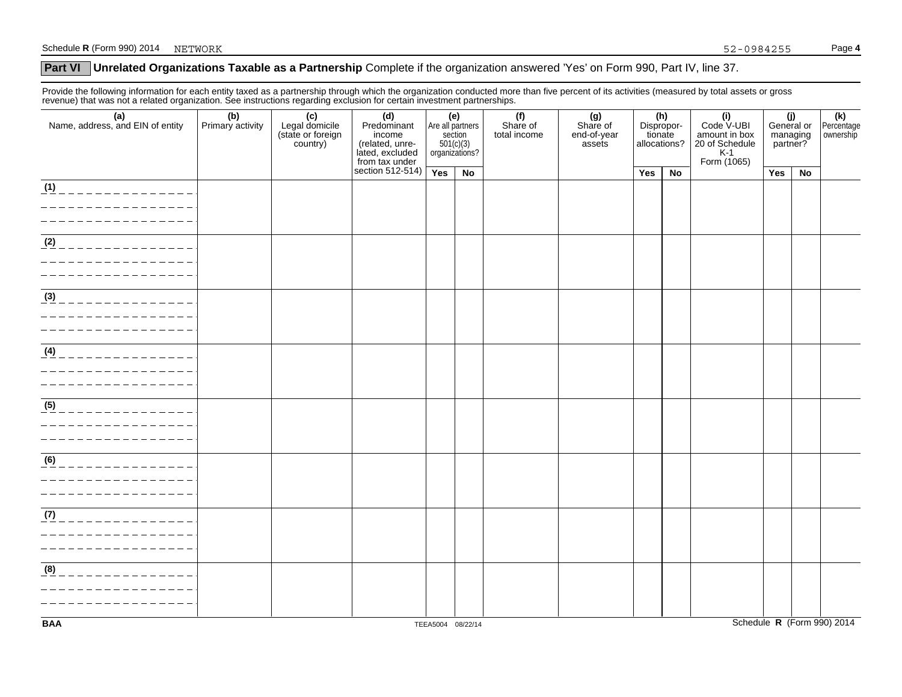Schedule **R** (Form 990) 2014 NETWORK 52-0984255 Page **4**

## Part VI Unrelated Organizations Taxable as a Partnership Complete if the organization answered 'Yes' on Form 990, Part IV, line 37.

Provide the following information for each entity taxed as a partnership through which the organization conducted more than five percent of its activities (measured by total assets or gross revenue) that was not a related organization. See instructions regarding exclusion for certain investment partnerships.

| (a) Name, address, and EIN of entity | (b) Primary activity | (c) Legal domicile (state or foreign country) | (d) Predominant income (related, unrelated, excluded from tax under section 512-514) | (e) Are all partners section 501(c)(3) organizations? | | (f) Share of total income | (g) Share of end-of-year assets | (h) Disproportionate allocations? | | (i) Code V-UBI amount in box 20 of Schedule K-1 Form (1065) | (j) General or managing partner? | | (k) Percentage ownership |
|---|---|---|---|---|---|---|---|---|---|---|---|---|---|
| | | | | Yes | No | | | Yes | No | | Yes | No | |
| (1) | | | | | | | | | | | | | |
| (2) | | | | | | | | | | | | | |
| (3) | | | | | | | | | | | | | |
| (4) | | | | | | | | | | | | | |
| (5) | | | | | | | | | | | | | |
| (6) | | | | | | | | | | | | | |
| (7) | | | | | | | | | | | | | |
| (8) | | | | | | | | | | | | | |

BAA TEEA5004 08/22/14 Schedule **R** (Form 990) 2014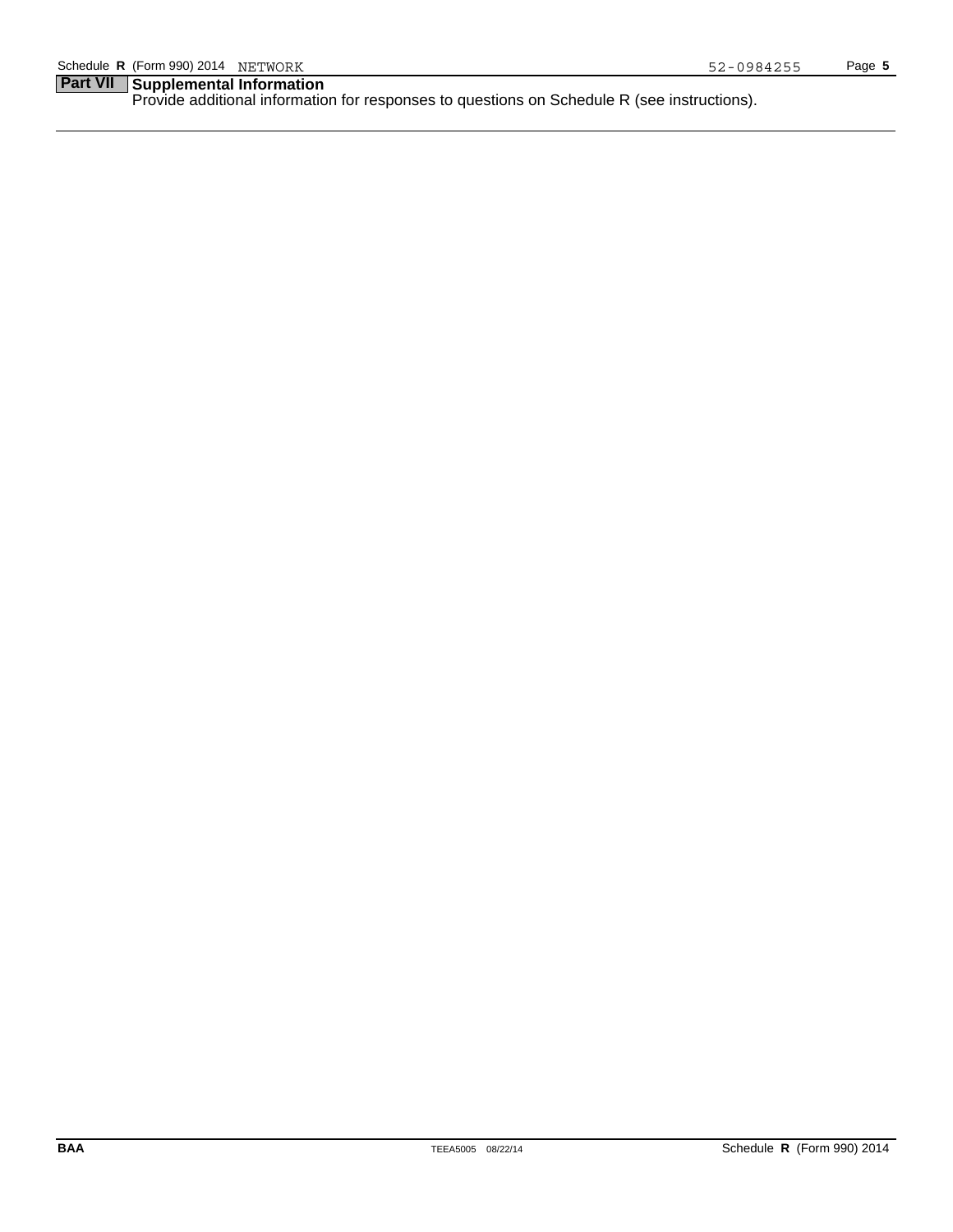## Part VII Supplemental Information

Provide additional information for responses to questions on Schedule R (see instructions).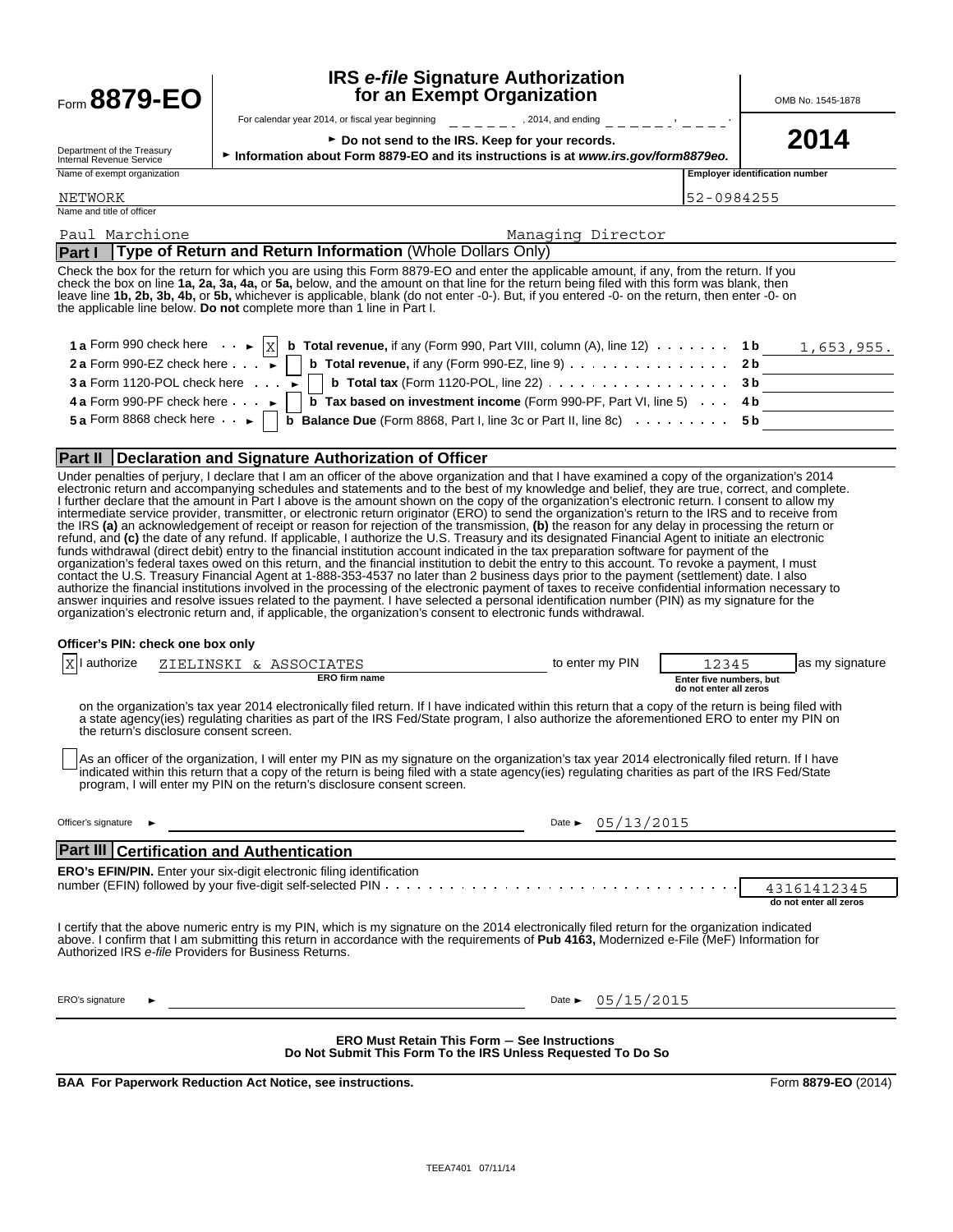Form **8879-EO**

Department of the Treasury
Internal Revenue Service

# IRS *e-file* Signature Authorization for an Exempt Organization

For calendar year 2014, or fiscal year beginning \_\_\_\_\_\_, 2014, and ending \_\_\_\_\_\_, \_\_\_\_.

► **Do not send to the IRS. Keep for your records.**

► **Information about Form 8879-EO and its instructions is at *www.irs.gov/form8879eo.***

OMB No. 1545-1878

**2014**

| Name of exempt organization | Employer identification number |
|---|---|
| NETWORK | 52-0984255 |

Name and title of officer

Paul Marchione — Managing Director

## Part I — Type of Return and Return Information (Whole Dollars Only)

Check the box for the return for which you are using this Form 8879-EO and enter the applicable amount, if any, from the return. If you check the box on line **1a, 2a, 3a, 4a,** or **5a,** below, and the amount on that line for the return being filed with this form was blank, then leave line **1b, 2b, 3b, 4b,** or **5b,** whichever is applicable, blank (do not enter -0-). But, if you entered -0- on the return, then enter -0- on the applicable line below. **Do not** complete more than 1 line in Part I.

| | | | | |
|---|---|---|---|---|
| **1a** Form 990 check here ► | X | **b Total revenue,** if any (Form 990, Part VIII, column (A), line 12) | **1b** | 1,653,955. |
| **2a** Form 990-EZ check here ► | | **b Total revenue,** if any (Form 990-EZ, line 9) | **2b** | |
| **3a** Form 1120-POL check here ► | | **b Total tax** (Form 1120-POL, line 22) | **3b** | |
| **4a** Form 990-PF check here ► | | **b Tax based on investment income** (Form 990-PF, Part VI, line 5) | **4b** | |
| **5a** Form 8868 check here ► | | **b Balance Due** (Form 8868, Part I, line 3c or Part II, line 8c) | **5b** | |

## Part II — Declaration and Signature Authorization of Officer

Under penalties of perjury, I declare that I am an officer of the above organization and that I have examined a copy of the organization's 2014 electronic return and accompanying schedules and statements and to the best of my knowledge and belief, they are true, correct, and complete. I further declare that the amount in Part I above is the amount shown on the copy of the organization's electronic return. I consent to allow my intermediate service provider, transmitter, or electronic return originator (ERO) to send the organization's return to the IRS and to receive from the IRS **(a)** an acknowledgement of receipt or reason for rejection of the transmission, **(b)** the reason for any delay in processing the return or refund, and **(c)** the date of any refund. If applicable, I authorize the U.S. Treasury and its designated Financial Agent to initiate an electronic funds withdrawal (direct debit) entry to the financial institution account indicated in the tax preparation software for payment of the organization's federal taxes owed on this return, and the financial institution to debit the entry to this account. To revoke a payment, I must contact the U.S. Treasury Financial Agent at 1-888-353-4537 no later than 2 business days prior to the payment (settlement) date. I also authorize the financial institutions involved in the processing of the electronic payment of taxes to receive confidential information necessary to answer inquiries and resolve issues related to the payment. I have selected a personal identification number (PIN) as my signature for the organization's electronic return and, if applicable, the organization's consent to electronic funds withdrawal.

**Officer's PIN: check one box only**

[X] I authorize ZIELINSKI & ASSOCIATES (ERO firm name) to enter my PIN 12345 (Enter five numbers, but do not enter all zeros) as my signature on the organization's tax year 2014 electronically filed return. If I have indicated within this return that a copy of the return is being filed with a state agency(ies) regulating charities as part of the IRS Fed/State program, I also authorize the aforementioned ERO to enter my PIN on the return's disclosure consent screen.

[ ] As an officer of the organization, I will enter my PIN as my signature on the organization's tax year 2014 electronically filed return. If I have indicated within this return that a copy of the return is being filed with a state agency(ies) regulating charities as part of the IRS Fed/State program, I will enter my PIN on the return's disclosure consent screen.

Officer's signature ► \_\_\_\_\_\_\_\_\_\_\_\_\_\_\_\_ Date ► 05/13/2015

## Part III — Certification and Authentication

**ERO's EFIN/PIN.** Enter your six-digit electronic filing identification number (EFIN) followed by your five-digit self-selected PIN: 43161412345 (do not enter all zeros)

I certify that the above numeric entry is my PIN, which is my signature on the 2014 electronically filed return for the organization indicated above. I confirm that I am submitting this return in accordance with the requirements of **Pub 4163,** Modernized e-File (MeF) Information for Authorized IRS *e-file* Providers for Business Returns.

ERO's signature ► \_\_\_\_\_\_\_\_\_\_\_\_\_\_\_\_ Date ► 05/15/2015

**ERO Must Retain This Form – See Instructions**
**Do Not Submit This Form To the IRS Unless Requested To Do So**

**BAA For Paperwork Reduction Act Notice, see instructions.** Form **8879-EO** (2014)

TEEA7401 07/11/14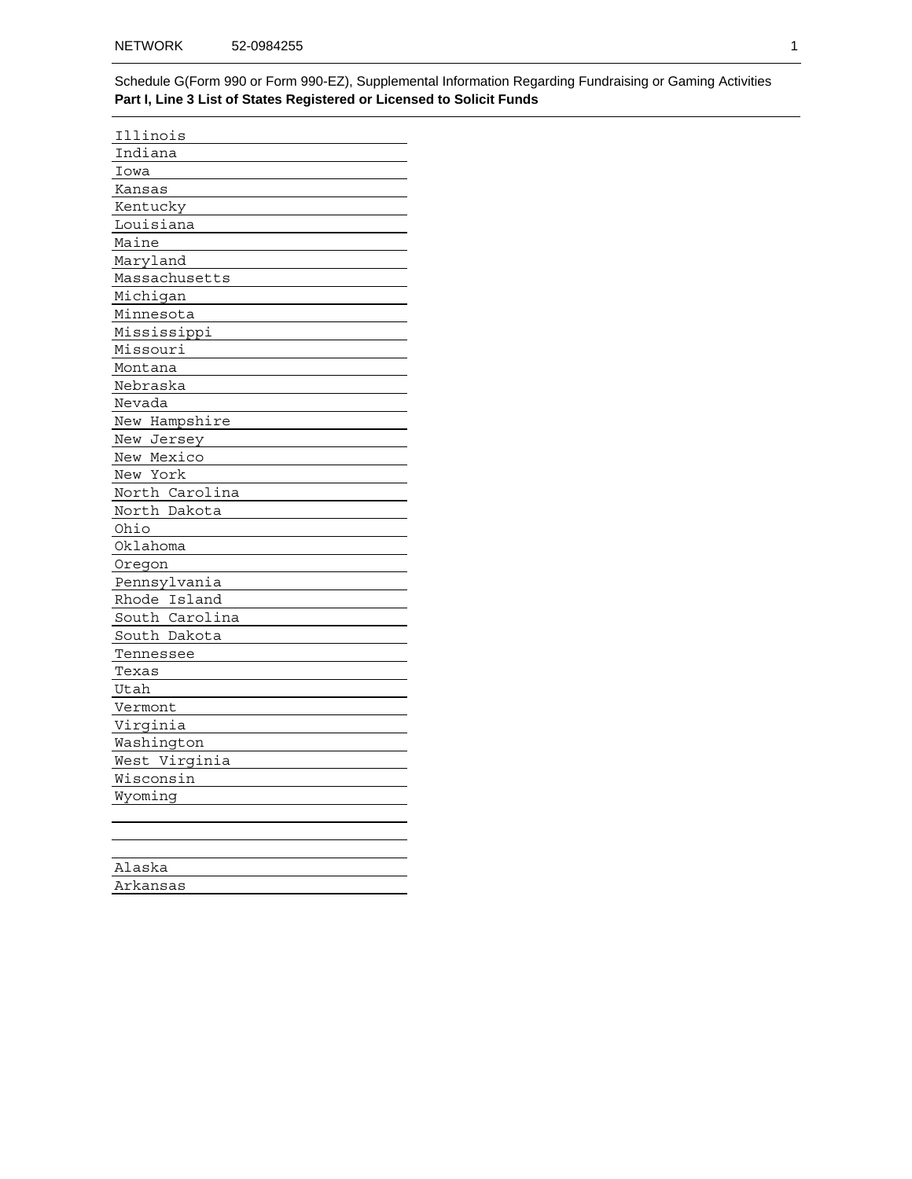Schedule G(Form 990 or Form 990-EZ), Supplemental Information Regarding Fundraising or Gaming Activities

**Part I, Line 3 List of States Registered or Licensed to Solicit Funds**

| |
|---|
| Illinois |
| Indiana |
| Iowa |
| Kansas |
| Kentucky |
| Louisiana |
| Maine |
| Maryland |
| Massachusetts |
| Michigan |
| Minnesota |
| Mississippi |
| Missouri |
| Montana |
| Nebraska |
| Nevada |
| New Hampshire |
| New Jersey |
| New Mexico |
| New York |
| North Carolina |
| North Dakota |
| Ohio |
| Oklahoma |
| Oregon |
| Pennsylvania |
| Rhode Island |
| South Carolina |
| South Dakota |
| Tennessee |
| Texas |
| Utah |
| Vermont |
| Virginia |
| Washington |
| West Virginia |
| Wisconsin |
| Wyoming |
| |
| |
| |
| Alaska |
| Arkansas |